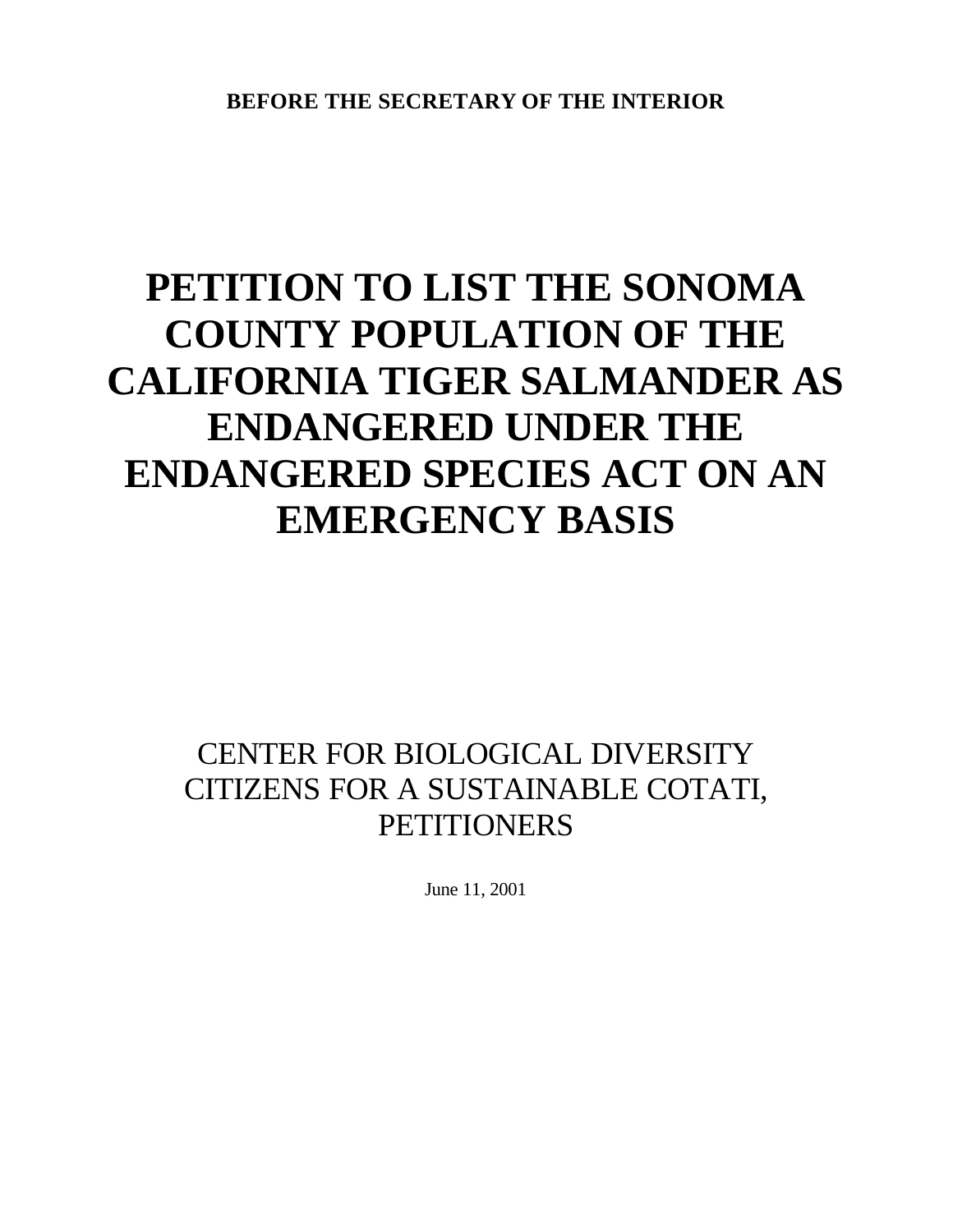**BEFORE THE SECRETARY OF THE INTERIOR**

# PETITION TO LIST THE SONOMA COUNTY POPULATION OF THE CALIFORNIA TIGER SALMANDER AS ENDANGERED UNDER THE ENDANGERED SPECIES ACT ON AN EMERGENCY BASIS

CENTER FOR BIOLOGICAL DIVERSITY
CITIZENS FOR A SUSTAINABLE COTATI,
PETITIONERS

June 11, 2001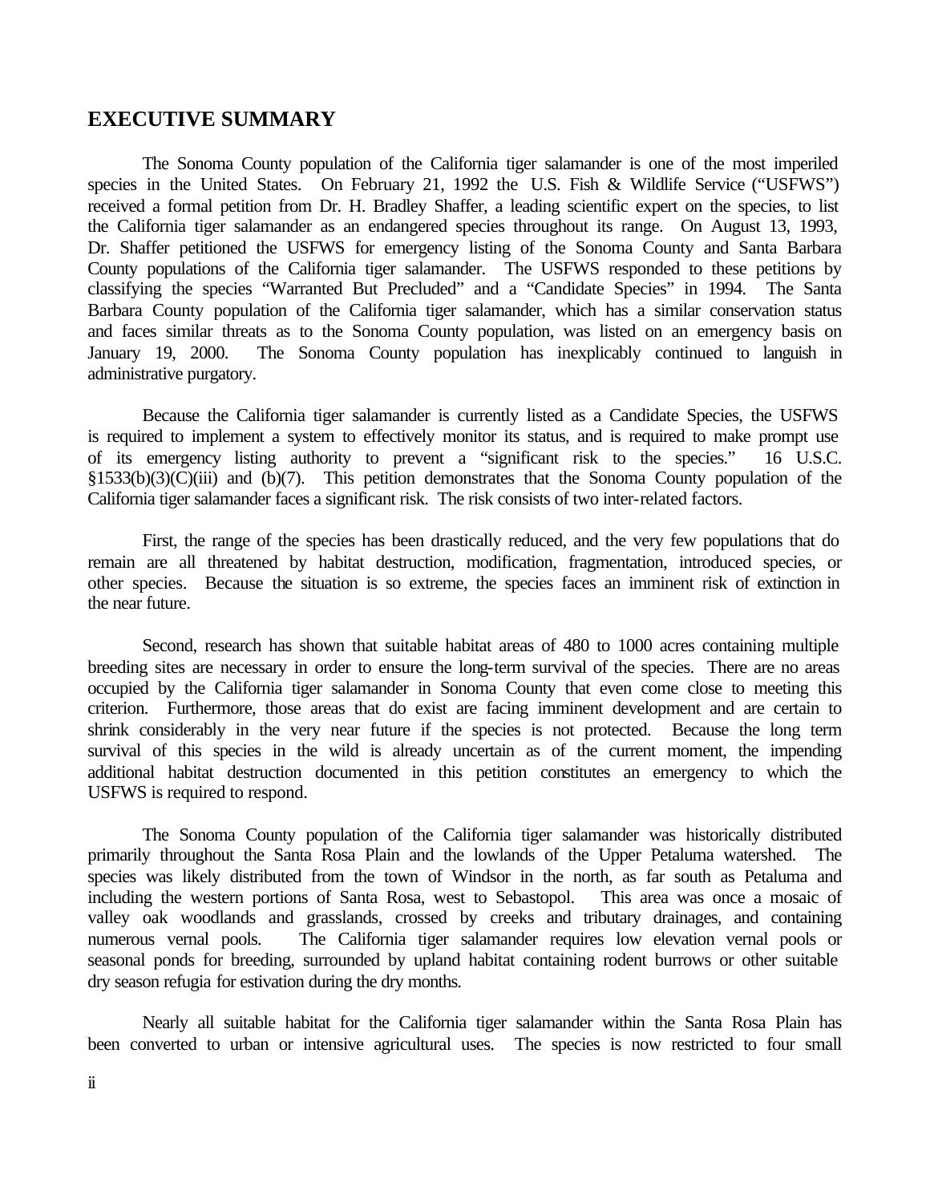## EXECUTIVE SUMMARY

The Sonoma County population of the California tiger salamander is one of the most imperiled species in the United States. On February 21, 1992 the U.S. Fish & Wildlife Service ("USFWS") received a formal petition from Dr. H. Bradley Shaffer, a leading scientific expert on the species, to list the California tiger salamander as an endangered species throughout its range. On August 13, 1993, Dr. Shaffer petitioned the USFWS for emergency listing of the Sonoma County and Santa Barbara County populations of the California tiger salamander. The USFWS responded to these petitions by classifying the species "Warranted But Precluded" and a "Candidate Species" in 1994. The Santa Barbara County population of the California tiger salamander, which has a similar conservation status and faces similar threats as to the Sonoma County population, was listed on an emergency basis on January 19, 2000. The Sonoma County population has inexplicably continued to languish in administrative purgatory.

Because the California tiger salamander is currently listed as a Candidate Species, the USFWS is required to implement a system to effectively monitor its status, and is required to make prompt use of its emergency listing authority to prevent a "significant risk to the species." 16 U.S.C. §1533(b)(3)(C)(iii) and (b)(7). This petition demonstrates that the Sonoma County population of the California tiger salamander faces a significant risk. The risk consists of two inter-related factors.

First, the range of the species has been drastically reduced, and the very few populations that do remain are all threatened by habitat destruction, modification, fragmentation, introduced species, or other species. Because the situation is so extreme, the species faces an imminent risk of extinction in the near future.

Second, research has shown that suitable habitat areas of 480 to 1000 acres containing multiple breeding sites are necessary in order to ensure the long-term survival of the species. There are no areas occupied by the California tiger salamander in Sonoma County that even come close to meeting this criterion. Furthermore, those areas that do exist are facing imminent development and are certain to shrink considerably in the very near future if the species is not protected. Because the long term survival of this species in the wild is already uncertain as of the current moment, the impending additional habitat destruction documented in this petition constitutes an emergency to which the USFWS is required to respond.

The Sonoma County population of the California tiger salamander was historically distributed primarily throughout the Santa Rosa Plain and the lowlands of the Upper Petaluma watershed. The species was likely distributed from the town of Windsor in the north, as far south as Petaluma and including the western portions of Santa Rosa, west to Sebastopol. This area was once a mosaic of valley oak woodlands and grasslands, crossed by creeks and tributary drainages, and containing numerous vernal pools. The California tiger salamander requires low elevation vernal pools or seasonal ponds for breeding, surrounded by upland habitat containing rodent burrows or other suitable dry season refugia for estivation during the dry months.

Nearly all suitable habitat for the California tiger salamander within the Santa Rosa Plain has been converted to urban or intensive agricultural uses. The species is now restricted to four small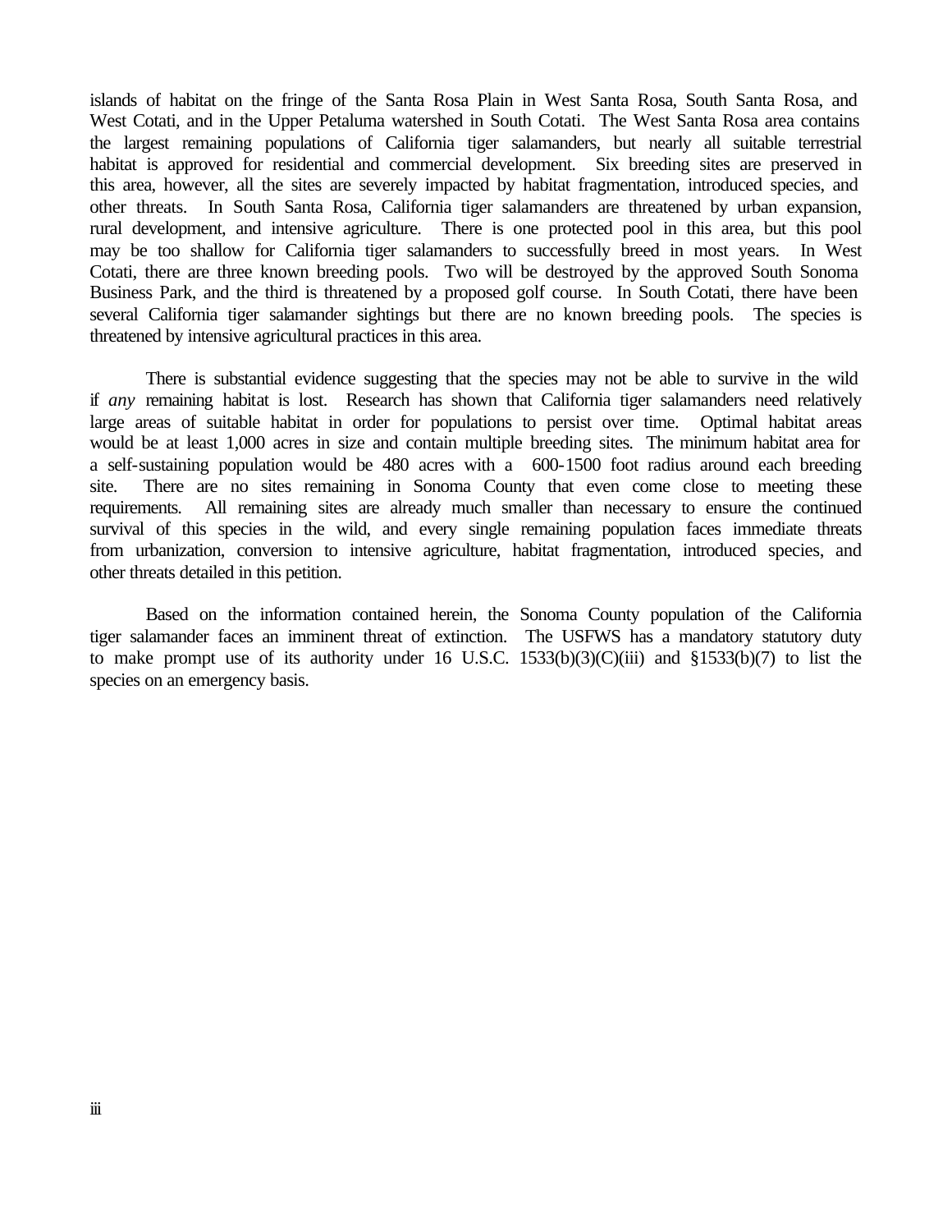islands of habitat on the fringe of the Santa Rosa Plain in West Santa Rosa, South Santa Rosa, and West Cotati, and in the Upper Petaluma watershed in South Cotati. The West Santa Rosa area contains the largest remaining populations of California tiger salamanders, but nearly all suitable terrestrial habitat is approved for residential and commercial development. Six breeding sites are preserved in this area, however, all the sites are severely impacted by habitat fragmentation, introduced species, and other threats. In South Santa Rosa, California tiger salamanders are threatened by urban expansion, rural development, and intensive agriculture. There is one protected pool in this area, but this pool may be too shallow for California tiger salamanders to successfully breed in most years. In West Cotati, there are three known breeding pools. Two will be destroyed by the approved South Sonoma Business Park, and the third is threatened by a proposed golf course. In South Cotati, there have been several California tiger salamander sightings but there are no known breeding pools. The species is threatened by intensive agricultural practices in this area.

There is substantial evidence suggesting that the species may not be able to survive in the wild if *any* remaining habitat is lost. Research has shown that California tiger salamanders need relatively large areas of suitable habitat in order for populations to persist over time. Optimal habitat areas would be at least 1,000 acres in size and contain multiple breeding sites. The minimum habitat area for a self-sustaining population would be 480 acres with a 600-1500 foot radius around each breeding site. There are no sites remaining in Sonoma County that even come close to meeting these requirements. All remaining sites are already much smaller than necessary to ensure the continued survival of this species in the wild, and every single remaining population faces immediate threats from urbanization, conversion to intensive agriculture, habitat fragmentation, introduced species, and other threats detailed in this petition.

Based on the information contained herein, the Sonoma County population of the California tiger salamander faces an imminent threat of extinction. The USFWS has a mandatory statutory duty to make prompt use of its authority under 16 U.S.C. 1533(b)(3)(C)(iii) and §1533(b)(7) to list the species on an emergency basis.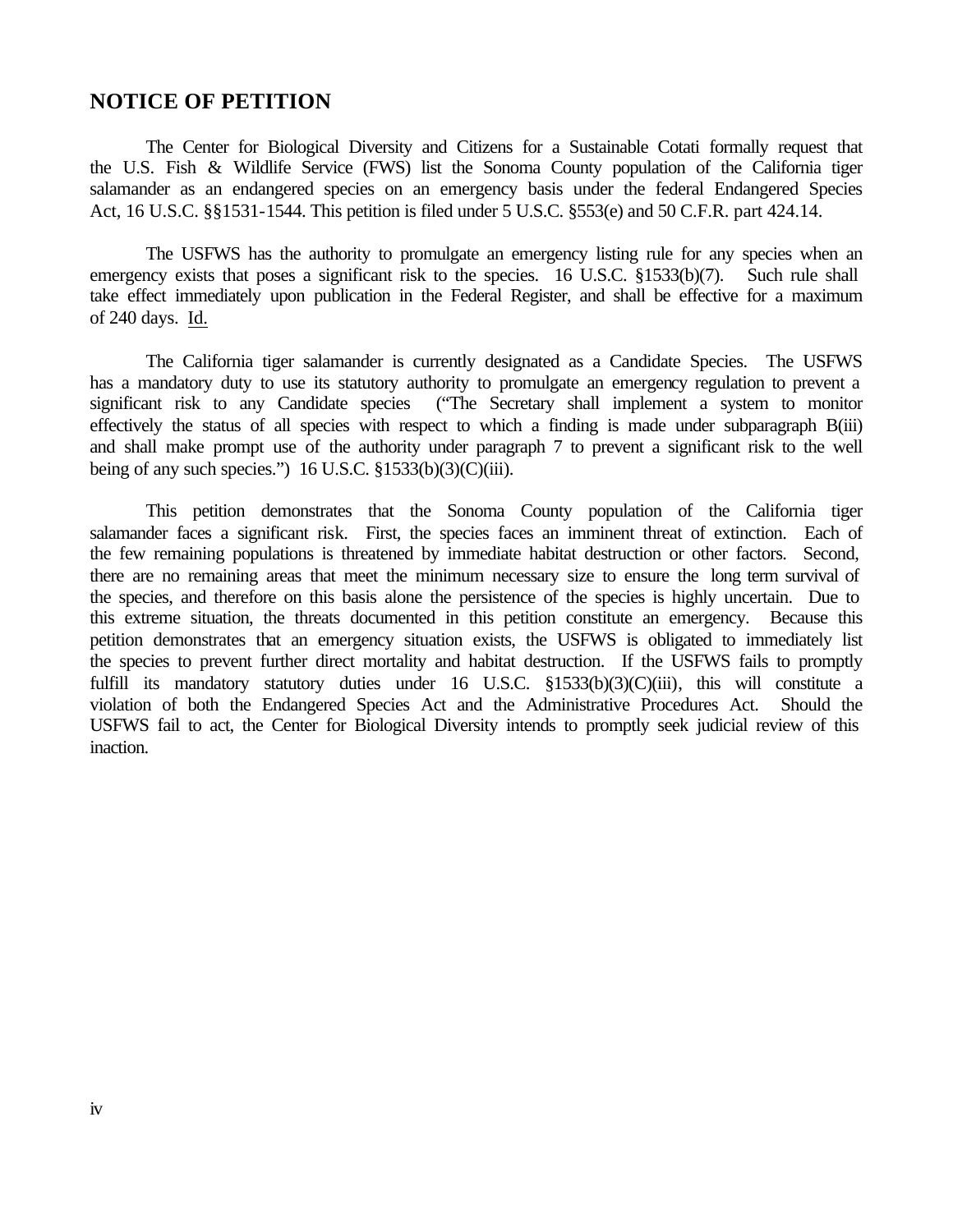## NOTICE OF PETITION

The Center for Biological Diversity and Citizens for a Sustainable Cotati formally request that the U.S. Fish & Wildlife Service (FWS) list the Sonoma County population of the California tiger salamander as an endangered species on an emergency basis under the federal Endangered Species Act, 16 U.S.C. §§1531-1544. This petition is filed under 5 U.S.C. §553(e) and 50 C.F.R. part 424.14.

The USFWS has the authority to promulgate an emergency listing rule for any species when an emergency exists that poses a significant risk to the species. 16 U.S.C. §1533(b)(7). Such rule shall take effect immediately upon publication in the Federal Register, and shall be effective for a maximum of 240 days. Id.

The California tiger salamander is currently designated as a Candidate Species. The USFWS has a mandatory duty to use its statutory authority to promulgate an emergency regulation to prevent a significant risk to any Candidate species ("The Secretary shall implement a system to monitor effectively the status of all species with respect to which a finding is made under subparagraph B(iii) and shall make prompt use of the authority under paragraph 7 to prevent a significant risk to the well being of any such species.") 16 U.S.C. §1533(b)(3)(C)(iii).

This petition demonstrates that the Sonoma County population of the California tiger salamander faces a significant risk. First, the species faces an imminent threat of extinction. Each of the few remaining populations is threatened by immediate habitat destruction or other factors. Second, there are no remaining areas that meet the minimum necessary size to ensure the long term survival of the species, and therefore on this basis alone the persistence of the species is highly uncertain. Due to this extreme situation, the threats documented in this petition constitute an emergency. Because this petition demonstrates that an emergency situation exists, the USFWS is obligated to immediately list the species to prevent further direct mortality and habitat destruction. If the USFWS fails to promptly fulfill its mandatory statutory duties under 16 U.S.C. §1533(b)(3)(C)(iii), this will constitute a violation of both the Endangered Species Act and the Administrative Procedures Act. Should the USFWS fail to act, the Center for Biological Diversity intends to promptly seek judicial review of this inaction.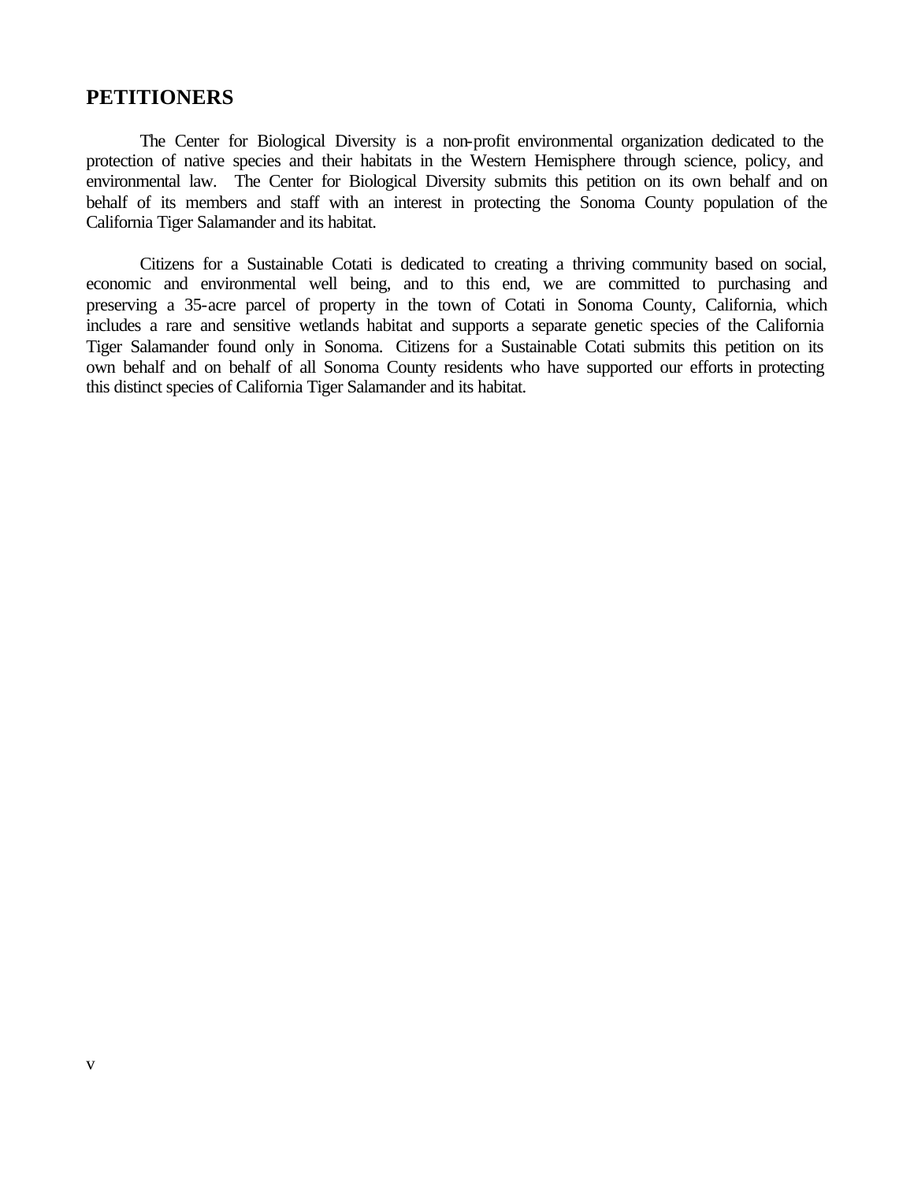## PETITIONERS

The Center for Biological Diversity is a non-profit environmental organization dedicated to the protection of native species and their habitats in the Western Hemisphere through science, policy, and environmental law. The Center for Biological Diversity submits this petition on its own behalf and on behalf of its members and staff with an interest in protecting the Sonoma County population of the California Tiger Salamander and its habitat.

Citizens for a Sustainable Cotati is dedicated to creating a thriving community based on social, economic and environmental well being, and to this end, we are committed to purchasing and preserving a 35-acre parcel of property in the town of Cotati in Sonoma County, California, which includes a rare and sensitive wetlands habitat and supports a separate genetic species of the California Tiger Salamander found only in Sonoma. Citizens for a Sustainable Cotati submits this petition on its own behalf and on behalf of all Sonoma County residents who have supported our efforts in protecting this distinct species of California Tiger Salamander and its habitat.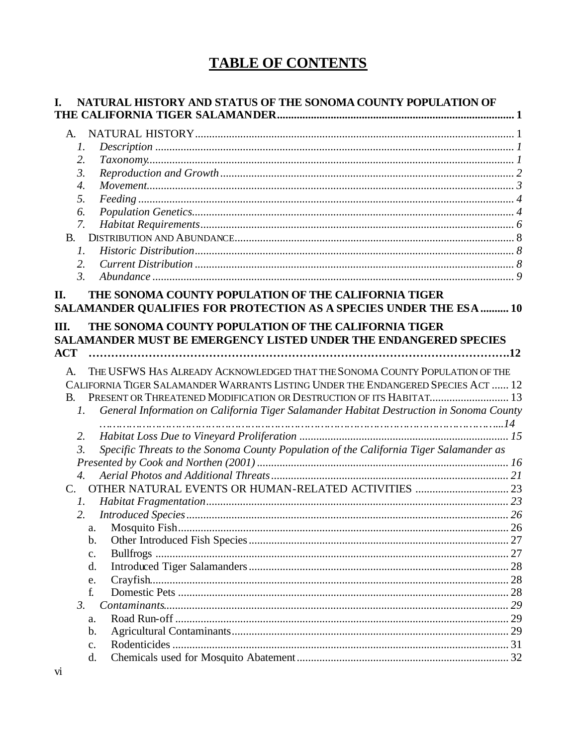# TABLE OF CONTENTS

**I. NATURAL HISTORY AND STATUS OF THE SONOMA COUNTY POPULATION OF THE CALIFORNIA TIGER SALAMANDER .................................................................................... 1**

- A. NATURAL HISTORY ........................................................................................................ 1
  - 1. *Description* ............................................................................................................ *1*
  - 2. *Taxonomy* ............................................................................................................... *1*
  - 3. *Reproduction and Growth* ..................................................................................... *2*
  - 4. *Movement* ............................................................................................................... *3*
  - 5. *Feeding* .................................................................................................................. *4*
  - 6. *Population Genetics* ............................................................................................... *4*
  - 7. *Habitat Requirements* ............................................................................................ *6*
- B. DISTRIBUTION AND ABUNDANCE ................................................................................. 8
  - 1. *Historic Distribution* .............................................................................................. *8*
  - 2. *Current Distribution* .............................................................................................. *8*
  - 3. *Abundance* ............................................................................................................. *9*

**II. THE SONOMA COUNTY POPULATION OF THE CALIFORNIA TIGER SALAMANDER QUALIFIES FOR PROTECTION AS A SPECIES UNDER THE ESA .......... 10**

**III. THE SONOMA COUNTY POPULATION OF THE CALIFORNIA TIGER SALAMANDER MUST BE EMERGENCY LISTED UNDER THE ENDANGERED SPECIES ACT ..........................................................................................................12**

- A. THE USFWS HAS ALREADY ACKNOWLEDGED THAT THE SONOMA COUNTY POPULATION OF THE CALIFORNIA TIGER SALAMANDER WARRANTS LISTING UNDER THE ENDANGERED SPECIES ACT ...... 12
- B. PRESENT OR THREATENED MODIFICATION OR DESTRUCTION OF ITS HABITAT ............................ 13
  - 1. *General Information on California Tiger Salamander Habitat Destruction in Sonoma County* ........................................................................................................................*14*
  - 2. *Habitat Loss Due to Vineyard Proliferation* .......................................................................... *15*
  - 3. *Specific Threats to the Sonoma County Population of the California Tiger Salamander as Presented by Cook and Northen (2001)* ........................................................................................ *16*
  - 4. *Aerial Photos and Additional Threats* .................................................................................... *21*
- C. OTHER NATURAL EVENTS OR HUMAN-RELATED ACTIVITIES ................................. 23
  - 1. *Habitat Fragmentation* .......................................................................................................... *23*
  - 2. *Introduced Species* ................................................................................................................ *26*
    - a. Mosquito Fish ....................................................................................................... 26
    - b. Other Introduced Fish Species .............................................................................. 27
    - c. Bullfrogs ............................................................................................................... 27
    - d. Introduced Tiger Salamanders .............................................................................. 28
    - e. Crayfish ................................................................................................................ 28
    - f. Domestic Pets ....................................................................................................... 28
  - 3. *Contaminants* ........................................................................................................................ *29*
    - a. Road Run-off ........................................................................................................ 29
    - b. Agricultural Contaminants .................................................................................... 29
    - c. Rodenticides ......................................................................................................... 31
    - d. Chemicals used for Mosquito Abatement ............................................................. 32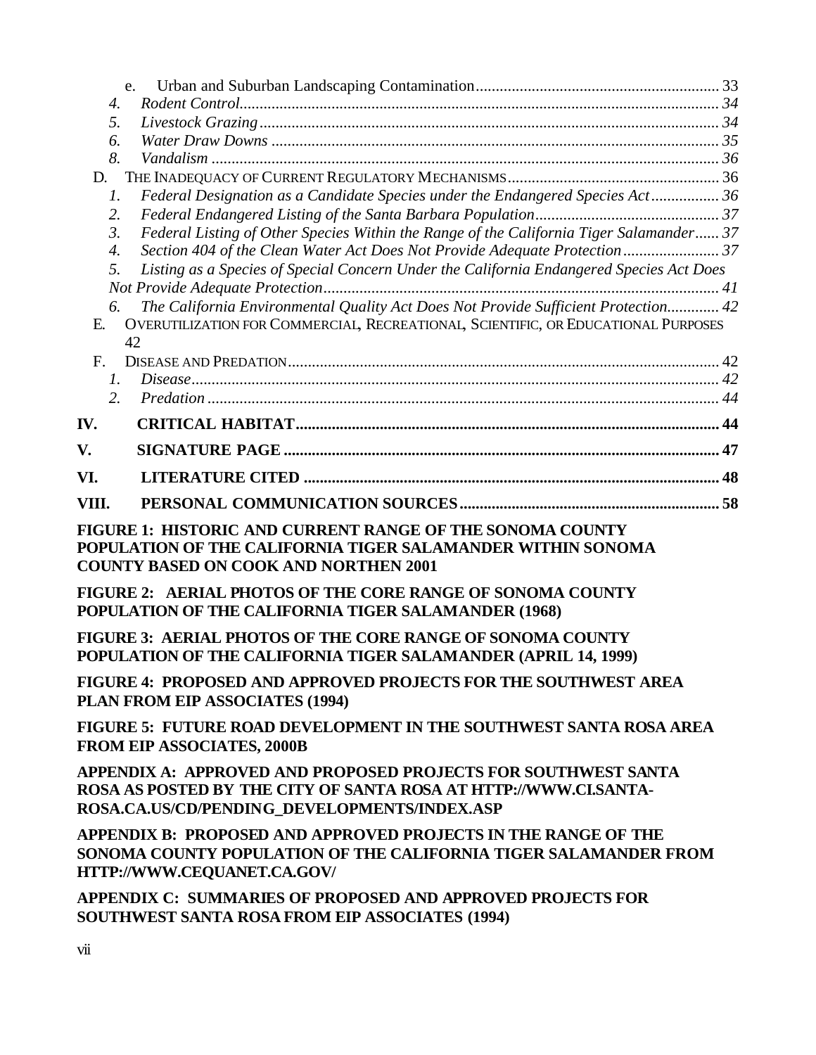e. Urban and Suburban Landscaping Contamination ............................................................ 33

4. *Rodent Control* ........................................................................................................... 34

5. *Livestock Grazing* ...................................................................................................... 34

6. *Water Draw Downs* .................................................................................................. 35

8. *Vandalism* ................................................................................................................ 36

D. THE INADEQUACY OF CURRENT REGULATORY MECHANISMS ..................................................... 36

1. *Federal Designation as a Candidate Species under the Endangered Species Act* ................. 36

2. *Federal Endangered Listing of the Santa Barbara Population* ............................................. 37

3. *Federal Listing of Other Species Within the Range of the California Tiger Salamander* ...... 37

4. *Section 404 of the Clean Water Act Does Not Provide Adequate Protection* ........................ 37

5. *Listing as a Species of Special Concern Under the California Endangered Species Act Does Not Provide Adequate Protection* ................................................................................................... 41

6. *The California Environmental Quality Act Does Not Provide Sufficient Protection* ............. 42

E. OVERUTILIZATION FOR COMMERCIAL, RECREATIONAL, SCIENTIFIC, OR EDUCATIONAL PURPOSES 42

F. DISEASE AND PREDATION ........................................................................................................... 42

1. *Disease* ...................................................................................................................... 42

2. *Predation* ................................................................................................................... 44

**IV. CRITICAL HABITAT ......................................................................................................... 44**

**V. SIGNATURE PAGE ............................................................................................................ 47**

**VI. LITERATURE CITED ........................................................................................................ 48**

**VIII. PERSONAL COMMUNICATION SOURCES ................................................................. 58**

**FIGURE 1: HISTORIC AND CURRENT RANGE OF THE SONOMA COUNTY POPULATION OF THE CALIFORNIA TIGER SALAMANDER WITHIN SONOMA COUNTY BASED ON COOK AND NORTHEN 2001**

**FIGURE 2: AERIAL PHOTOS OF THE CORE RANGE OF SONOMA COUNTY POPULATION OF THE CALIFORNIA TIGER SALAMANDER (1968)**

**FIGURE 3: AERIAL PHOTOS OF THE CORE RANGE OF SONOMA COUNTY POPULATION OF THE CALIFORNIA TIGER SALAMANDER (APRIL 14, 1999)**

**FIGURE 4: PROPOSED AND APPROVED PROJECTS FOR THE SOUTHWEST AREA PLAN FROM EIP ASSOCIATES (1994)**

**FIGURE 5: FUTURE ROAD DEVELOPMENT IN THE SOUTHWEST SANTA ROSA AREA FROM EIP ASSOCIATES, 2000B**

**APPENDIX A: APPROVED AND PROPOSED PROJECTS FOR SOUTHWEST SANTA ROSA AS POSTED BY THE CITY OF SANTA ROSA AT HTTP://WWW.CI.SANTA-ROSA.CA.US/CD/PENDING_DEVELOPMENTS/INDEX.ASP**

**APPENDIX B: PROPOSED AND APPROVED PROJECTS IN THE RANGE OF THE SONOMA COUNTY POPULATION OF THE CALIFORNIA TIGER SALAMANDER FROM HTTP://WWW.CEQUANET.CA.GOV/**

**APPENDIX C: SUMMARIES OF PROPOSED AND APPROVED PROJECTS FOR SOUTHWEST SANTA ROSA FROM EIP ASSOCIATES (1994)**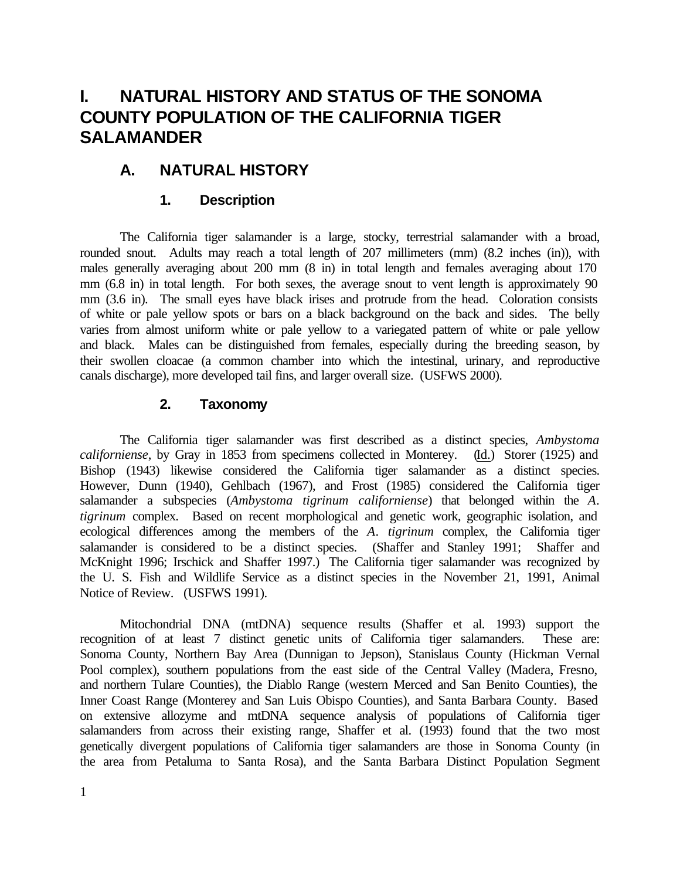# I. NATURAL HISTORY AND STATUS OF THE SONOMA COUNTY POPULATION OF THE CALIFORNIA TIGER SALAMANDER

## A. NATURAL HISTORY

### 1. Description

The California tiger salamander is a large, stocky, terrestrial salamander with a broad, rounded snout. Adults may reach a total length of 207 millimeters (mm) (8.2 inches (in)), with males generally averaging about 200 mm (8 in) in total length and females averaging about 170 mm (6.8 in) in total length. For both sexes, the average snout to vent length is approximately 90 mm (3.6 in). The small eyes have black irises and protrude from the head. Coloration consists of white or pale yellow spots or bars on a black background on the back and sides. The belly varies from almost uniform white or pale yellow to a variegated pattern of white or pale yellow and black. Males can be distinguished from females, especially during the breeding season, by their swollen cloacae (a common chamber into which the intestinal, urinary, and reproductive canals discharge), more developed tail fins, and larger overall size. (USFWS 2000).

### 2. Taxonomy

The California tiger salamander was first described as a distinct species, *Ambystoma californiense*, by Gray in 1853 from specimens collected in Monterey. (Id.) Storer (1925) and Bishop (1943) likewise considered the California tiger salamander as a distinct species. However, Dunn (1940), Gehlbach (1967), and Frost (1985) considered the California tiger salamander a subspecies (*Ambystoma tigrinum californiense*) that belonged within the *A. tigrinum* complex. Based on recent morphological and genetic work, geographic isolation, and ecological differences among the members of the *A. tigrinum* complex, the California tiger salamander is considered to be a distinct species. (Shaffer and Stanley 1991; Shaffer and McKnight 1996; Irschick and Shaffer 1997.) The California tiger salamander was recognized by the U. S. Fish and Wildlife Service as a distinct species in the November 21, 1991, Animal Notice of Review. (USFWS 1991).

Mitochondrial DNA (mtDNA) sequence results (Shaffer et al. 1993) support the recognition of at least 7 distinct genetic units of California tiger salamanders. These are: Sonoma County, Northern Bay Area (Dunnigan to Jepson), Stanislaus County (Hickman Vernal Pool complex), southern populations from the east side of the Central Valley (Madera, Fresno, and northern Tulare Counties), the Diablo Range (western Merced and San Benito Counties), the Inner Coast Range (Monterey and San Luis Obispo Counties), and Santa Barbara County. Based on extensive allozyme and mtDNA sequence analysis of populations of California tiger salamanders from across their existing range, Shaffer et al. (1993) found that the two most genetically divergent populations of California tiger salamanders are those in Sonoma County (in the area from Petaluma to Santa Rosa), and the Santa Barbara Distinct Population Segment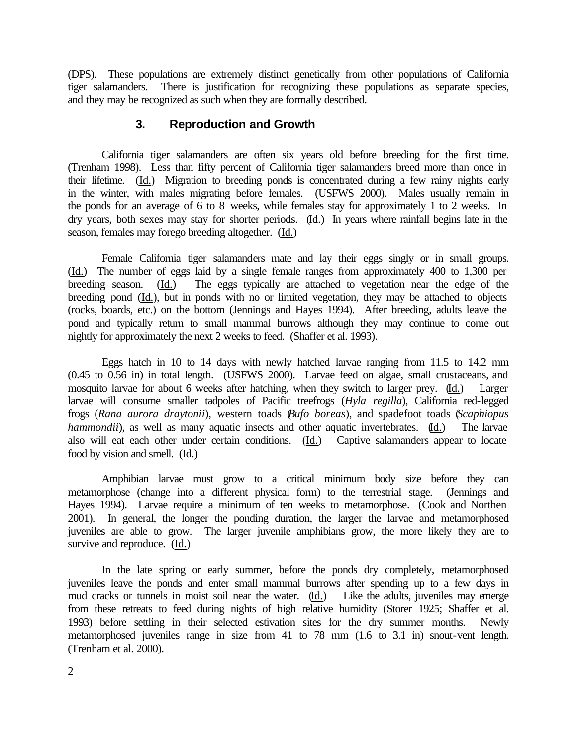(DPS). These populations are extremely distinct genetically from other populations of California tiger salamanders. There is justification for recognizing these populations as separate species, and they may be recognized as such when they are formally described.

### 3. Reproduction and Growth

California tiger salamanders are often six years old before breeding for the first time. (Trenham 1998). Less than fifty percent of California tiger salamanders breed more than once in their lifetime. (Id.) Migration to breeding ponds is concentrated during a few rainy nights early in the winter, with males migrating before females. (USFWS 2000). Males usually remain in the ponds for an average of 6 to 8 weeks, while females stay for approximately 1 to 2 weeks. In dry years, both sexes may stay for shorter periods. (Id.) In years where rainfall begins late in the season, females may forego breeding altogether. (Id.)

Female California tiger salamanders mate and lay their eggs singly or in small groups. (Id.) The number of eggs laid by a single female ranges from approximately 400 to 1,300 per breeding season. (Id.) The eggs typically are attached to vegetation near the edge of the breeding pond (Id.), but in ponds with no or limited vegetation, they may be attached to objects (rocks, boards, etc.) on the bottom (Jennings and Hayes 1994). After breeding, adults leave the pond and typically return to small mammal burrows although they may continue to come out nightly for approximately the next 2 weeks to feed. (Shaffer et al. 1993).

Eggs hatch in 10 to 14 days with newly hatched larvae ranging from 11.5 to 14.2 mm (0.45 to 0.56 in) in total length. (USFWS 2000). Larvae feed on algae, small crustaceans, and mosquito larvae for about 6 weeks after hatching, when they switch to larger prey. (Id.) Larger larvae will consume smaller tadpoles of Pacific treefrogs (*Hyla regilla*), California red-legged frogs (*Rana aurora draytonii*), western toads (*Bufo boreas*), and spadefoot toads (*Scaphiopus hammondii*), as well as many aquatic insects and other aquatic invertebrates. (Id.) The larvae also will eat each other under certain conditions. (Id.) Captive salamanders appear to locate food by vision and smell. (Id.)

Amphibian larvae must grow to a critical minimum body size before they can metamorphose (change into a different physical form) to the terrestrial stage. (Jennings and Hayes 1994). Larvae require a minimum of ten weeks to metamorphose. (Cook and Northen 2001). In general, the longer the ponding duration, the larger the larvae and metamorphosed juveniles are able to grow. The larger juvenile amphibians grow, the more likely they are to survive and reproduce. (Id.)

In the late spring or early summer, before the ponds dry completely, metamorphosed juveniles leave the ponds and enter small mammal burrows after spending up to a few days in mud cracks or tunnels in moist soil near the water. (Id.) Like the adults, juveniles may emerge from these retreats to feed during nights of high relative humidity (Storer 1925; Shaffer et al. 1993) before settling in their selected estivation sites for the dry summer months. Newly metamorphosed juveniles range in size from 41 to 78 mm (1.6 to 3.1 in) snout-vent length. (Trenham et al. 2000).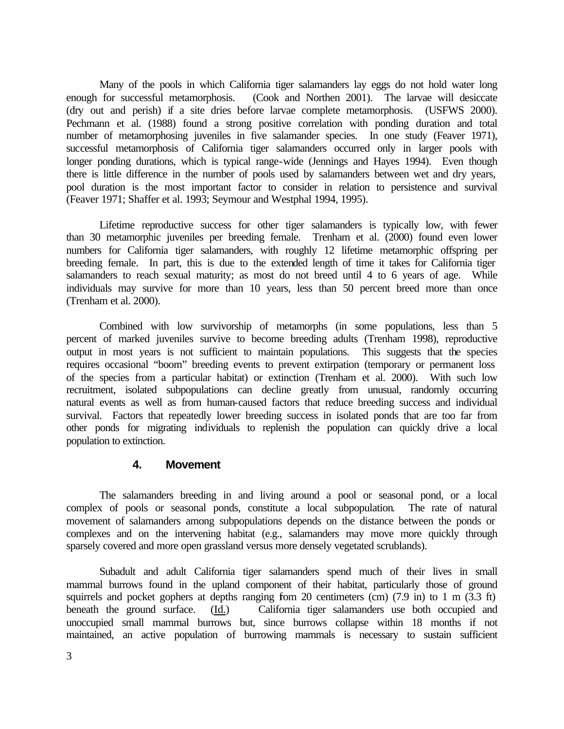Many of the pools in which California tiger salamanders lay eggs do not hold water long enough for successful metamorphosis. (Cook and Northen 2001). The larvae will desiccate (dry out and perish) if a site dries before larvae complete metamorphosis. (USFWS 2000). Pechmann et al. (1988) found a strong positive correlation with ponding duration and total number of metamorphosing juveniles in five salamander species. In one study (Feaver 1971), successful metamorphosis of California tiger salamanders occurred only in larger pools with longer ponding durations, which is typical range-wide (Jennings and Hayes 1994). Even though there is little difference in the number of pools used by salamanders between wet and dry years, pool duration is the most important factor to consider in relation to persistence and survival (Feaver 1971; Shaffer et al. 1993; Seymour and Westphal 1994, 1995).

Lifetime reproductive success for other tiger salamanders is typically low, with fewer than 30 metamorphic juveniles per breeding female. Trenham et al. (2000) found even lower numbers for California tiger salamanders, with roughly 12 lifetime metamorphic offspring per breeding female. In part, this is due to the extended length of time it takes for California tiger salamanders to reach sexual maturity; as most do not breed until 4 to 6 years of age. While individuals may survive for more than 10 years, less than 50 percent breed more than once (Trenham et al. 2000).

Combined with low survivorship of metamorphs (in some populations, less than 5 percent of marked juveniles survive to become breeding adults (Trenham 1998), reproductive output in most years is not sufficient to maintain populations. This suggests that the species requires occasional "boom" breeding events to prevent extirpation (temporary or permanent loss of the species from a particular habitat) or extinction (Trenham et al. 2000). With such low recruitment, isolated subpopulations can decline greatly from unusual, randomly occurring natural events as well as from human-caused factors that reduce breeding success and individual survival. Factors that repeatedly lower breeding success in isolated ponds that are too far from other ponds for migrating individuals to replenish the population can quickly drive a local population to extinction.

### 4. Movement

The salamanders breeding in and living around a pool or seasonal pond, or a local complex of pools or seasonal ponds, constitute a local subpopulation. The rate of natural movement of salamanders among subpopulations depends on the distance between the ponds or complexes and on the intervening habitat (e.g., salamanders may move more quickly through sparsely covered and more open grassland versus more densely vegetated scrublands).

Subadult and adult California tiger salamanders spend much of their lives in small mammal burrows found in the upland component of their habitat, particularly those of ground squirrels and pocket gophers at depths ranging from 20 centimeters (cm) (7.9 in) to 1 m (3.3 ft) beneath the ground surface. (Id.) California tiger salamanders use both occupied and unoccupied small mammal burrows but, since burrows collapse within 18 months if not maintained, an active population of burrowing mammals is necessary to sustain sufficient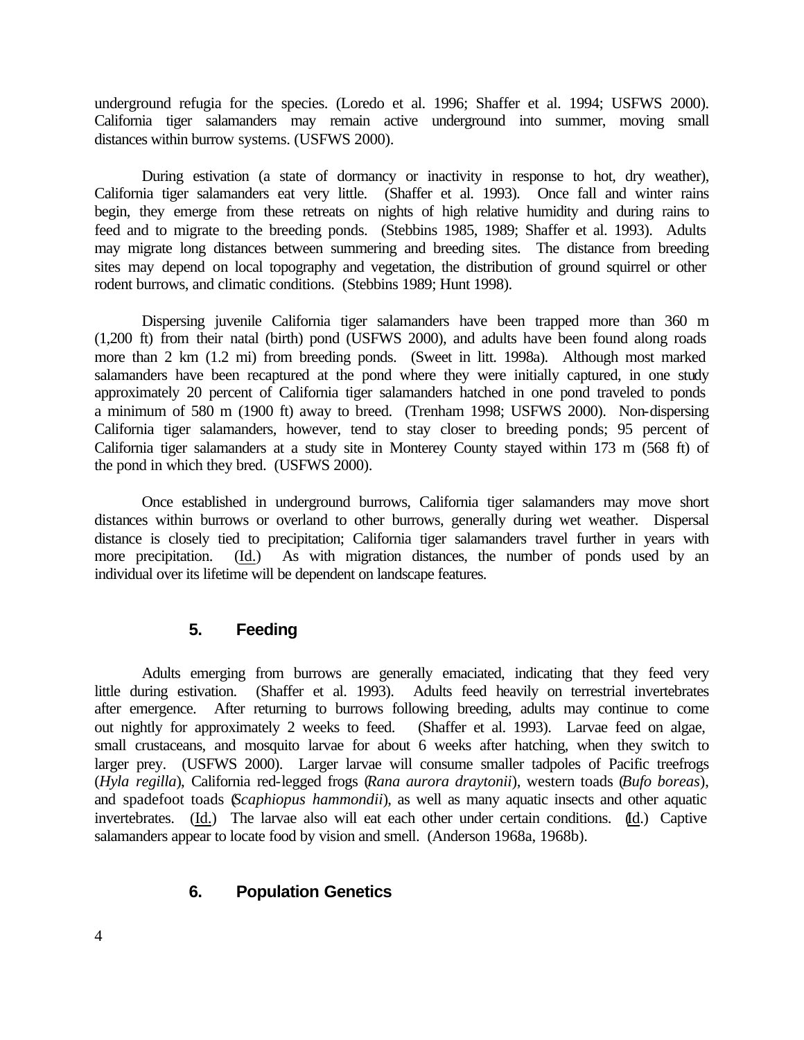underground refugia for the species. (Loredo et al. 1996; Shaffer et al. 1994; USFWS 2000). California tiger salamanders may remain active underground into summer, moving small distances within burrow systems. (USFWS 2000).

During estivation (a state of dormancy or inactivity in response to hot, dry weather), California tiger salamanders eat very little. (Shaffer et al. 1993). Once fall and winter rains begin, they emerge from these retreats on nights of high relative humidity and during rains to feed and to migrate to the breeding ponds. (Stebbins 1985, 1989; Shaffer et al. 1993). Adults may migrate long distances between summering and breeding sites. The distance from breeding sites may depend on local topography and vegetation, the distribution of ground squirrel or other rodent burrows, and climatic conditions. (Stebbins 1989; Hunt 1998).

Dispersing juvenile California tiger salamanders have been trapped more than 360 m (1,200 ft) from their natal (birth) pond (USFWS 2000), and adults have been found along roads more than 2 km (1.2 mi) from breeding ponds. (Sweet in litt. 1998a). Although most marked salamanders have been recaptured at the pond where they were initially captured, in one study approximately 20 percent of California tiger salamanders hatched in one pond traveled to ponds a minimum of 580 m (1900 ft) away to breed. (Trenham 1998; USFWS 2000). Non-dispersing California tiger salamanders, however, tend to stay closer to breeding ponds; 95 percent of California tiger salamanders at a study site in Monterey County stayed within 173 m (568 ft) of the pond in which they bred. (USFWS 2000).

Once established in underground burrows, California tiger salamanders may move short distances within burrows or overland to other burrows, generally during wet weather. Dispersal distance is closely tied to precipitation; California tiger salamanders travel further in years with more precipitation. (Id.) As with migration distances, the number of ponds used by an individual over its lifetime will be dependent on landscape features.

### 5. Feeding

Adults emerging from burrows are generally emaciated, indicating that they feed very little during estivation. (Shaffer et al. 1993). Adults feed heavily on terrestrial invertebrates after emergence. After returning to burrows following breeding, adults may continue to come out nightly for approximately 2 weeks to feed. (Shaffer et al. 1993). Larvae feed on algae, small crustaceans, and mosquito larvae for about 6 weeks after hatching, when they switch to larger prey. (USFWS 2000). Larger larvae will consume smaller tadpoles of Pacific treefrogs (*Hyla regilla*), California red-legged frogs (*Rana aurora draytonii*), western toads (*Bufo boreas*), and spadefoot toads (*Scaphiopus hammondii*), as well as many aquatic insects and other aquatic invertebrates. (Id.) The larvae also will eat each other under certain conditions. (Id.) Captive salamanders appear to locate food by vision and smell. (Anderson 1968a, 1968b).

### 6. Population Genetics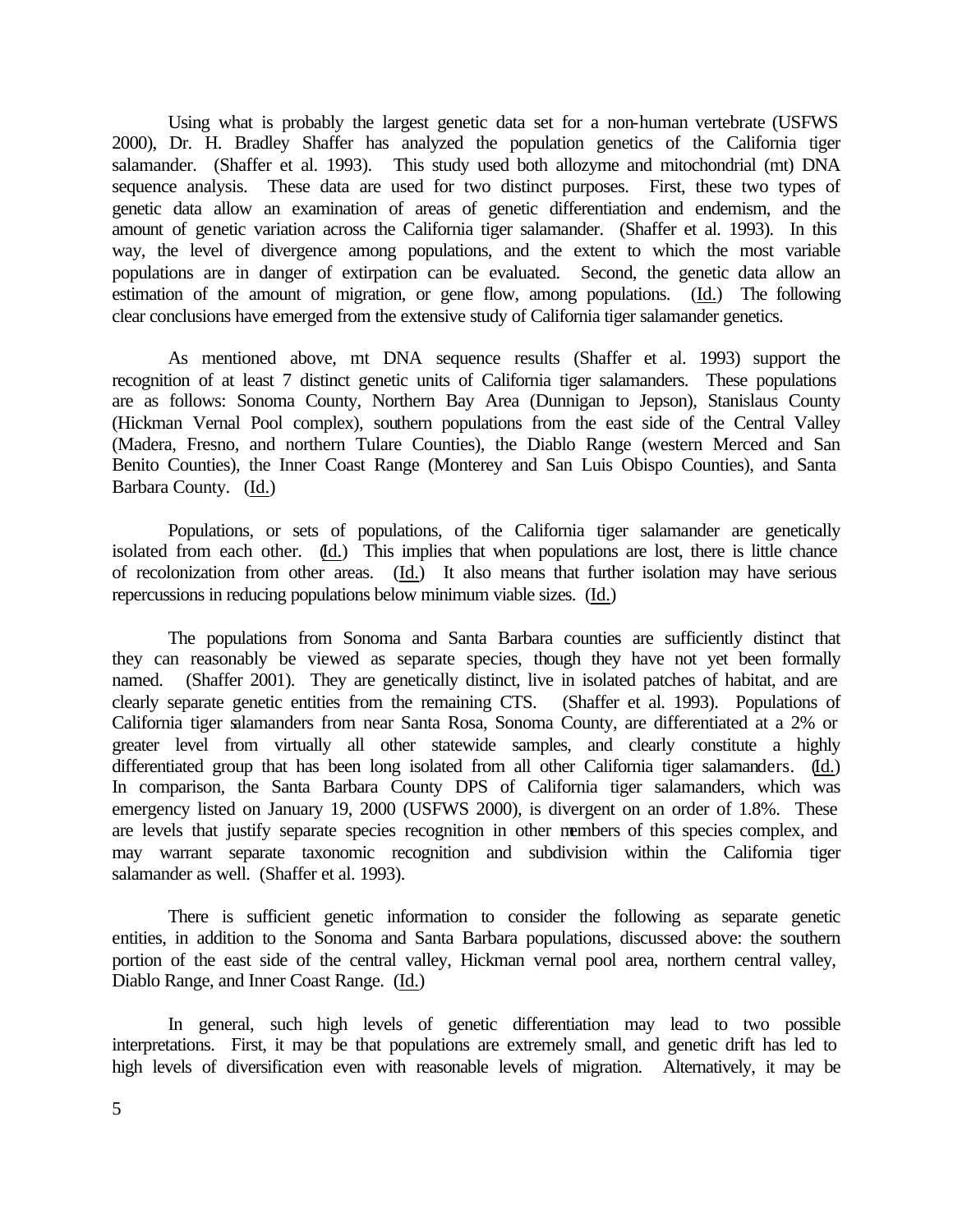Using what is probably the largest genetic data set for a non-human vertebrate (USFWS 2000), Dr. H. Bradley Shaffer has analyzed the population genetics of the California tiger salamander. (Shaffer et al. 1993). This study used both allozyme and mitochondrial (mt) DNA sequence analysis. These data are used for two distinct purposes. First, these two types of genetic data allow an examination of areas of genetic differentiation and endemism, and the amount of genetic variation across the California tiger salamander. (Shaffer et al. 1993). In this way, the level of divergence among populations, and the extent to which the most variable populations are in danger of extirpation can be evaluated. Second, the genetic data allow an estimation of the amount of migration, or gene flow, among populations. (Id.) The following clear conclusions have emerged from the extensive study of California tiger salamander genetics.

As mentioned above, mt DNA sequence results (Shaffer et al. 1993) support the recognition of at least 7 distinct genetic units of California tiger salamanders. These populations are as follows: Sonoma County, Northern Bay Area (Dunnigan to Jepson), Stanislaus County (Hickman Vernal Pool complex), southern populations from the east side of the Central Valley (Madera, Fresno, and northern Tulare Counties), the Diablo Range (western Merced and San Benito Counties), the Inner Coast Range (Monterey and San Luis Obispo Counties), and Santa Barbara County. (Id.)

Populations, or sets of populations, of the California tiger salamander are genetically isolated from each other. (Id.) This implies that when populations are lost, there is little chance of recolonization from other areas. (Id.) It also means that further isolation may have serious repercussions in reducing populations below minimum viable sizes. (Id.)

The populations from Sonoma and Santa Barbara counties are sufficiently distinct that they can reasonably be viewed as separate species, though they have not yet been formally named. (Shaffer 2001). They are genetically distinct, live in isolated patches of habitat, and are clearly separate genetic entities from the remaining CTS. (Shaffer et al. 1993). Populations of California tiger salamanders from near Santa Rosa, Sonoma County, are differentiated at a 2% or greater level from virtually all other statewide samples, and clearly constitute a highly differentiated group that has been long isolated from all other California tiger salamanders. (Id.) In comparison, the Santa Barbara County DPS of California tiger salamanders, which was emergency listed on January 19, 2000 (USFWS 2000), is divergent on an order of 1.8%. These are levels that justify separate species recognition in other members of this species complex, and may warrant separate taxonomic recognition and subdivision within the California tiger salamander as well. (Shaffer et al. 1993).

There is sufficient genetic information to consider the following as separate genetic entities, in addition to the Sonoma and Santa Barbara populations, discussed above: the southern portion of the east side of the central valley, Hickman vernal pool area, northern central valley, Diablo Range, and Inner Coast Range. (Id.)

In general, such high levels of genetic differentiation may lead to two possible interpretations. First, it may be that populations are extremely small, and genetic drift has led to high levels of diversification even with reasonable levels of migration. Alternatively, it may be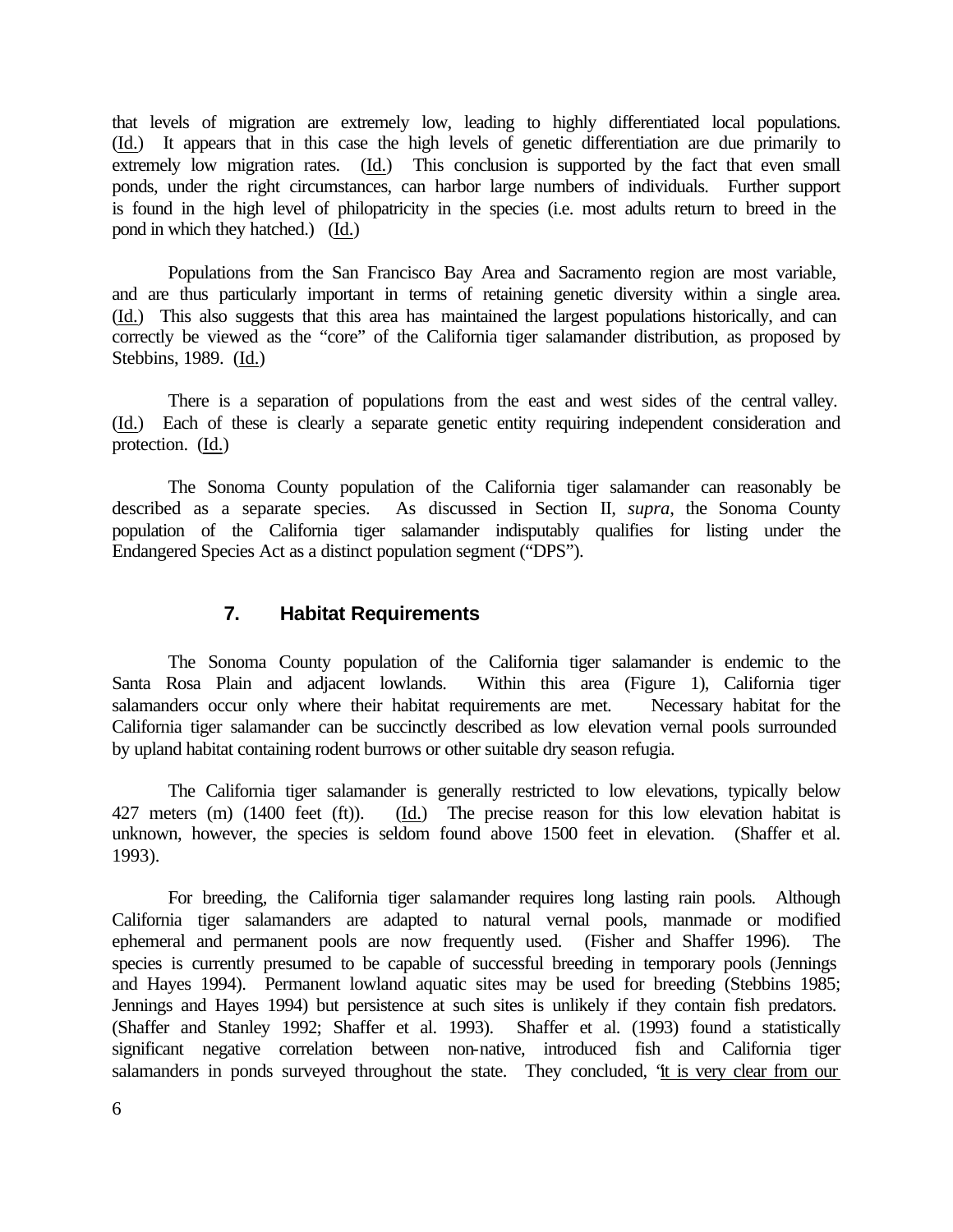that levels of migration are extremely low, leading to highly differentiated local populations. (Id.) It appears that in this case the high levels of genetic differentiation are due primarily to extremely low migration rates. (Id.) This conclusion is supported by the fact that even small ponds, under the right circumstances, can harbor large numbers of individuals. Further support is found in the high level of philopatricity in the species (i.e. most adults return to breed in the pond in which they hatched.) (Id.)

Populations from the San Francisco Bay Area and Sacramento region are most variable, and are thus particularly important in terms of retaining genetic diversity within a single area. (Id.) This also suggests that this area has maintained the largest populations historically, and can correctly be viewed as the "core" of the California tiger salamander distribution, as proposed by Stebbins, 1989. (Id.)

There is a separation of populations from the east and west sides of the central valley. (Id.) Each of these is clearly a separate genetic entity requiring independent consideration and protection. (Id.)

The Sonoma County population of the California tiger salamander can reasonably be described as a separate species. As discussed in Section II, *supra*, the Sonoma County population of the California tiger salamander indisputably qualifies for listing under the Endangered Species Act as a distinct population segment ("DPS").

### 7. Habitat Requirements

The Sonoma County population of the California tiger salamander is endemic to the Santa Rosa Plain and adjacent lowlands. Within this area (Figure 1), California tiger salamanders occur only where their habitat requirements are met. Necessary habitat for the California tiger salamander can be succinctly described as low elevation vernal pools surrounded by upland habitat containing rodent burrows or other suitable dry season refugia.

The California tiger salamander is generally restricted to low elevations, typically below 427 meters (m) (1400 feet (ft)). (Id.) The precise reason for this low elevation habitat is unknown, however, the species is seldom found above 1500 feet in elevation. (Shaffer et al. 1993).

For breeding, the California tiger salamander requires long lasting rain pools. Although California tiger salamanders are adapted to natural vernal pools, manmade or modified ephemeral and permanent pools are now frequently used. (Fisher and Shaffer 1996). The species is currently presumed to be capable of successful breeding in temporary pools (Jennings and Hayes 1994). Permanent lowland aquatic sites may be used for breeding (Stebbins 1985; Jennings and Hayes 1994) but persistence at such sites is unlikely if they contain fish predators. (Shaffer and Stanley 1992; Shaffer et al. 1993). Shaffer et al. (1993) found a statistically significant negative correlation between non-native, introduced fish and California tiger salamanders in ponds surveyed throughout the state. They concluded, "it is very clear from our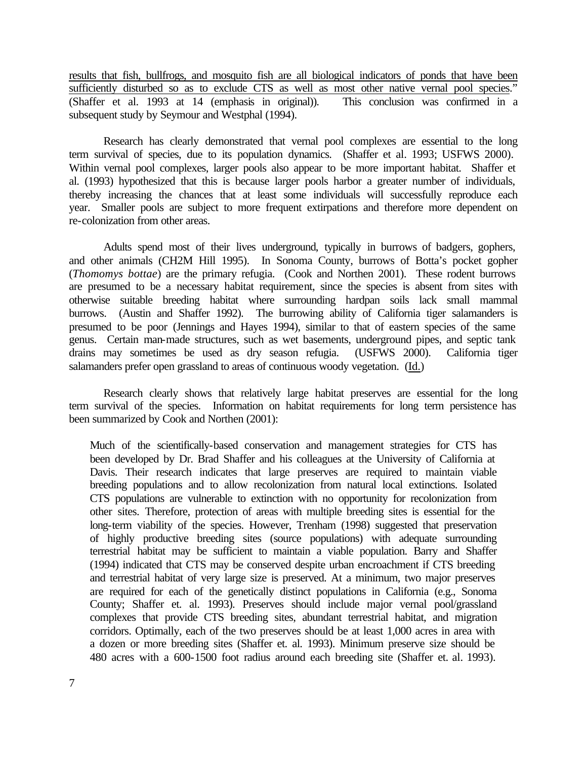results that fish, bullfrogs, and mosquito fish are all biological indicators of ponds that have been sufficiently disturbed so as to exclude CTS as well as most other native vernal pool species." (Shaffer et al. 1993 at 14 (emphasis in original)). This conclusion was confirmed in a subsequent study by Seymour and Westphal (1994).

Research has clearly demonstrated that vernal pool complexes are essential to the long term survival of species, due to its population dynamics. (Shaffer et al. 1993; USFWS 2000). Within vernal pool complexes, larger pools also appear to be more important habitat. Shaffer et al. (1993) hypothesized that this is because larger pools harbor a greater number of individuals, thereby increasing the chances that at least some individuals will successfully reproduce each year. Smaller pools are subject to more frequent extirpations and therefore more dependent on re-colonization from other areas.

Adults spend most of their lives underground, typically in burrows of badgers, gophers, and other animals (CH2M Hill 1995). In Sonoma County, burrows of Botta's pocket gopher (*Thomomys bottae*) are the primary refugia. (Cook and Northen 2001). These rodent burrows are presumed to be a necessary habitat requirement, since the species is absent from sites with otherwise suitable breeding habitat where surrounding hardpan soils lack small mammal burrows. (Austin and Shaffer 1992). The burrowing ability of California tiger salamanders is presumed to be poor (Jennings and Hayes 1994), similar to that of eastern species of the same genus. Certain man-made structures, such as wet basements, underground pipes, and septic tank drains may sometimes be used as dry season refugia. (USFWS 2000). California tiger salamanders prefer open grassland to areas of continuous woody vegetation. (Id.)

Research clearly shows that relatively large habitat preserves are essential for the long term survival of the species. Information on habitat requirements for long term persistence has been summarized by Cook and Northen (2001):

> Much of the scientifically-based conservation and management strategies for CTS has been developed by Dr. Brad Shaffer and his colleagues at the University of California at Davis. Their research indicates that large preserves are required to maintain viable breeding populations and to allow recolonization from natural local extinctions. Isolated CTS populations are vulnerable to extinction with no opportunity for recolonization from other sites. Therefore, protection of areas with multiple breeding sites is essential for the long-term viability of the species. However, Trenham (1998) suggested that preservation of highly productive breeding sites (source populations) with adequate surrounding terrestrial habitat may be sufficient to maintain a viable population. Barry and Shaffer (1994) indicated that CTS may be conserved despite urban encroachment if CTS breeding and terrestrial habitat of very large size is preserved. At a minimum, two major preserves are required for each of the genetically distinct populations in California (e.g., Sonoma County; Shaffer et. al. 1993). Preserves should include major vernal pool/grassland complexes that provide CTS breeding sites, abundant terrestrial habitat, and migration corridors. Optimally, each of the two preserves should be at least 1,000 acres in area with a dozen or more breeding sites (Shaffer et. al. 1993). Minimum preserve size should be 480 acres with a 600-1500 foot radius around each breeding site (Shaffer et. al. 1993).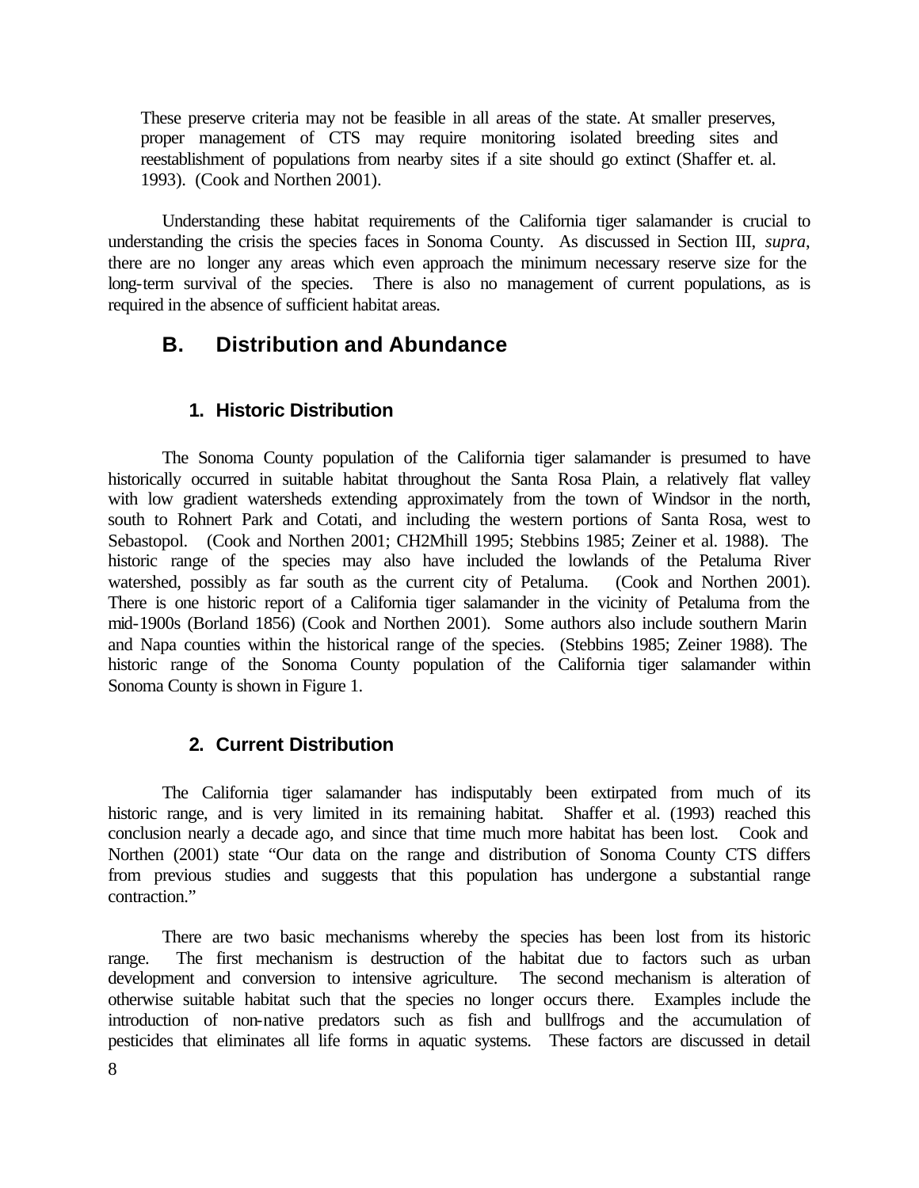> These preserve criteria may not be feasible in all areas of the state. At smaller preserves, proper management of CTS may require monitoring isolated breeding sites and reestablishment of populations from nearby sites if a site should go extinct (Shaffer et. al. 1993). (Cook and Northen 2001).

Understanding these habitat requirements of the California tiger salamander is crucial to understanding the crisis the species faces in Sonoma County. As discussed in Section III, *supra*, there are no longer any areas which even approach the minimum necessary reserve size for the long-term survival of the species. There is also no management of current populations, as is required in the absence of sufficient habitat areas.

## B. Distribution and Abundance

### 1. Historic Distribution

The Sonoma County population of the California tiger salamander is presumed to have historically occurred in suitable habitat throughout the Santa Rosa Plain, a relatively flat valley with low gradient watersheds extending approximately from the town of Windsor in the north, south to Rohnert Park and Cotati, and including the western portions of Santa Rosa, west to Sebastopol. (Cook and Northen 2001; CH2Mhill 1995; Stebbins 1985; Zeiner et al. 1988). The historic range of the species may also have included the lowlands of the Petaluma River watershed, possibly as far south as the current city of Petaluma. (Cook and Northen 2001). There is one historic report of a California tiger salamander in the vicinity of Petaluma from the mid-1900s (Borland 1856) (Cook and Northen 2001). Some authors also include southern Marin and Napa counties within the historical range of the species. (Stebbins 1985; Zeiner 1988). The historic range of the Sonoma County population of the California tiger salamander within Sonoma County is shown in Figure 1.

### 2. Current Distribution

The California tiger salamander has indisputably been extirpated from much of its historic range, and is very limited in its remaining habitat. Shaffer et al. (1993) reached this conclusion nearly a decade ago, and since that time much more habitat has been lost. Cook and Northen (2001) state "Our data on the range and distribution of Sonoma County CTS differs from previous studies and suggests that this population has undergone a substantial range contraction."

There are two basic mechanisms whereby the species has been lost from its historic range. The first mechanism is destruction of the habitat due to factors such as urban development and conversion to intensive agriculture. The second mechanism is alteration of otherwise suitable habitat such that the species no longer occurs there. Examples include the introduction of non-native predators such as fish and bullfrogs and the accumulation of pesticides that eliminates all life forms in aquatic systems. These factors are discussed in detail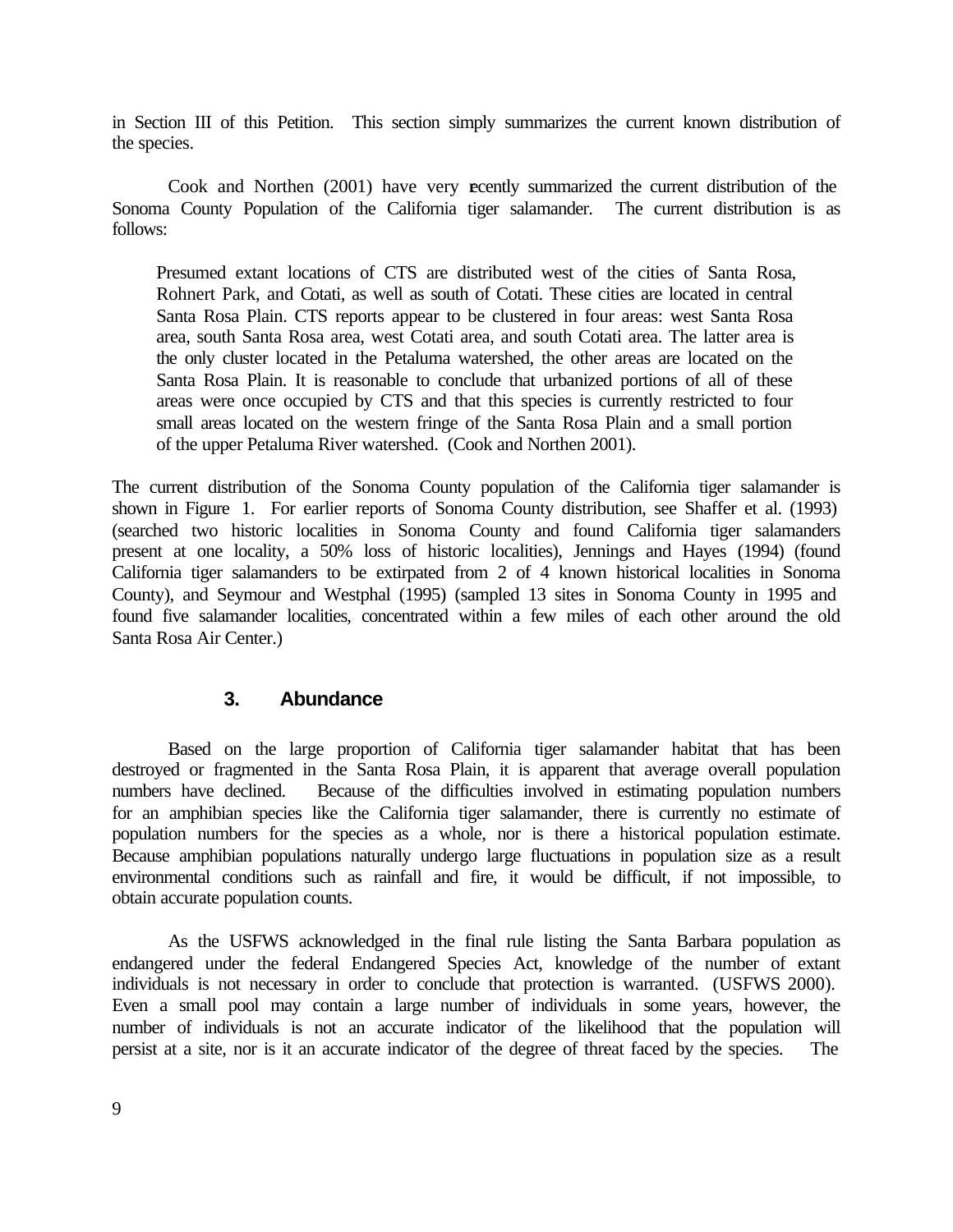in Section III of this Petition. This section simply summarizes the current known distribution of the species.

Cook and Northen (2001) have very recently summarized the current distribution of the Sonoma County Population of the California tiger salamander. The current distribution is as follows:

> Presumed extant locations of CTS are distributed west of the cities of Santa Rosa, Rohnert Park, and Cotati, as well as south of Cotati. These cities are located in central Santa Rosa Plain. CTS reports appear to be clustered in four areas: west Santa Rosa area, south Santa Rosa area, west Cotati area, and south Cotati area. The latter area is the only cluster located in the Petaluma watershed, the other areas are located on the Santa Rosa Plain. It is reasonable to conclude that urbanized portions of all of these areas were once occupied by CTS and that this species is currently restricted to four small areas located on the western fringe of the Santa Rosa Plain and a small portion of the upper Petaluma River watershed. (Cook and Northen 2001).

The current distribution of the Sonoma County population of the California tiger salamander is shown in Figure 1. For earlier reports of Sonoma County distribution, see Shaffer et al. (1993) (searched two historic localities in Sonoma County and found California tiger salamanders present at one locality, a 50% loss of historic localities), Jennings and Hayes (1994) (found California tiger salamanders to be extirpated from 2 of 4 known historical localities in Sonoma County), and Seymour and Westphal (1995) (sampled 13 sites in Sonoma County in 1995 and found five salamander localities, concentrated within a few miles of each other around the old Santa Rosa Air Center.)

### 3. Abundance

Based on the large proportion of California tiger salamander habitat that has been destroyed or fragmented in the Santa Rosa Plain, it is apparent that average overall population numbers have declined. Because of the difficulties involved in estimating population numbers for an amphibian species like the California tiger salamander, there is currently no estimate of population numbers for the species as a whole, nor is there a historical population estimate. Because amphibian populations naturally undergo large fluctuations in population size as a result environmental conditions such as rainfall and fire, it would be difficult, if not impossible, to obtain accurate population counts.

As the USFWS acknowledged in the final rule listing the Santa Barbara population as endangered under the federal Endangered Species Act, knowledge of the number of extant individuals is not necessary in order to conclude that protection is warranted. (USFWS 2000). Even a small pool may contain a large number of individuals in some years, however, the number of individuals is not an accurate indicator of the likelihood that the population will persist at a site, nor is it an accurate indicator of the degree of threat faced by the species. The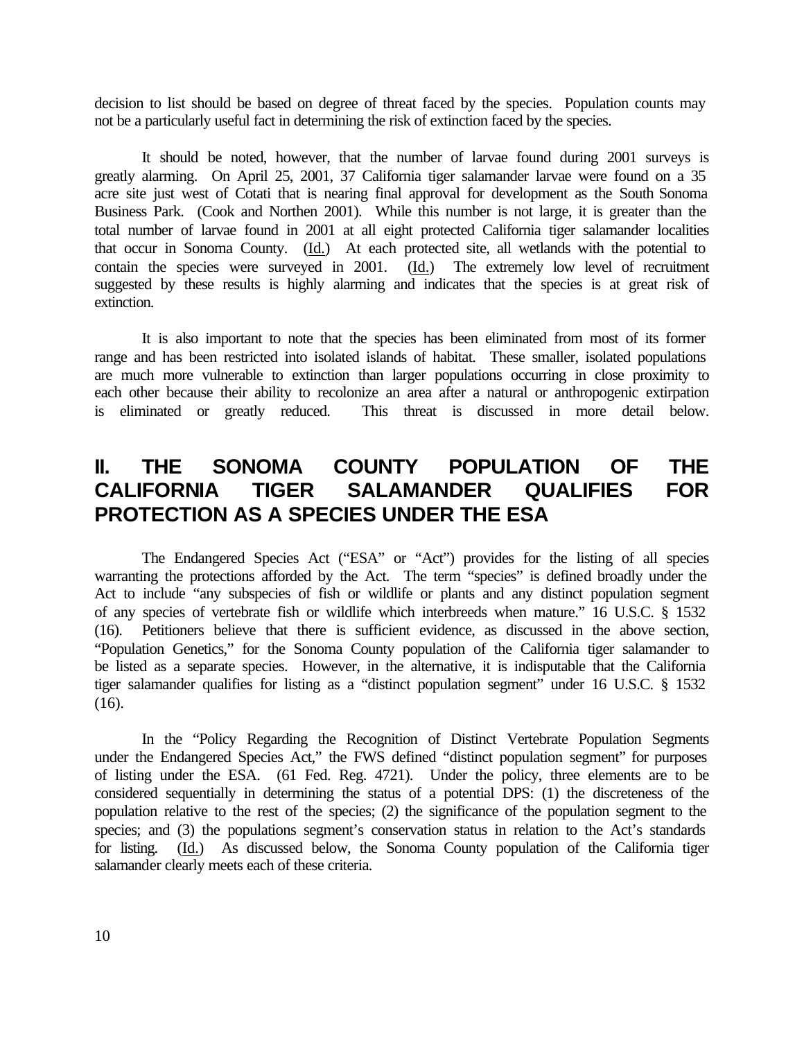decision to list should be based on degree of threat faced by the species. Population counts may not be a particularly useful fact in determining the risk of extinction faced by the species.

It should be noted, however, that the number of larvae found during 2001 surveys is greatly alarming. On April 25, 2001, 37 California tiger salamander larvae were found on a 35 acre site just west of Cotati that is nearing final approval for development as the South Sonoma Business Park. (Cook and Northen 2001). While this number is not large, it is greater than the total number of larvae found in 2001 at all eight protected California tiger salamander localities that occur in Sonoma County. (Id.) At each protected site, all wetlands with the potential to contain the species were surveyed in 2001. (Id.) The extremely low level of recruitment suggested by these results is highly alarming and indicates that the species is at great risk of extinction.

It is also important to note that the species has been eliminated from most of its former range and has been restricted into isolated islands of habitat. These smaller, isolated populations are much more vulnerable to extinction than larger populations occurring in close proximity to each other because their ability to recolonize an area after a natural or anthropogenic extirpation is eliminated or greatly reduced. This threat is discussed in more detail below.

## II. THE SONOMA COUNTY POPULATION OF THE CALIFORNIA TIGER SALAMANDER QUALIFIES FOR PROTECTION AS A SPECIES UNDER THE ESA

The Endangered Species Act ("ESA" or "Act") provides for the listing of all species warranting the protections afforded by the Act. The term "species" is defined broadly under the Act to include "any subspecies of fish or wildlife or plants and any distinct population segment of any species of vertebrate fish or wildlife which interbreeds when mature." 16 U.S.C. § 1532 (16). Petitioners believe that there is sufficient evidence, as discussed in the above section, "Population Genetics," for the Sonoma County population of the California tiger salamander to be listed as a separate species. However, in the alternative, it is indisputable that the California tiger salamander qualifies for listing as a "distinct population segment" under 16 U.S.C. § 1532 (16).

In the "Policy Regarding the Recognition of Distinct Vertebrate Population Segments under the Endangered Species Act," the FWS defined "distinct population segment" for purposes of listing under the ESA. (61 Fed. Reg. 4721). Under the policy, three elements are to be considered sequentially in determining the status of a potential DPS: (1) the discreteness of the population relative to the rest of the species; (2) the significance of the population segment to the species; and (3) the populations segment's conservation status in relation to the Act's standards for listing. (Id.) As discussed below, the Sonoma County population of the California tiger salamander clearly meets each of these criteria.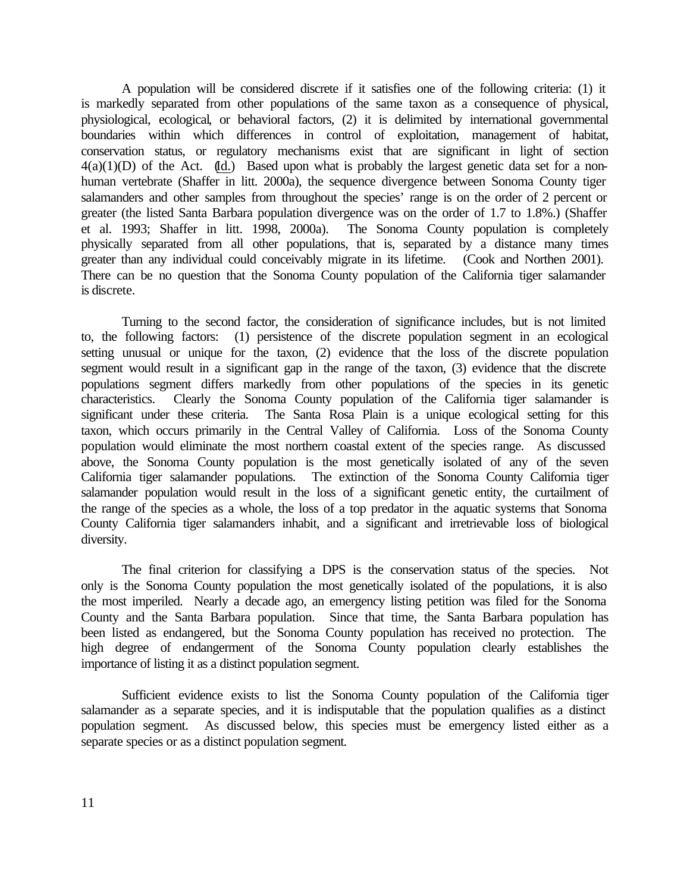A population will be considered discrete if it satisfies one of the following criteria: (1) it is markedly separated from other populations of the same taxon as a consequence of physical, physiological, ecological, or behavioral factors, (2) it is delimited by international governmental boundaries within which differences in control of exploitation, management of habitat, conservation status, or regulatory mechanisms exist that are significant in light of section 4(a)(1)(D) of the Act. (Id.) Based upon what is probably the largest genetic data set for a non-human vertebrate (Shaffer in litt. 2000a), the sequence divergence between Sonoma County tiger salamanders and other samples from throughout the species' range is on the order of 2 percent or greater (the listed Santa Barbara population divergence was on the order of 1.7 to 1.8%.) (Shaffer et al. 1993; Shaffer in litt. 1998, 2000a). The Sonoma County population is completely physically separated from all other populations, that is, separated by a distance many times greater than any individual could conceivably migrate in its lifetime. (Cook and Northen 2001). There can be no question that the Sonoma County population of the California tiger salamander is discrete.

Turning to the second factor, the consideration of significance includes, but is not limited to, the following factors: (1) persistence of the discrete population segment in an ecological setting unusual or unique for the taxon, (2) evidence that the loss of the discrete population segment would result in a significant gap in the range of the taxon, (3) evidence that the discrete populations segment differs markedly from other populations of the species in its genetic characteristics. Clearly the Sonoma County population of the California tiger salamander is significant under these criteria. The Santa Rosa Plain is a unique ecological setting for this taxon, which occurs primarily in the Central Valley of California. Loss of the Sonoma County population would eliminate the most northern coastal extent of the species range. As discussed above, the Sonoma County population is the most genetically isolated of any of the seven California tiger salamander populations. The extinction of the Sonoma County California tiger salamander population would result in the loss of a significant genetic entity, the curtailment of the range of the species as a whole, the loss of a top predator in the aquatic systems that Sonoma County California tiger salamanders inhabit, and a significant and irretrievable loss of biological diversity.

The final criterion for classifying a DPS is the conservation status of the species. Not only is the Sonoma County population the most genetically isolated of the populations, it is also the most imperiled. Nearly a decade ago, an emergency listing petition was filed for the Sonoma County and the Santa Barbara population. Since that time, the Santa Barbara population has been listed as endangered, but the Sonoma County population has received no protection. The high degree of endangerment of the Sonoma County population clearly establishes the importance of listing it as a distinct population segment.

Sufficient evidence exists to list the Sonoma County population of the California tiger salamander as a separate species, and it is indisputable that the population qualifies as a distinct population segment. As discussed below, this species must be emergency listed either as a separate species or as a distinct population segment.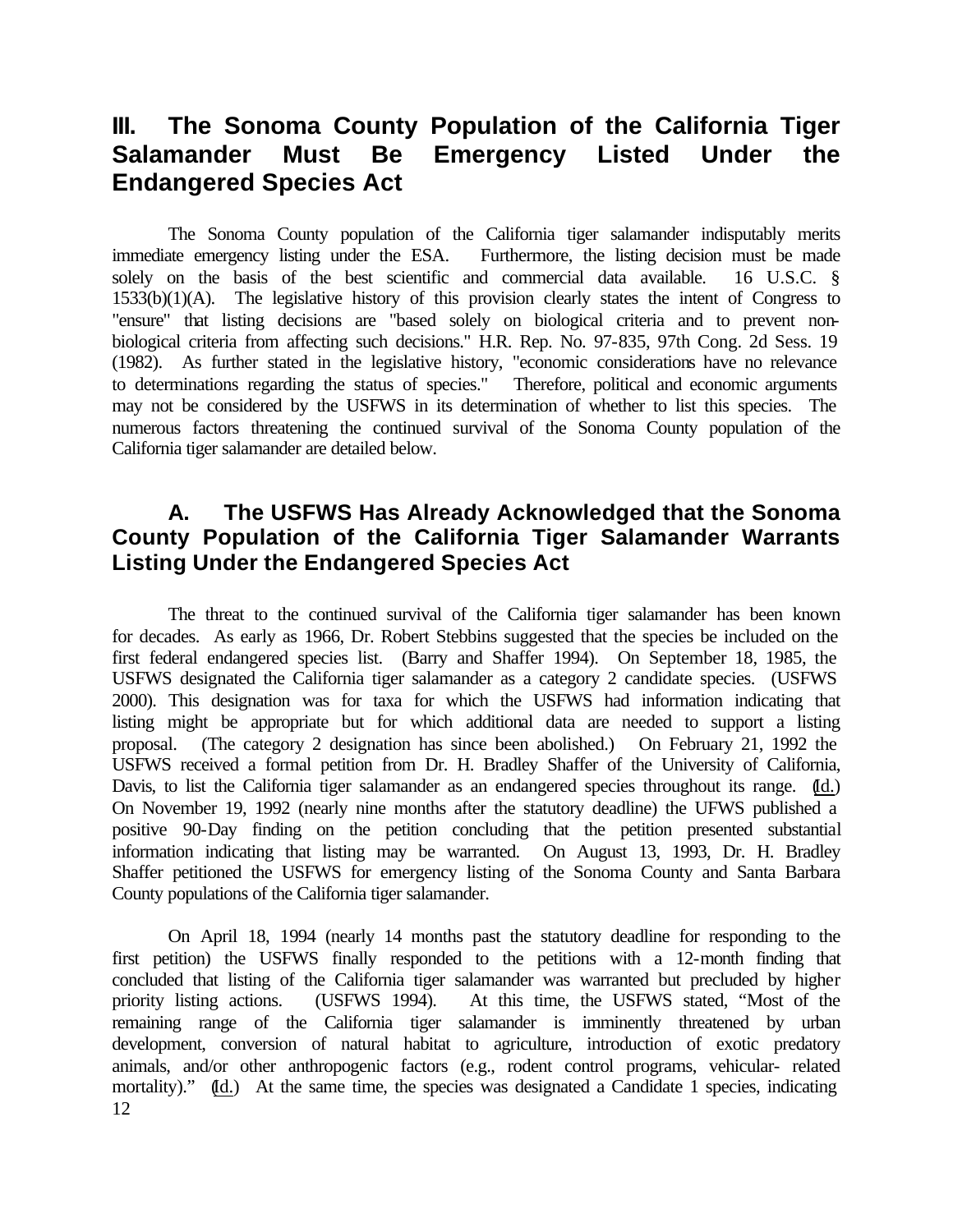## III. The Sonoma County Population of the California Tiger Salamander Must Be Emergency Listed Under the Endangered Species Act

The Sonoma County population of the California tiger salamander indisputably merits immediate emergency listing under the ESA. Furthermore, the listing decision must be made solely on the basis of the best scientific and commercial data available. 16 U.S.C. § 1533(b)(1)(A). The legislative history of this provision clearly states the intent of Congress to "ensure" that listing decisions are "based solely on biological criteria and to prevent non-biological criteria from affecting such decisions." H.R. Rep. No. 97-835, 97th Cong. 2d Sess. 19 (1982). As further stated in the legislative history, "economic considerations have no relevance to determinations regarding the status of species." Therefore, political and economic arguments may not be considered by the USFWS in its determination of whether to list this species. The numerous factors threatening the continued survival of the Sonoma County population of the California tiger salamander are detailed below.

### A. The USFWS Has Already Acknowledged that the Sonoma County Population of the California Tiger Salamander Warrants Listing Under the Endangered Species Act

The threat to the continued survival of the California tiger salamander has been known for decades. As early as 1966, Dr. Robert Stebbins suggested that the species be included on the first federal endangered species list. (Barry and Shaffer 1994). On September 18, 1985, the USFWS designated the California tiger salamander as a category 2 candidate species. (USFWS 2000). This designation was for taxa for which the USFWS had information indicating that listing might be appropriate but for which additional data are needed to support a listing proposal. (The category 2 designation has since been abolished.) On February 21, 1992 the USFWS received a formal petition from Dr. H. Bradley Shaffer of the University of California, Davis, to list the California tiger salamander as an endangered species throughout its range. (Id.) On November 19, 1992 (nearly nine months after the statutory deadline) the UFWS published a positive 90-Day finding on the petition concluding that the petition presented substantial information indicating that listing may be warranted. On August 13, 1993, Dr. H. Bradley Shaffer petitioned the USFWS for emergency listing of the Sonoma County and Santa Barbara County populations of the California tiger salamander.

On April 18, 1994 (nearly 14 months past the statutory deadline for responding to the first petition) the USFWS finally responded to the petitions with a 12-month finding that concluded that listing of the California tiger salamander was warranted but precluded by higher priority listing actions. (USFWS 1994). At this time, the USFWS stated, "Most of the remaining range of the California tiger salamander is imminently threatened by urban development, conversion of natural habitat to agriculture, introduction of exotic predatory animals, and/or other anthropogenic factors (e.g., rodent control programs, vehicular- related mortality)." (Id.) At the same time, the species was designated a Candidate 1 species, indicating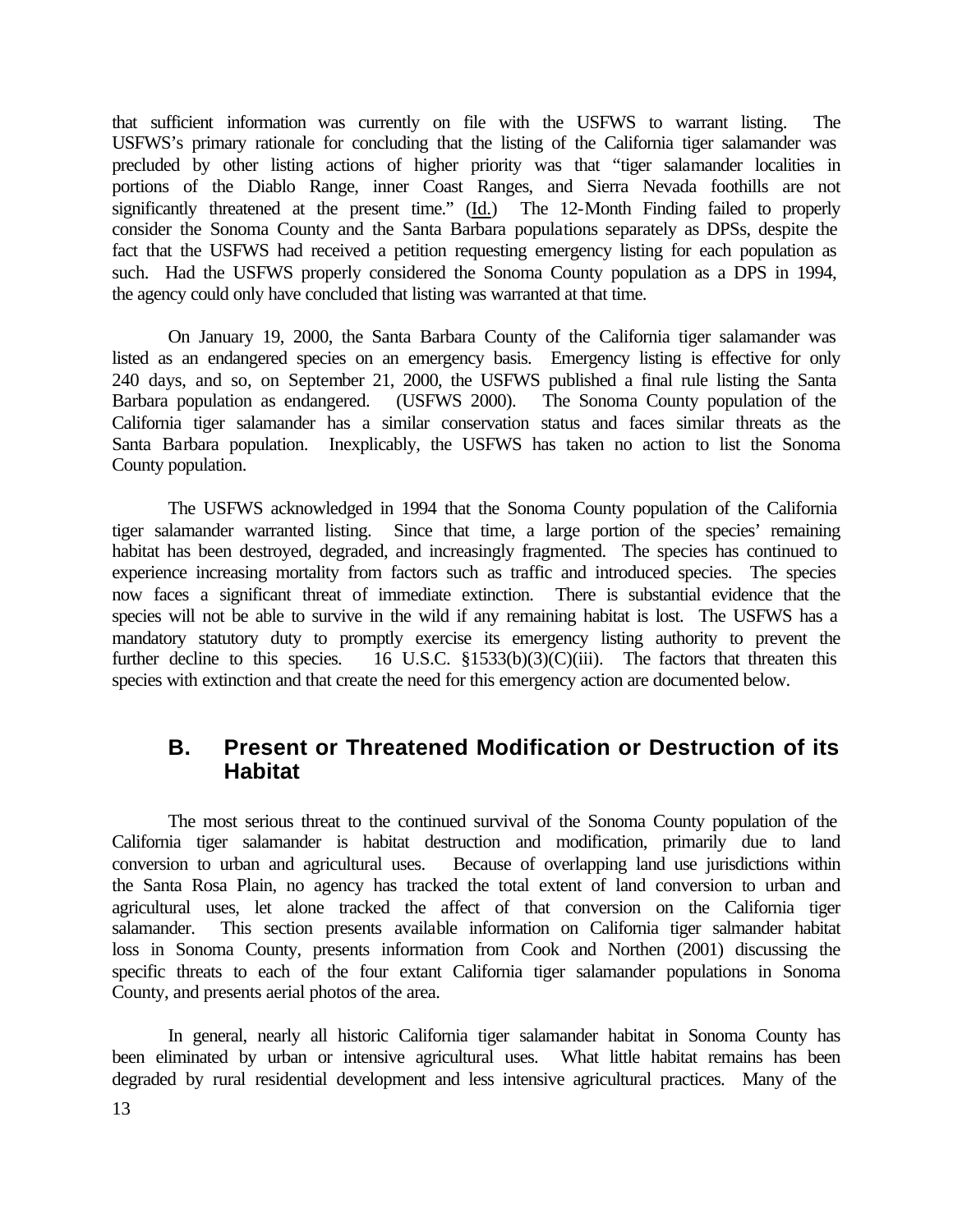that sufficient information was currently on file with the USFWS to warrant listing. The USFWS's primary rationale for concluding that the listing of the California tiger salamander was precluded by other listing actions of higher priority was that "tiger salamander localities in portions of the Diablo Range, inner Coast Ranges, and Sierra Nevada foothills are not significantly threatened at the present time." (Id.) The 12-Month Finding failed to properly consider the Sonoma County and the Santa Barbara populations separately as DPSs, despite the fact that the USFWS had received a petition requesting emergency listing for each population as such. Had the USFWS properly considered the Sonoma County population as a DPS in 1994, the agency could only have concluded that listing was warranted at that time.

On January 19, 2000, the Santa Barbara County of the California tiger salamander was listed as an endangered species on an emergency basis. Emergency listing is effective for only 240 days, and so, on September 21, 2000, the USFWS published a final rule listing the Santa Barbara population as endangered. (USFWS 2000). The Sonoma County population of the California tiger salamander has a similar conservation status and faces similar threats as the Santa Barbara population. Inexplicably, the USFWS has taken no action to list the Sonoma County population.

The USFWS acknowledged in 1994 that the Sonoma County population of the California tiger salamander warranted listing. Since that time, a large portion of the species' remaining habitat has been destroyed, degraded, and increasingly fragmented. The species has continued to experience increasing mortality from factors such as traffic and introduced species. The species now faces a significant threat of immediate extinction. There is substantial evidence that the species will not be able to survive in the wild if any remaining habitat is lost. The USFWS has a mandatory statutory duty to promptly exercise its emergency listing authority to prevent the further decline to this species. 16 U.S.C. §1533(b)(3)(C)(iii). The factors that threaten this species with extinction and that create the need for this emergency action are documented below.

## B. Present or Threatened Modification or Destruction of its Habitat

The most serious threat to the continued survival of the Sonoma County population of the California tiger salamander is habitat destruction and modification, primarily due to land conversion to urban and agricultural uses. Because of overlapping land use jurisdictions within the Santa Rosa Plain, no agency has tracked the total extent of land conversion to urban and agricultural uses, let alone tracked the affect of that conversion on the California tiger salamander. This section presents available information on California tiger salmander habitat loss in Sonoma County, presents information from Cook and Northen (2001) discussing the specific threats to each of the four extant California tiger salamander populations in Sonoma County, and presents aerial photos of the area.

In general, nearly all historic California tiger salamander habitat in Sonoma County has been eliminated by urban or intensive agricultural uses. What little habitat remains has been degraded by rural residential development and less intensive agricultural practices. Many of the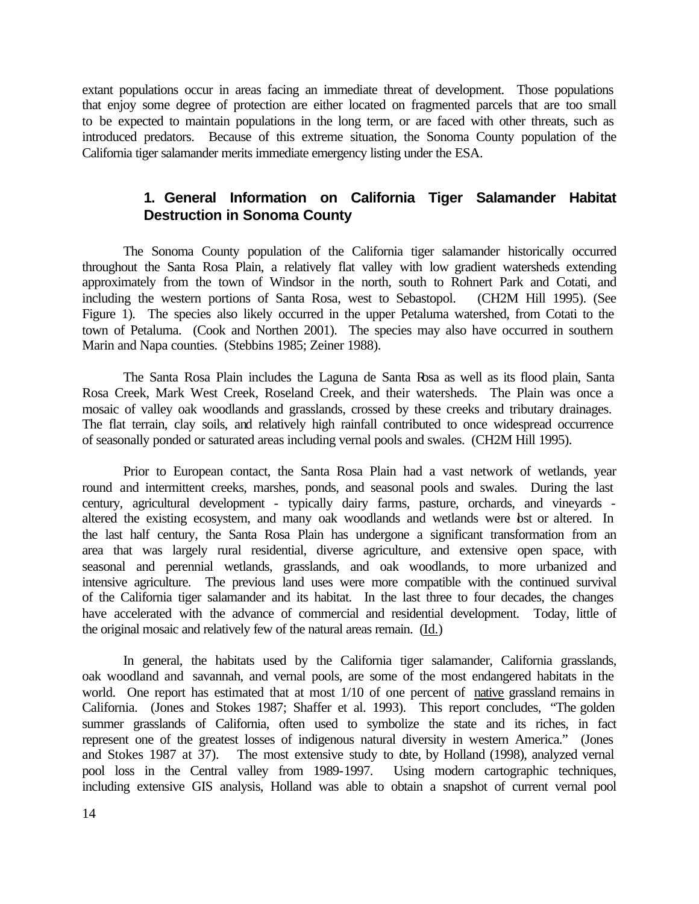extant populations occur in areas facing an immediate threat of development. Those populations that enjoy some degree of protection are either located on fragmented parcels that are too small to be expected to maintain populations in the long term, or are faced with other threats, such as introduced predators. Because of this extreme situation, the Sonoma County population of the California tiger salamander merits immediate emergency listing under the ESA.

### 1. General Information on California Tiger Salamander Habitat Destruction in Sonoma County

The Sonoma County population of the California tiger salamander historically occurred throughout the Santa Rosa Plain, a relatively flat valley with low gradient watersheds extending approximately from the town of Windsor in the north, south to Rohnert Park and Cotati, and including the western portions of Santa Rosa, west to Sebastopol. (CH2M Hill 1995). (See Figure 1). The species also likely occurred in the upper Petaluma watershed, from Cotati to the town of Petaluma. (Cook and Northen 2001). The species may also have occurred in southern Marin and Napa counties. (Stebbins 1985; Zeiner 1988).

The Santa Rosa Plain includes the Laguna de Santa Rosa as well as its flood plain, Santa Rosa Creek, Mark West Creek, Roseland Creek, and their watersheds. The Plain was once a mosaic of valley oak woodlands and grasslands, crossed by these creeks and tributary drainages. The flat terrain, clay soils, and relatively high rainfall contributed to once widespread occurrence of seasonally ponded or saturated areas including vernal pools and swales. (CH2M Hill 1995).

Prior to European contact, the Santa Rosa Plain had a vast network of wetlands, year round and intermittent creeks, marshes, ponds, and seasonal pools and swales. During the last century, agricultural development - typically dairy farms, pasture, orchards, and vineyards - altered the existing ecosystem, and many oak woodlands and wetlands were lost or altered. In the last half century, the Santa Rosa Plain has undergone a significant transformation from an area that was largely rural residential, diverse agriculture, and extensive open space, with seasonal and perennial wetlands, grasslands, and oak woodlands, to more urbanized and intensive agriculture. The previous land uses were more compatible with the continued survival of the California tiger salamander and its habitat. In the last three to four decades, the changes have accelerated with the advance of commercial and residential development. Today, little of the original mosaic and relatively few of the natural areas remain. (Id.)

In general, the habitats used by the California tiger salamander, California grasslands, oak woodland and savannah, and vernal pools, are some of the most endangered habitats in the world. One report has estimated that at most 1/10 of one percent of native grassland remains in California. (Jones and Stokes 1987; Shaffer et al. 1993). This report concludes, "The golden summer grasslands of California, often used to symbolize the state and its riches, in fact represent one of the greatest losses of indigenous natural diversity in western America." (Jones and Stokes 1987 at 37). The most extensive study to date, by Holland (1998), analyzed vernal pool loss in the Central valley from 1989-1997. Using modern cartographic techniques, including extensive GIS analysis, Holland was able to obtain a snapshot of current vernal pool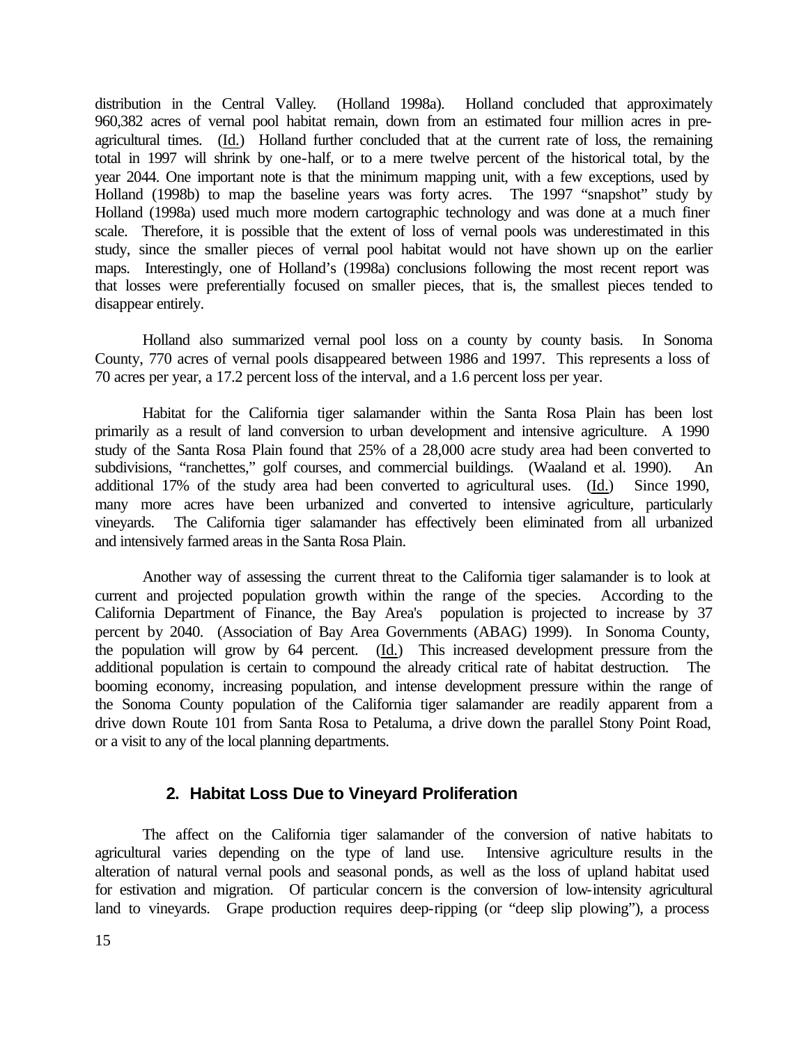distribution in the Central Valley. (Holland 1998a). Holland concluded that approximately 960,382 acres of vernal pool habitat remain, down from an estimated four million acres in pre-agricultural times. (Id.) Holland further concluded that at the current rate of loss, the remaining total in 1997 will shrink by one-half, or to a mere twelve percent of the historical total, by the year 2044. One important note is that the minimum mapping unit, with a few exceptions, used by Holland (1998b) to map the baseline years was forty acres. The 1997 "snapshot" study by Holland (1998a) used much more modern cartographic technology and was done at a much finer scale. Therefore, it is possible that the extent of loss of vernal pools was underestimated in this study, since the smaller pieces of vernal pool habitat would not have shown up on the earlier maps. Interestingly, one of Holland's (1998a) conclusions following the most recent report was that losses were preferentially focused on smaller pieces, that is, the smallest pieces tended to disappear entirely.

Holland also summarized vernal pool loss on a county by county basis. In Sonoma County, 770 acres of vernal pools disappeared between 1986 and 1997. This represents a loss of 70 acres per year, a 17.2 percent loss of the interval, and a 1.6 percent loss per year.

Habitat for the California tiger salamander within the Santa Rosa Plain has been lost primarily as a result of land conversion to urban development and intensive agriculture. A 1990 study of the Santa Rosa Plain found that 25% of a 28,000 acre study area had been converted to subdivisions, "ranchettes," golf courses, and commercial buildings. (Waaland et al. 1990). An additional 17% of the study area had been converted to agricultural uses. (Id.) Since 1990, many more acres have been urbanized and converted to intensive agriculture, particularly vineyards. The California tiger salamander has effectively been eliminated from all urbanized and intensively farmed areas in the Santa Rosa Plain.

Another way of assessing the current threat to the California tiger salamander is to look at current and projected population growth within the range of the species. According to the California Department of Finance, the Bay Area's population is projected to increase by 37 percent by 2040. (Association of Bay Area Governments (ABAG) 1999). In Sonoma County, the population will grow by 64 percent. (Id.) This increased development pressure from the additional population is certain to compound the already critical rate of habitat destruction. The booming economy, increasing population, and intense development pressure within the range of the Sonoma County population of the California tiger salamander are readily apparent from a drive down Route 101 from Santa Rosa to Petaluma, a drive down the parallel Stony Point Road, or a visit to any of the local planning departments.

### 2. Habitat Loss Due to Vineyard Proliferation

The affect on the California tiger salamander of the conversion of native habitats to agricultural varies depending on the type of land use. Intensive agriculture results in the alteration of natural vernal pools and seasonal ponds, as well as the loss of upland habitat used for estivation and migration. Of particular concern is the conversion of low-intensity agricultural land to vineyards. Grape production requires deep-ripping (or "deep slip plowing"), a process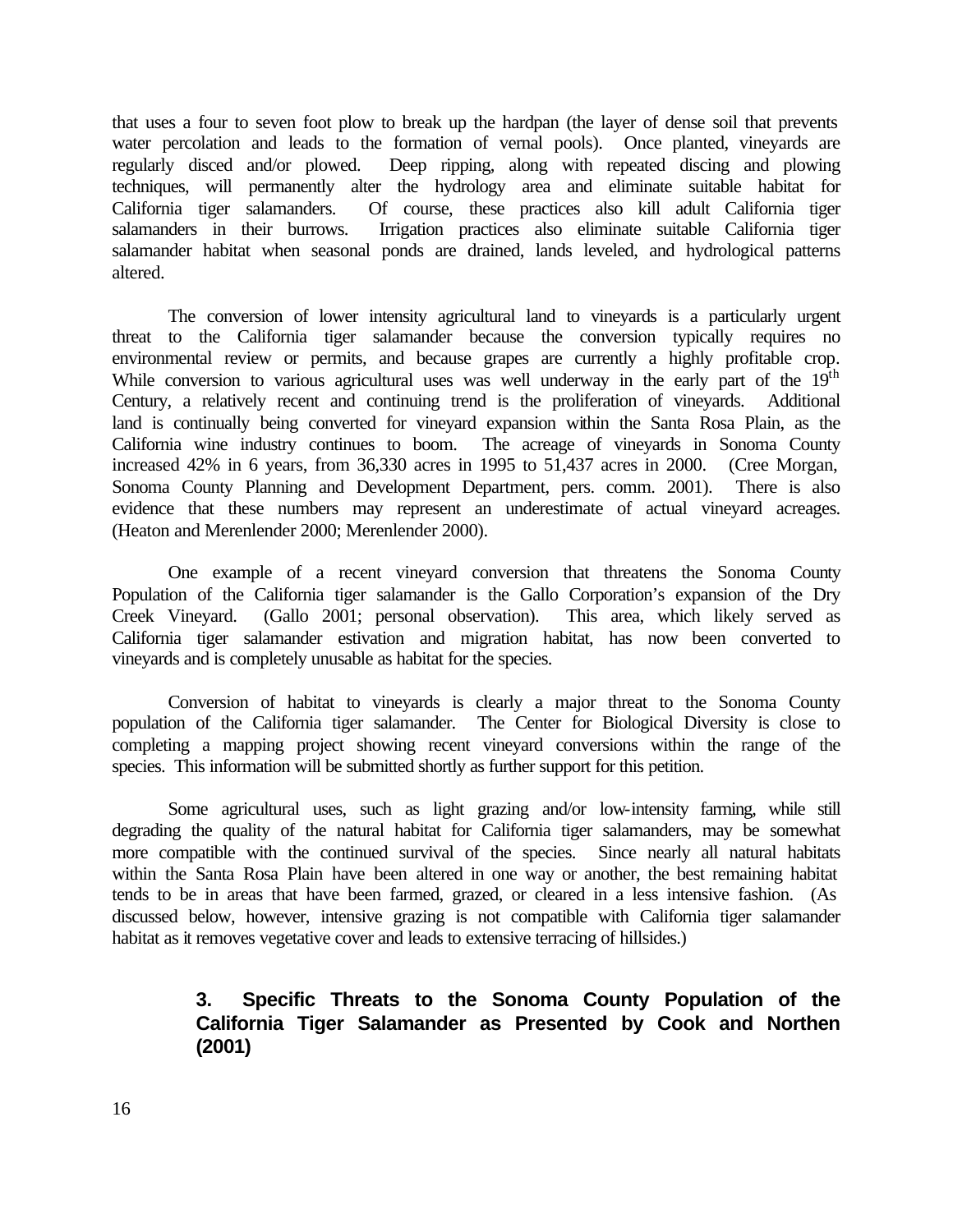that uses a four to seven foot plow to break up the hardpan (the layer of dense soil that prevents water percolation and leads to the formation of vernal pools). Once planted, vineyards are regularly disced and/or plowed. Deep ripping, along with repeated discing and plowing techniques, will permanently alter the hydrology area and eliminate suitable habitat for California tiger salamanders. Of course, these practices also kill adult California tiger salamanders in their burrows. Irrigation practices also eliminate suitable California tiger salamander habitat when seasonal ponds are drained, lands leveled, and hydrological patterns altered.

The conversion of lower intensity agricultural land to vineyards is a particularly urgent threat to the California tiger salamander because the conversion typically requires no environmental review or permits, and because grapes are currently a highly profitable crop. While conversion to various agricultural uses was well underway in the early part of the 19th Century, a relatively recent and continuing trend is the proliferation of vineyards. Additional land is continually being converted for vineyard expansion within the Santa Rosa Plain, as the California wine industry continues to boom. The acreage of vineyards in Sonoma County increased 42% in 6 years, from 36,330 acres in 1995 to 51,437 acres in 2000. (Cree Morgan, Sonoma County Planning and Development Department, pers. comm. 2001). There is also evidence that these numbers may represent an underestimate of actual vineyard acreages. (Heaton and Merenlender 2000; Merenlender 2000).

One example of a recent vineyard conversion that threatens the Sonoma County Population of the California tiger salamander is the Gallo Corporation's expansion of the Dry Creek Vineyard. (Gallo 2001; personal observation). This area, which likely served as California tiger salamander estivation and migration habitat, has now been converted to vineyards and is completely unusable as habitat for the species.

Conversion of habitat to vineyards is clearly a major threat to the Sonoma County population of the California tiger salamander. The Center for Biological Diversity is close to completing a mapping project showing recent vineyard conversions within the range of the species. This information will be submitted shortly as further support for this petition.

Some agricultural uses, such as light grazing and/or low-intensity farming, while still degrading the quality of the natural habitat for California tiger salamanders, may be somewhat more compatible with the continued survival of the species. Since nearly all natural habitats within the Santa Rosa Plain have been altered in one way or another, the best remaining habitat tends to be in areas that have been farmed, grazed, or cleared in a less intensive fashion. (As discussed below, however, intensive grazing is not compatible with California tiger salamander habitat as it removes vegetative cover and leads to extensive terracing of hillsides.)

### 3. Specific Threats to the Sonoma County Population of the California Tiger Salamander as Presented by Cook and Northen (2001)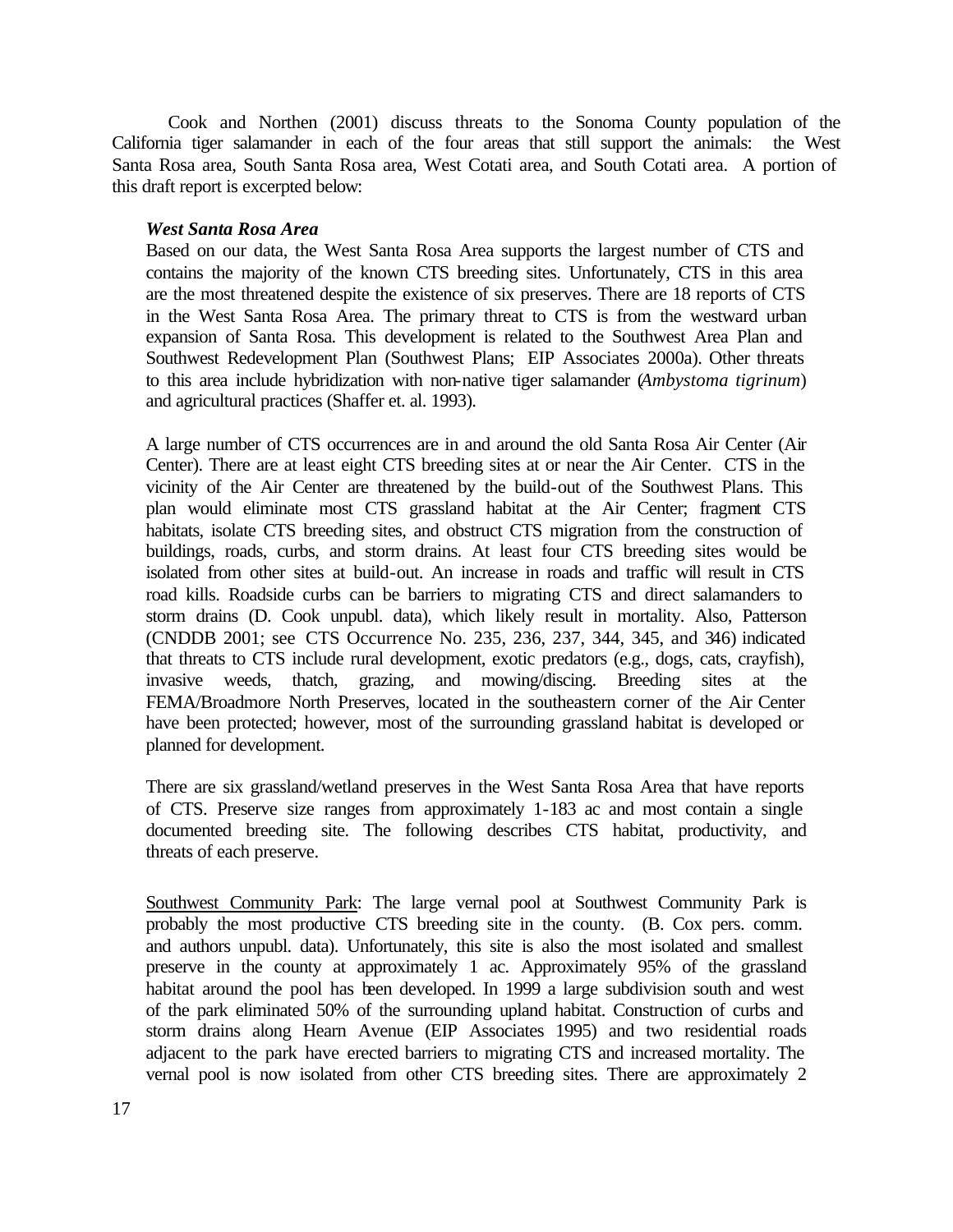Cook and Northen (2001) discuss threats to the Sonoma County population of the California tiger salamander in each of the four areas that still support the animals: the West Santa Rosa area, South Santa Rosa area, West Cotati area, and South Cotati area. A portion of this draft report is excerpted below:

> ***West Santa Rosa Area***
>
> Based on our data, the West Santa Rosa Area supports the largest number of CTS and contains the majority of the known CTS breeding sites. Unfortunately, CTS in this area are the most threatened despite the existence of six preserves. There are 18 reports of CTS in the West Santa Rosa Area. The primary threat to CTS is from the westward urban expansion of Santa Rosa. This development is related to the Southwest Area Plan and Southwest Redevelopment Plan (Southwest Plans; EIP Associates 2000a). Other threats to this area include hybridization with non-native tiger salamander (*Ambystoma tigrinum*) and agricultural practices (Shaffer et. al. 1993).
>
> A large number of CTS occurrences are in and around the old Santa Rosa Air Center (Air Center). There are at least eight CTS breeding sites at or near the Air Center. CTS in the vicinity of the Air Center are threatened by the build-out of the Southwest Plans. This plan would eliminate most CTS grassland habitat at the Air Center; fragment CTS habitats, isolate CTS breeding sites, and obstruct CTS migration from the construction of buildings, roads, curbs, and storm drains. At least four CTS breeding sites would be isolated from other sites at build-out. An increase in roads and traffic will result in CTS road kills. Roadside curbs can be barriers to migrating CTS and direct salamanders to storm drains (D. Cook unpubl. data), which likely result in mortality. Also, Patterson (CNDDB 2001; see CTS Occurrence No. 235, 236, 237, 344, 345, and 346) indicated that threats to CTS include rural development, exotic predators (e.g., dogs, cats, crayfish), invasive weeds, thatch, grazing, and mowing/discing. Breeding sites at the FEMA/Broadmore North Preserves, located in the southeastern corner of the Air Center have been protected; however, most of the surrounding grassland habitat is developed or planned for development.
>
> There are six grassland/wetland preserves in the West Santa Rosa Area that have reports of CTS. Preserve size ranges from approximately 1-183 ac and most contain a single documented breeding site. The following describes CTS habitat, productivity, and threats of each preserve.
>
> Southwest Community Park: The large vernal pool at Southwest Community Park is probably the most productive CTS breeding site in the county. (B. Cox pers. comm. and authors unpubl. data). Unfortunately, this site is also the most isolated and smallest preserve in the county at approximately 1 ac. Approximately 95% of the grassland habitat around the pool has been developed. In 1999 a large subdivision south and west of the park eliminated 50% of the surrounding upland habitat. Construction of curbs and storm drains along Hearn Avenue (EIP Associates 1995) and two residential roads adjacent to the park have erected barriers to migrating CTS and increased mortality. The vernal pool is now isolated from other CTS breeding sites. There are approximately 2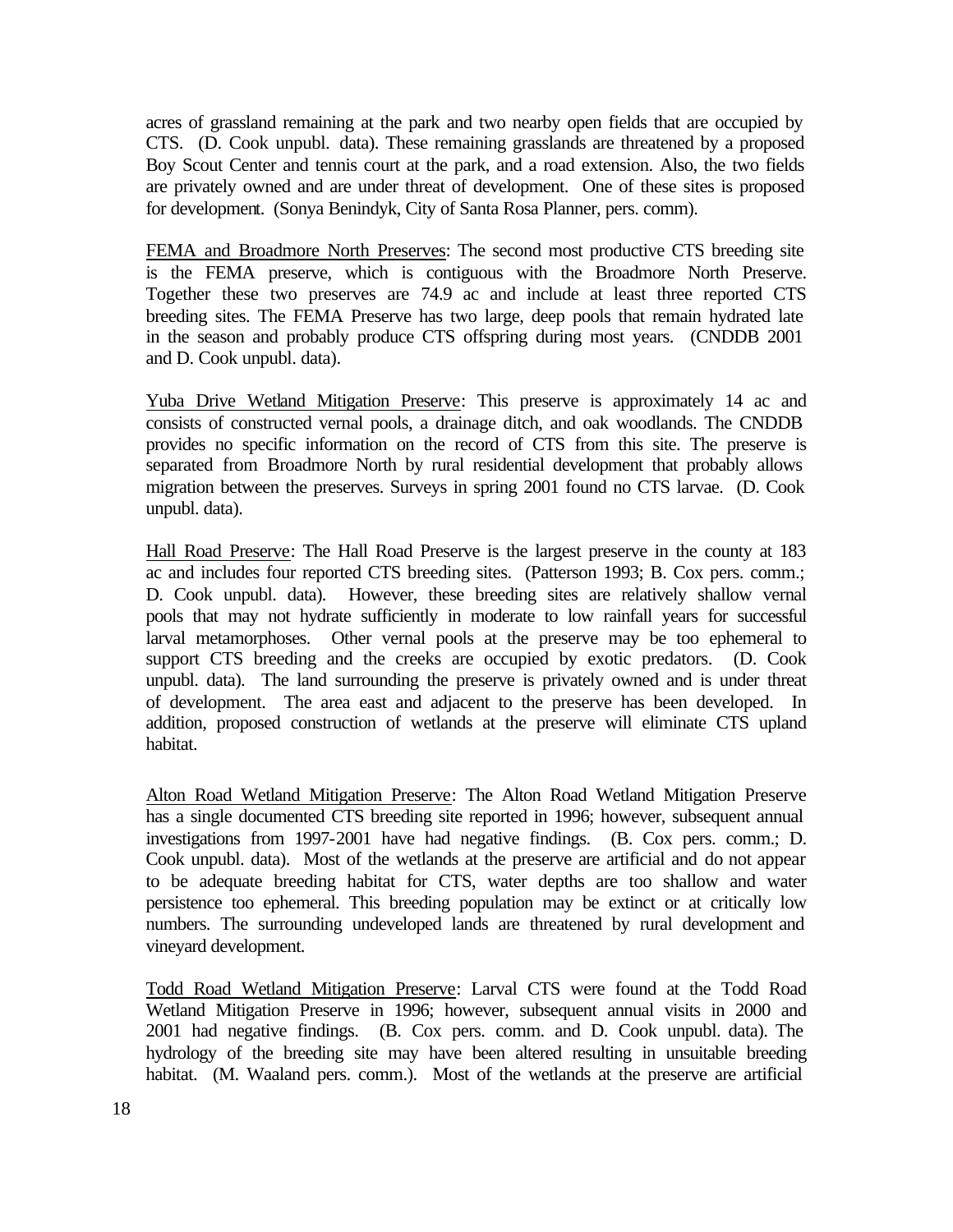acres of grassland remaining at the park and two nearby open fields that are occupied by CTS. (D. Cook unpubl. data). These remaining grasslands are threatened by a proposed Boy Scout Center and tennis court at the park, and a road extension. Also, the two fields are privately owned and are under threat of development. One of these sites is proposed for development. (Sonya Benindyk, City of Santa Rosa Planner, pers. comm).

<u>FEMA and Broadmore North Preserves</u>: The second most productive CTS breeding site is the FEMA preserve, which is contiguous with the Broadmore North Preserve. Together these two preserves are 74.9 ac and include at least three reported CTS breeding sites. The FEMA Preserve has two large, deep pools that remain hydrated late in the season and probably produce CTS offspring during most years. (CNDDB 2001 and D. Cook unpubl. data).

<u>Yuba Drive Wetland Mitigation Preserve</u>: This preserve is approximately 14 ac and consists of constructed vernal pools, a drainage ditch, and oak woodlands. The CNDDB provides no specific information on the record of CTS from this site. The preserve is separated from Broadmore North by rural residential development that probably allows migration between the preserves. Surveys in spring 2001 found no CTS larvae. (D. Cook unpubl. data).

<u>Hall Road Preserve</u>: The Hall Road Preserve is the largest preserve in the county at 183 ac and includes four reported CTS breeding sites. (Patterson 1993; B. Cox pers. comm.; D. Cook unpubl. data). However, these breeding sites are relatively shallow vernal pools that may not hydrate sufficiently in moderate to low rainfall years for successful larval metamorphoses. Other vernal pools at the preserve may be too ephemeral to support CTS breeding and the creeks are occupied by exotic predators. (D. Cook unpubl. data). The land surrounding the preserve is privately owned and is under threat of development. The area east and adjacent to the preserve has been developed. In addition, proposed construction of wetlands at the preserve will eliminate CTS upland habitat.

<u>Alton Road Wetland Mitigation Preserve</u>: The Alton Road Wetland Mitigation Preserve has a single documented CTS breeding site reported in 1996; however, subsequent annual investigations from 1997-2001 have had negative findings. (B. Cox pers. comm.; D. Cook unpubl. data). Most of the wetlands at the preserve are artificial and do not appear to be adequate breeding habitat for CTS, water depths are too shallow and water persistence too ephemeral. This breeding population may be extinct or at critically low numbers. The surrounding undeveloped lands are threatened by rural development and vineyard development.

<u>Todd Road Wetland Mitigation Preserve</u>: Larval CTS were found at the Todd Road Wetland Mitigation Preserve in 1996; however, subsequent annual visits in 2000 and 2001 had negative findings. (B. Cox pers. comm. and D. Cook unpubl. data). The hydrology of the breeding site may have been altered resulting in unsuitable breeding habitat. (M. Waaland pers. comm.). Most of the wetlands at the preserve are artificial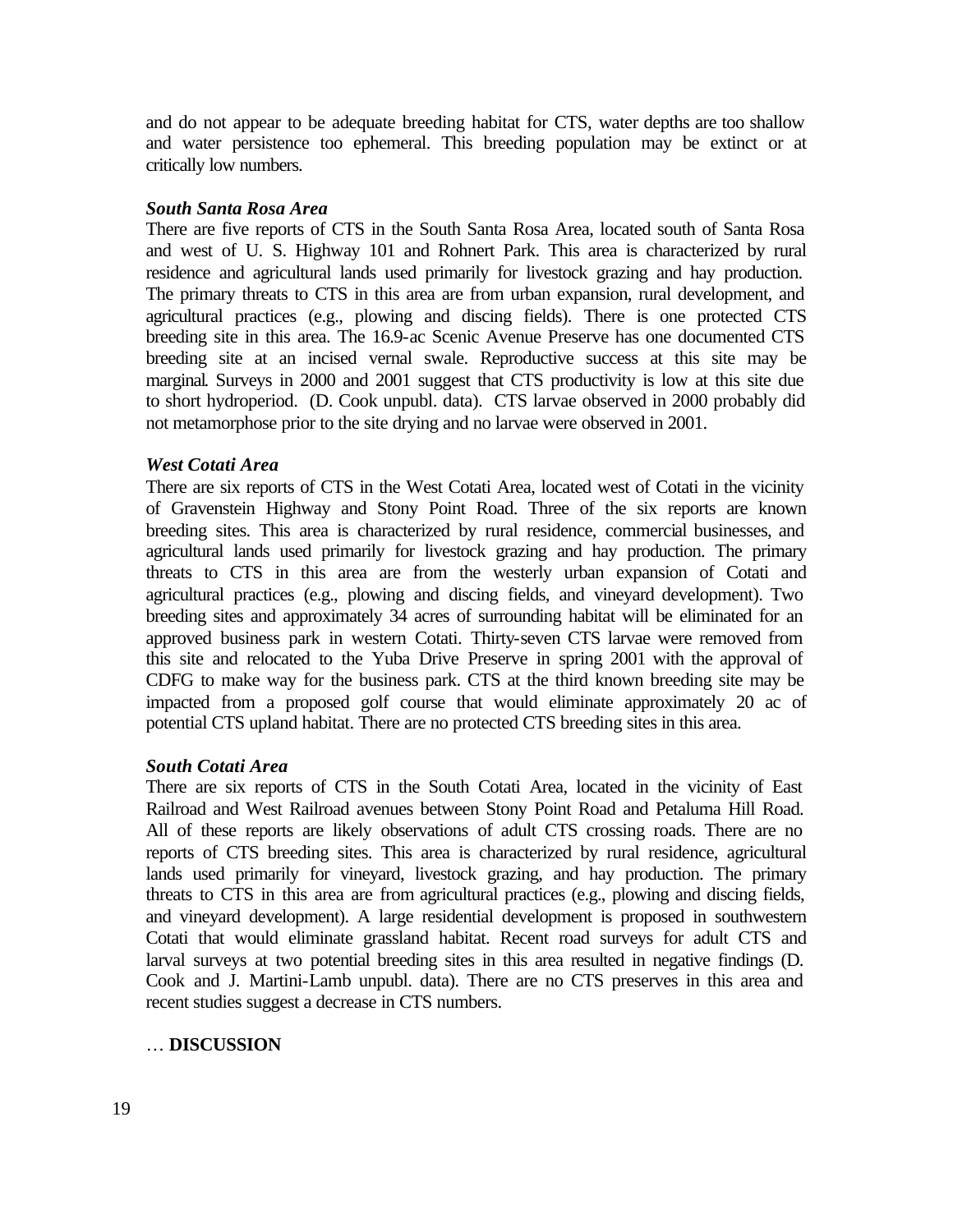and do not appear to be adequate breeding habitat for CTS, water depths are too shallow and water persistence too ephemeral. This breeding population may be extinct or at critically low numbers.

***South Santa Rosa Area***

There are five reports of CTS in the South Santa Rosa Area, located south of Santa Rosa and west of U. S. Highway 101 and Rohnert Park. This area is characterized by rural residence and agricultural lands used primarily for livestock grazing and hay production. The primary threats to CTS in this area are from urban expansion, rural development, and agricultural practices (e.g., plowing and discing fields). There is one protected CTS breeding site in this area. The 16.9-ac Scenic Avenue Preserve has one documented CTS breeding site at an incised vernal swale. Reproductive success at this site may be marginal. Surveys in 2000 and 2001 suggest that CTS productivity is low at this site due to short hydroperiod. (D. Cook unpubl. data). CTS larvae observed in 2000 probably did not metamorphose prior to the site drying and no larvae were observed in 2001.

***West Cotati Area***

There are six reports of CTS in the West Cotati Area, located west of Cotati in the vicinity of Gravenstein Highway and Stony Point Road. Three of the six reports are known breeding sites. This area is characterized by rural residence, commercial businesses, and agricultural lands used primarily for livestock grazing and hay production. The primary threats to CTS in this area are from the westerly urban expansion of Cotati and agricultural practices (e.g., plowing and discing fields, and vineyard development). Two breeding sites and approximately 34 acres of surrounding habitat will be eliminated for an approved business park in western Cotati. Thirty-seven CTS larvae were removed from this site and relocated to the Yuba Drive Preserve in spring 2001 with the approval of CDFG to make way for the business park. CTS at the third known breeding site may be impacted from a proposed golf course that would eliminate approximately 20 ac of potential CTS upland habitat. There are no protected CTS breeding sites in this area.

***South Cotati Area***

There are six reports of CTS in the South Cotati Area, located in the vicinity of East Railroad and West Railroad avenues between Stony Point Road and Petaluma Hill Road. All of these reports are likely observations of adult CTS crossing roads. There are no reports of CTS breeding sites. This area is characterized by rural residence, agricultural lands used primarily for vineyard, livestock grazing, and hay production. The primary threats to CTS in this area are from agricultural practices (e.g., plowing and discing fields, and vineyard development). A large residential development is proposed in southwestern Cotati that would eliminate grassland habitat. Recent road surveys for adult CTS and larval surveys at two potential breeding sites in this area resulted in negative findings (D. Cook and J. Martini-Lamb unpubl. data). There are no CTS preserves in this area and recent studies suggest a decrease in CTS numbers.

… **DISCUSSION**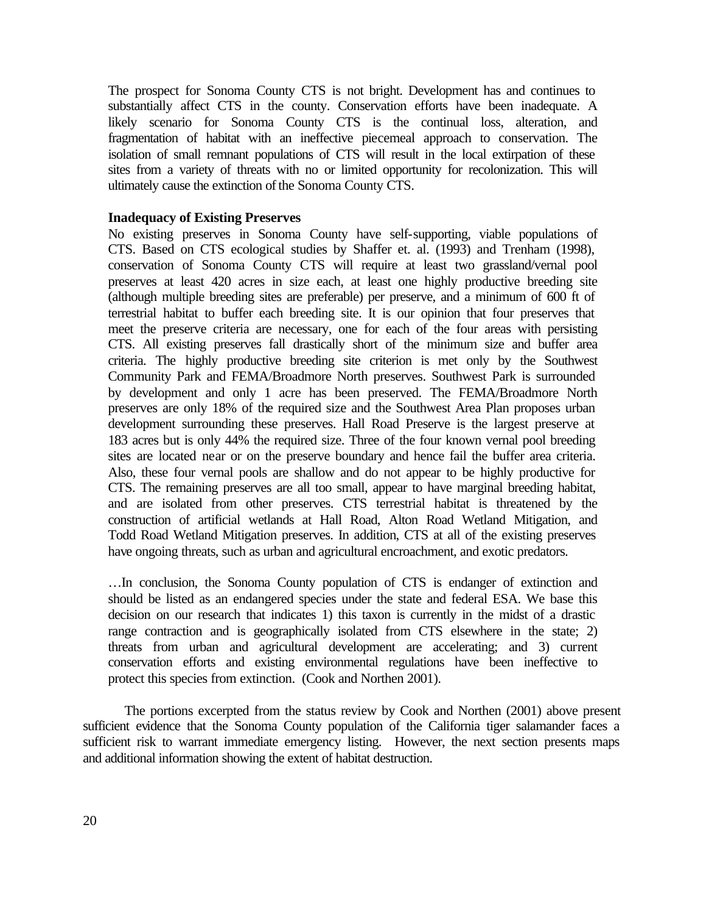The prospect for Sonoma County CTS is not bright. Development has and continues to substantially affect CTS in the county. Conservation efforts have been inadequate. A likely scenario for Sonoma County CTS is the continual loss, alteration, and fragmentation of habitat with an ineffective piecemeal approach to conservation. The isolation of small remnant populations of CTS will result in the local extirpation of these sites from a variety of threats with no or limited opportunity for recolonization. This will ultimately cause the extinction of the Sonoma County CTS.

**Inadequacy of Existing Preserves**

No existing preserves in Sonoma County have self-supporting, viable populations of CTS. Based on CTS ecological studies by Shaffer et. al. (1993) and Trenham (1998), conservation of Sonoma County CTS will require at least two grassland/vernal pool preserves at least 420 acres in size each, at least one highly productive breeding site (although multiple breeding sites are preferable) per preserve, and a minimum of 600 ft of terrestrial habitat to buffer each breeding site. It is our opinion that four preserves that meet the preserve criteria are necessary, one for each of the four areas with persisting CTS. All existing preserves fall drastically short of the minimum size and buffer area criteria. The highly productive breeding site criterion is met only by the Southwest Community Park and FEMA/Broadmore North preserves. Southwest Park is surrounded by development and only 1 acre has been preserved. The FEMA/Broadmore North preserves are only 18% of the required size and the Southwest Area Plan proposes urban development surrounding these preserves. Hall Road Preserve is the largest preserve at 183 acres but is only 44% the required size. Three of the four known vernal pool breeding sites are located near or on the preserve boundary and hence fail the buffer area criteria. Also, these four vernal pools are shallow and do not appear to be highly productive for CTS. The remaining preserves are all too small, appear to have marginal breeding habitat, and are isolated from other preserves. CTS terrestrial habitat is threatened by the construction of artificial wetlands at Hall Road, Alton Road Wetland Mitigation, and Todd Road Wetland Mitigation preserves. In addition, CTS at all of the existing preserves have ongoing threats, such as urban and agricultural encroachment, and exotic predators.

…In conclusion, the Sonoma County population of CTS is endanger of extinction and should be listed as an endangered species under the state and federal ESA. We base this decision on our research that indicates 1) this taxon is currently in the midst of a drastic range contraction and is geographically isolated from CTS elsewhere in the state; 2) threats from urban and agricultural development are accelerating; and 3) current conservation efforts and existing environmental regulations have been ineffective to protect this species from extinction. (Cook and Northen 2001).

The portions excerpted from the status review by Cook and Northen (2001) above present sufficient evidence that the Sonoma County population of the California tiger salamander faces a sufficient risk to warrant immediate emergency listing. However, the next section presents maps and additional information showing the extent of habitat destruction.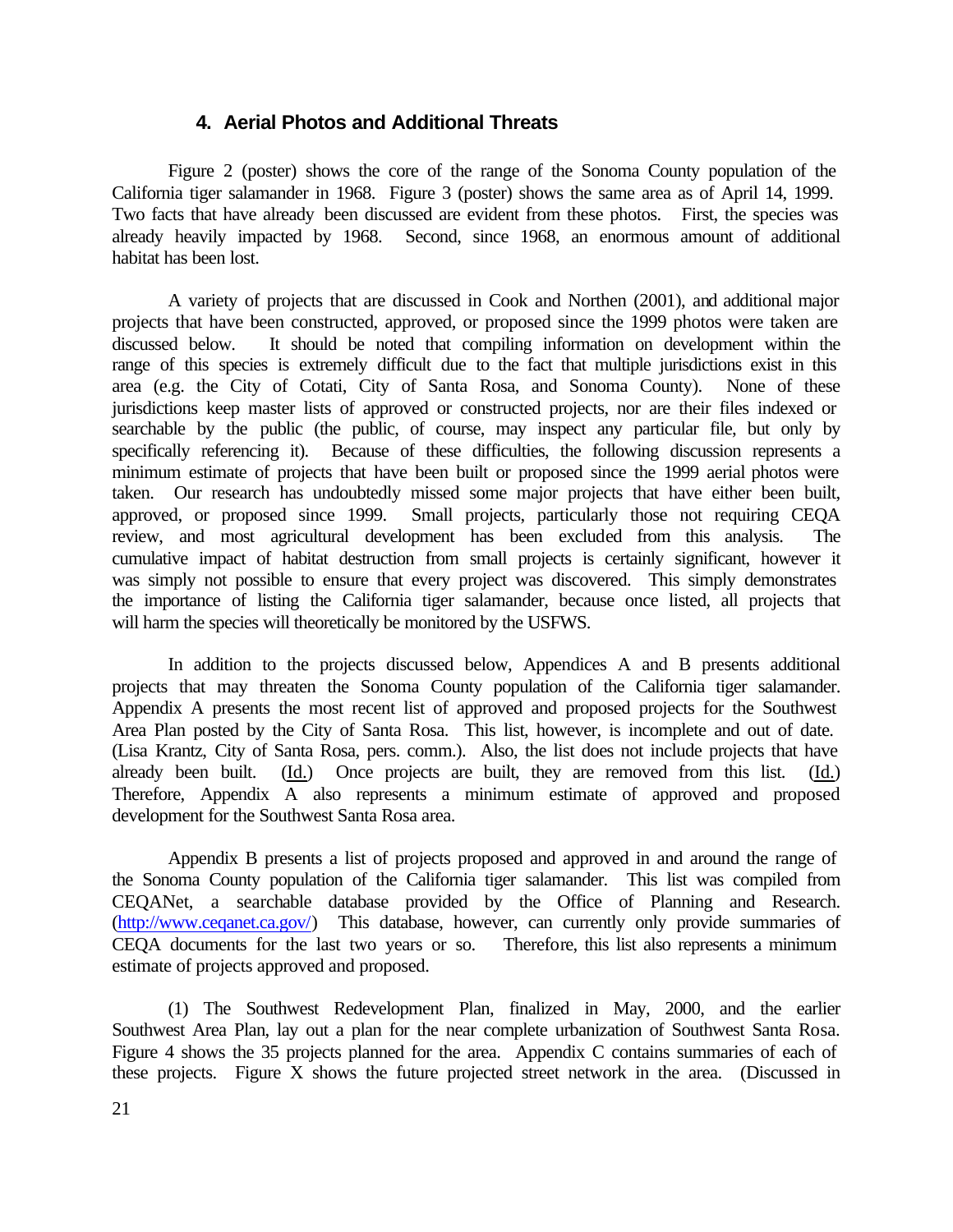### 4. Aerial Photos and Additional Threats

Figure 2 (poster) shows the core of the range of the Sonoma County population of the California tiger salamander in 1968. Figure 3 (poster) shows the same area as of April 14, 1999. Two facts that have already been discussed are evident from these photos. First, the species was already heavily impacted by 1968. Second, since 1968, an enormous amount of additional habitat has been lost.

A variety of projects that are discussed in Cook and Northen (2001), and additional major projects that have been constructed, approved, or proposed since the 1999 photos were taken are discussed below. It should be noted that compiling information on development within the range of this species is extremely difficult due to the fact that multiple jurisdictions exist in this area (e.g. the City of Cotati, City of Santa Rosa, and Sonoma County). None of these jurisdictions keep master lists of approved or constructed projects, nor are their files indexed or searchable by the public (the public, of course, may inspect any particular file, but only by specifically referencing it). Because of these difficulties, the following discussion represents a minimum estimate of projects that have been built or proposed since the 1999 aerial photos were taken. Our research has undoubtedly missed some major projects that have either been built, approved, or proposed since 1999. Small projects, particularly those not requiring CEQA review, and most agricultural development has been excluded from this analysis. The cumulative impact of habitat destruction from small projects is certainly significant, however it was simply not possible to ensure that every project was discovered. This simply demonstrates the importance of listing the California tiger salamander, because once listed, all projects that will harm the species will theoretically be monitored by the USFWS.

In addition to the projects discussed below, Appendices A and B presents additional projects that may threaten the Sonoma County population of the California tiger salamander. Appendix A presents the most recent list of approved and proposed projects for the Southwest Area Plan posted by the City of Santa Rosa. This list, however, is incomplete and out of date. (Lisa Krantz, City of Santa Rosa, pers. comm.). Also, the list does not include projects that have already been built. (Id.) Once projects are built, they are removed from this list. (Id.) Therefore, Appendix A also represents a minimum estimate of approved and proposed development for the Southwest Santa Rosa area.

Appendix B presents a list of projects proposed and approved in and around the range of the Sonoma County population of the California tiger salamander. This list was compiled from CEQANet, a searchable database provided by the Office of Planning and Research. (http://www.ceqanet.ca.gov/) This database, however, can currently only provide summaries of CEQA documents for the last two years or so. Therefore, this list also represents a minimum estimate of projects approved and proposed.

(1) The Southwest Redevelopment Plan, finalized in May, 2000, and the earlier Southwest Area Plan, lay out a plan for the near complete urbanization of Southwest Santa Rosa. Figure 4 shows the 35 projects planned for the area. Appendix C contains summaries of each of these projects. Figure X shows the future projected street network in the area. (Discussed in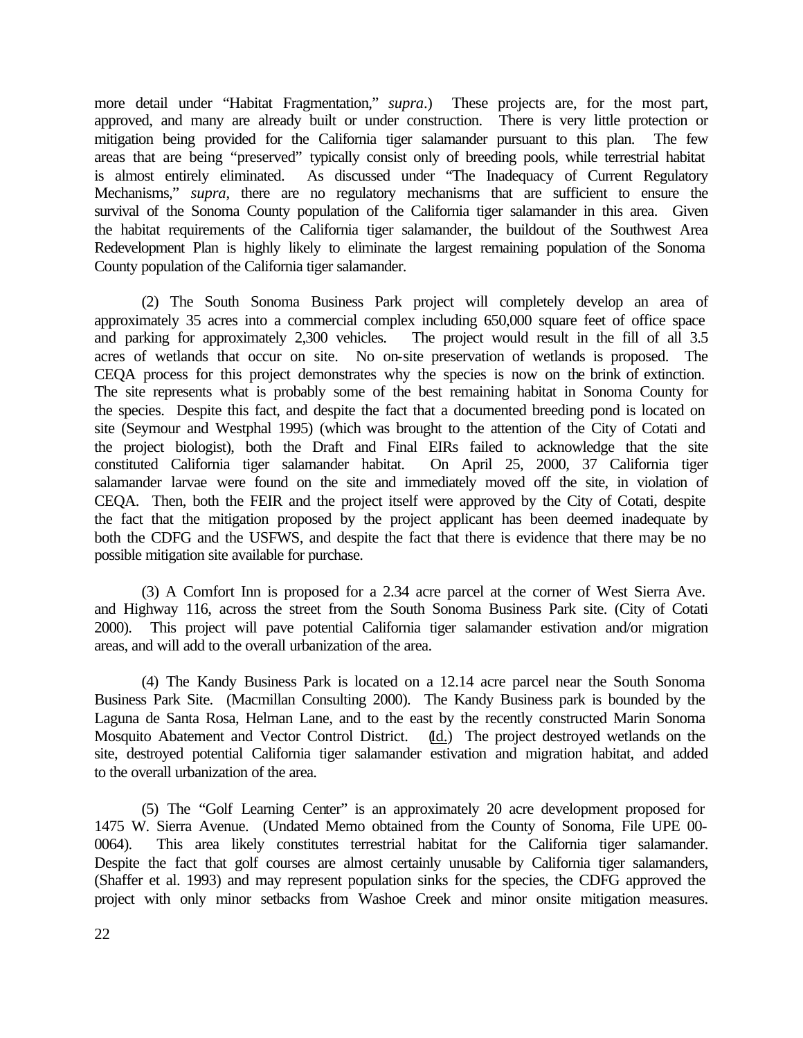more detail under "Habitat Fragmentation," *supra*.) These projects are, for the most part, approved, and many are already built or under construction. There is very little protection or mitigation being provided for the California tiger salamander pursuant to this plan. The few areas that are being "preserved" typically consist only of breeding pools, while terrestrial habitat is almost entirely eliminated. As discussed under "The Inadequacy of Current Regulatory Mechanisms," *supra*, there are no regulatory mechanisms that are sufficient to ensure the survival of the Sonoma County population of the California tiger salamander in this area. Given the habitat requirements of the California tiger salamander, the buildout of the Southwest Area Redevelopment Plan is highly likely to eliminate the largest remaining population of the Sonoma County population of the California tiger salamander.

(2) The South Sonoma Business Park project will completely develop an area of approximately 35 acres into a commercial complex including 650,000 square feet of office space and parking for approximately 2,300 vehicles. The project would result in the fill of all 3.5 acres of wetlands that occur on site. No on-site preservation of wetlands is proposed. The CEQA process for this project demonstrates why the species is now on the brink of extinction. The site represents what is probably some of the best remaining habitat in Sonoma County for the species. Despite this fact, and despite the fact that a documented breeding pond is located on site (Seymour and Westphal 1995) (which was brought to the attention of the City of Cotati and the project biologist), both the Draft and Final EIRs failed to acknowledge that the site constituted California tiger salamander habitat. On April 25, 2000, 37 California tiger salamander larvae were found on the site and immediately moved off the site, in violation of CEQA. Then, both the FEIR and the project itself were approved by the City of Cotati, despite the fact that the mitigation proposed by the project applicant has been deemed inadequate by both the CDFG and the USFWS, and despite the fact that there is evidence that there may be no possible mitigation site available for purchase.

(3) A Comfort Inn is proposed for a 2.34 acre parcel at the corner of West Sierra Ave. and Highway 116, across the street from the South Sonoma Business Park site. (City of Cotati 2000). This project will pave potential California tiger salamander estivation and/or migration areas, and will add to the overall urbanization of the area.

(4) The Kandy Business Park is located on a 12.14 acre parcel near the South Sonoma Business Park Site. (Macmillan Consulting 2000). The Kandy Business park is bounded by the Laguna de Santa Rosa, Helman Lane, and to the east by the recently constructed Marin Sonoma Mosquito Abatement and Vector Control District. (Id.) The project destroyed wetlands on the site, destroyed potential California tiger salamander estivation and migration habitat, and added to the overall urbanization of the area.

(5) The "Golf Learning Center" is an approximately 20 acre development proposed for 1475 W. Sierra Avenue. (Undated Memo obtained from the County of Sonoma, File UPE 00-0064). This area likely constitutes terrestrial habitat for the California tiger salamander. Despite the fact that golf courses are almost certainly unusable by California tiger salamanders, (Shaffer et al. 1993) and may represent population sinks for the species, the CDFG approved the project with only minor setbacks from Washoe Creek and minor onsite mitigation measures.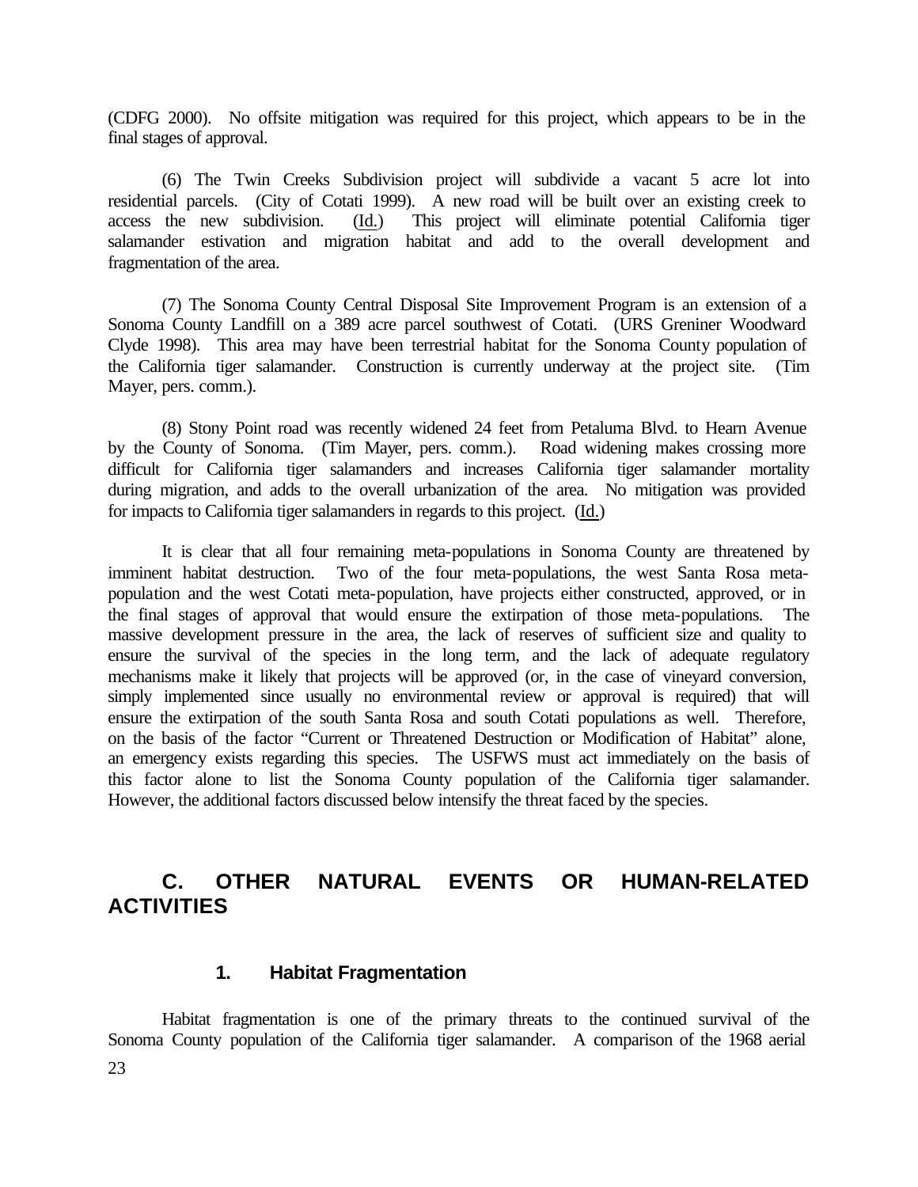(CDFG 2000). No offsite mitigation was required for this project, which appears to be in the final stages of approval.

(6) The Twin Creeks Subdivision project will subdivide a vacant 5 acre lot into residential parcels. (City of Cotati 1999). A new road will be built over an existing creek to access the new subdivision. (Id.) This project will eliminate potential California tiger salamander estivation and migration habitat and add to the overall development and fragmentation of the area.

(7) The Sonoma County Central Disposal Site Improvement Program is an extension of a Sonoma County Landfill on a 389 acre parcel southwest of Cotati. (URS Greniner Woodward Clyde 1998). This area may have been terrestrial habitat for the Sonoma County population of the California tiger salamander. Construction is currently underway at the project site. (Tim Mayer, pers. comm.).

(8) Stony Point road was recently widened 24 feet from Petaluma Blvd. to Hearn Avenue by the County of Sonoma. (Tim Mayer, pers. comm.). Road widening makes crossing more difficult for California tiger salamanders and increases California tiger salamander mortality during migration, and adds to the overall urbanization of the area. No mitigation was provided for impacts to California tiger salamanders in regards to this project. (Id.)

It is clear that all four remaining meta-populations in Sonoma County are threatened by imminent habitat destruction. Two of the four meta-populations, the west Santa Rosa meta-population and the west Cotati meta-population, have projects either constructed, approved, or in the final stages of approval that would ensure the extirpation of those meta-populations. The massive development pressure in the area, the lack of reserves of sufficient size and quality to ensure the survival of the species in the long term, and the lack of adequate regulatory mechanisms make it likely that projects will be approved (or, in the case of vineyard conversion, simply implemented since usually no environmental review or approval is required) that will ensure the extirpation of the south Santa Rosa and south Cotati populations as well. Therefore, on the basis of the factor "Current or Threatened Destruction or Modification of Habitat" alone, an emergency exists regarding this species. The USFWS must act immediately on the basis of this factor alone to list the Sonoma County population of the California tiger salamander. However, the additional factors discussed below intensify the threat faced by the species.

## C. OTHER NATURAL EVENTS OR HUMAN-RELATED ACTIVITIES

### 1. Habitat Fragmentation

Habitat fragmentation is one of the primary threats to the continued survival of the Sonoma County population of the California tiger salamander. A comparison of the 1968 aerial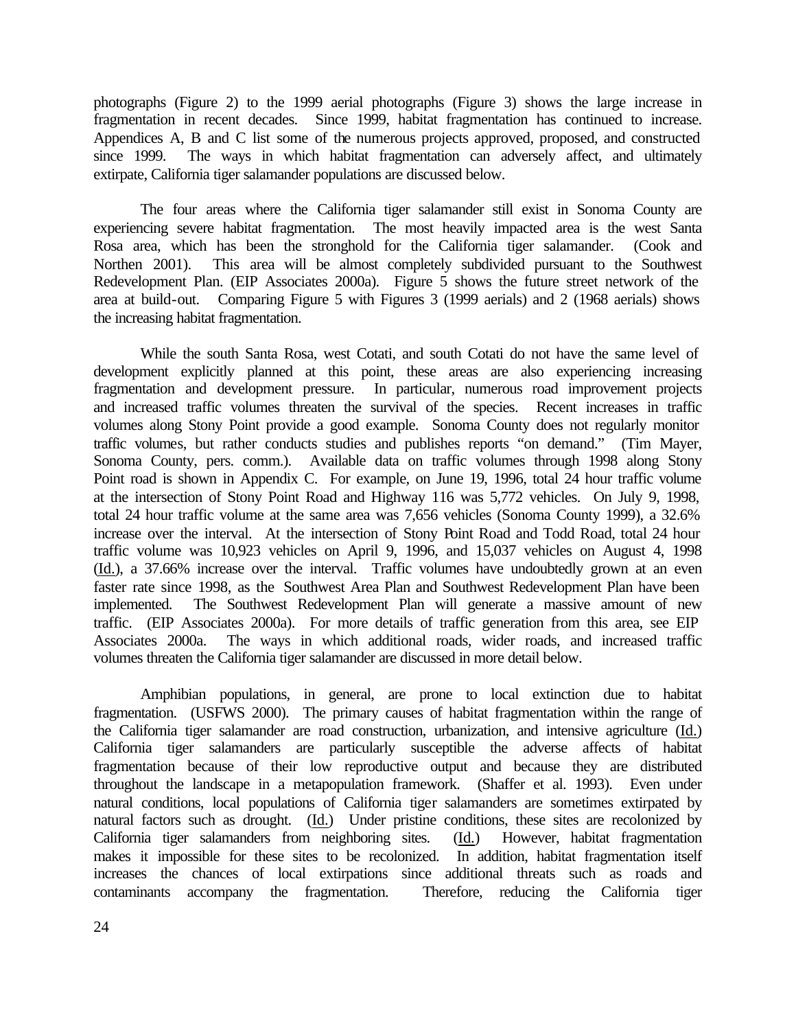photographs (Figure 2) to the 1999 aerial photographs (Figure 3) shows the large increase in fragmentation in recent decades. Since 1999, habitat fragmentation has continued to increase. Appendices A, B and C list some of the numerous projects approved, proposed, and constructed since 1999. The ways in which habitat fragmentation can adversely affect, and ultimately extirpate, California tiger salamander populations are discussed below.

The four areas where the California tiger salamander still exist in Sonoma County are experiencing severe habitat fragmentation. The most heavily impacted area is the west Santa Rosa area, which has been the stronghold for the California tiger salamander. (Cook and Northen 2001). This area will be almost completely subdivided pursuant to the Southwest Redevelopment Plan. (EIP Associates 2000a). Figure 5 shows the future street network of the area at build-out. Comparing Figure 5 with Figures 3 (1999 aerials) and 2 (1968 aerials) shows the increasing habitat fragmentation.

While the south Santa Rosa, west Cotati, and south Cotati do not have the same level of development explicitly planned at this point, these areas are also experiencing increasing fragmentation and development pressure. In particular, numerous road improvement projects and increased traffic volumes threaten the survival of the species. Recent increases in traffic volumes along Stony Point provide a good example. Sonoma County does not regularly monitor traffic volumes, but rather conducts studies and publishes reports "on demand." (Tim Mayer, Sonoma County, pers. comm.). Available data on traffic volumes through 1998 along Stony Point road is shown in Appendix C. For example, on June 19, 1996, total 24 hour traffic volume at the intersection of Stony Point Road and Highway 116 was 5,772 vehicles. On July 9, 1998, total 24 hour traffic volume at the same area was 7,656 vehicles (Sonoma County 1999), a 32.6% increase over the interval. At the intersection of Stony Point Road and Todd Road, total 24 hour traffic volume was 10,923 vehicles on April 9, 1996, and 15,037 vehicles on August 4, 1998 (Id.), a 37.66% increase over the interval. Traffic volumes have undoubtedly grown at an even faster rate since 1998, as the Southwest Area Plan and Southwest Redevelopment Plan have been implemented. The Southwest Redevelopment Plan will generate a massive amount of new traffic. (EIP Associates 2000a). For more details of traffic generation from this area, see EIP Associates 2000a. The ways in which additional roads, wider roads, and increased traffic volumes threaten the California tiger salamander are discussed in more detail below.

Amphibian populations, in general, are prone to local extinction due to habitat fragmentation. (USFWS 2000). The primary causes of habitat fragmentation within the range of the California tiger salamander are road construction, urbanization, and intensive agriculture (Id.) California tiger salamanders are particularly susceptible the adverse affects of habitat fragmentation because of their low reproductive output and because they are distributed throughout the landscape in a metapopulation framework. (Shaffer et al. 1993). Even under natural conditions, local populations of California tiger salamanders are sometimes extirpated by natural factors such as drought. (Id.) Under pristine conditions, these sites are recolonized by California tiger salamanders from neighboring sites. (Id.) However, habitat fragmentation makes it impossible for these sites to be recolonized. In addition, habitat fragmentation itself increases the chances of local extirpations since additional threats such as roads and contaminants accompany the fragmentation. Therefore, reducing the California tiger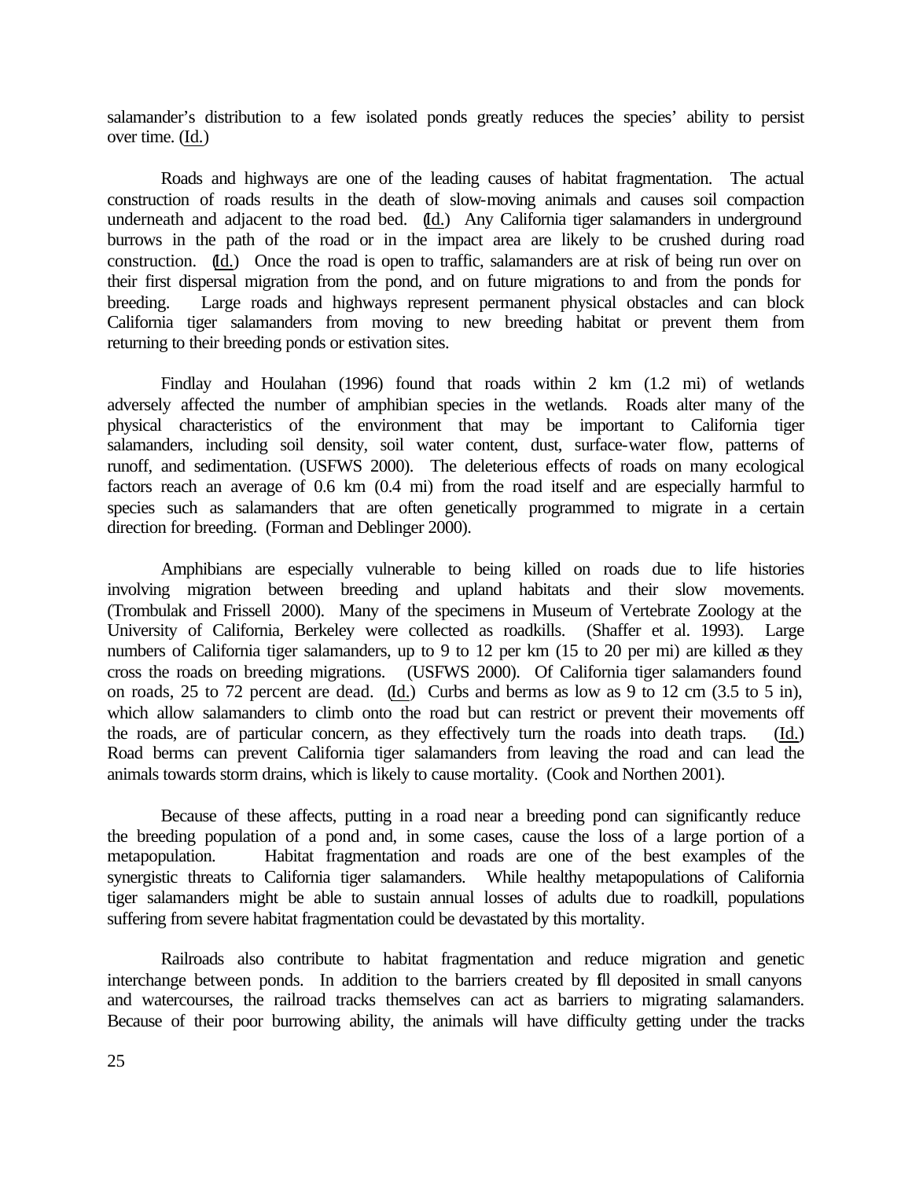salamander's distribution to a few isolated ponds greatly reduces the species' ability to persist over time. (Id.)

Roads and highways are one of the leading causes of habitat fragmentation. The actual construction of roads results in the death of slow-moving animals and causes soil compaction underneath and adjacent to the road bed. (Id.) Any California tiger salamanders in underground burrows in the path of the road or in the impact area are likely to be crushed during road construction. (Id.) Once the road is open to traffic, salamanders are at risk of being run over on their first dispersal migration from the pond, and on future migrations to and from the ponds for breeding. Large roads and highways represent permanent physical obstacles and can block California tiger salamanders from moving to new breeding habitat or prevent them from returning to their breeding ponds or estivation sites.

Findlay and Houlahan (1996) found that roads within 2 km (1.2 mi) of wetlands adversely affected the number of amphibian species in the wetlands. Roads alter many of the physical characteristics of the environment that may be important to California tiger salamanders, including soil density, soil water content, dust, surface-water flow, patterns of runoff, and sedimentation. (USFWS 2000). The deleterious effects of roads on many ecological factors reach an average of 0.6 km (0.4 mi) from the road itself and are especially harmful to species such as salamanders that are often genetically programmed to migrate in a certain direction for breeding. (Forman and Deblinger 2000).

Amphibians are especially vulnerable to being killed on roads due to life histories involving migration between breeding and upland habitats and their slow movements. (Trombulak and Frissell 2000). Many of the specimens in Museum of Vertebrate Zoology at the University of California, Berkeley were collected as roadkills. (Shaffer et al. 1993). Large numbers of California tiger salamanders, up to 9 to 12 per km (15 to 20 per mi) are killed as they cross the roads on breeding migrations. (USFWS 2000). Of California tiger salamanders found on roads, 25 to 72 percent are dead. (Id.) Curbs and berms as low as 9 to 12 cm (3.5 to 5 in), which allow salamanders to climb onto the road but can restrict or prevent their movements off the roads, are of particular concern, as they effectively turn the roads into death traps. (Id.) Road berms can prevent California tiger salamanders from leaving the road and can lead the animals towards storm drains, which is likely to cause mortality. (Cook and Northen 2001).

Because of these affects, putting in a road near a breeding pond can significantly reduce the breeding population of a pond and, in some cases, cause the loss of a large portion of a metapopulation. Habitat fragmentation and roads are one of the best examples of the synergistic threats to California tiger salamanders. While healthy metapopulations of California tiger salamanders might be able to sustain annual losses of adults due to roadkill, populations suffering from severe habitat fragmentation could be devastated by this mortality.

Railroads also contribute to habitat fragmentation and reduce migration and genetic interchange between ponds. In addition to the barriers created by fill deposited in small canyons and watercourses, the railroad tracks themselves can act as barriers to migrating salamanders. Because of their poor burrowing ability, the animals will have difficulty getting under the tracks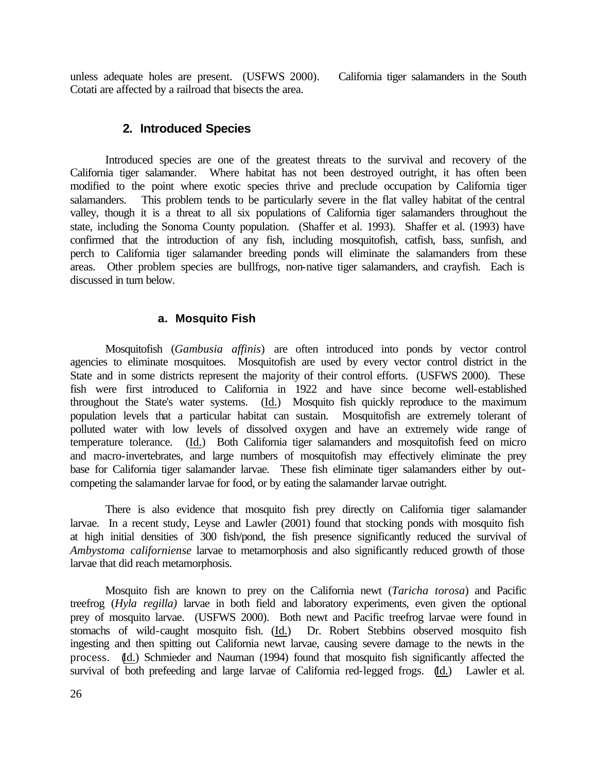unless adequate holes are present. (USFWS 2000). California tiger salamanders in the South Cotati are affected by a railroad that bisects the area.

### 2. Introduced Species

Introduced species are one of the greatest threats to the survival and recovery of the California tiger salamander. Where habitat has not been destroyed outright, it has often been modified to the point where exotic species thrive and preclude occupation by California tiger salamanders. This problem tends to be particularly severe in the flat valley habitat of the central valley, though it is a threat to all six populations of California tiger salamanders throughout the state, including the Sonoma County population. (Shaffer et al. 1993). Shaffer et al. (1993) have confirmed that the introduction of any fish, including mosquitofish, catfish, bass, sunfish, and perch to California tiger salamander breeding ponds will eliminate the salamanders from these areas. Other problem species are bullfrogs, non-native tiger salamanders, and crayfish. Each is discussed in turn below.

#### a. Mosquito Fish

Mosquitofish (*Gambusia affinis*) are often introduced into ponds by vector control agencies to eliminate mosquitoes. Mosquitofish are used by every vector control district in the State and in some districts represent the majority of their control efforts. (USFWS 2000). These fish were first introduced to California in 1922 and have since become well-established throughout the State's water systems. (Id.) Mosquito fish quickly reproduce to the maximum population levels that a particular habitat can sustain. Mosquitofish are extremely tolerant of polluted water with low levels of dissolved oxygen and have an extremely wide range of temperature tolerance. (Id.) Both California tiger salamanders and mosquitofish feed on micro and macro-invertebrates, and large numbers of mosquitofish may effectively eliminate the prey base for California tiger salamander larvae. These fish eliminate tiger salamanders either by out-competing the salamander larvae for food, or by eating the salamander larvae outright.

There is also evidence that mosquito fish prey directly on California tiger salamander larvae. In a recent study, Leyse and Lawler (2001) found that stocking ponds with mosquito fish at high initial densities of 300 fish/pond, the fish presence significantly reduced the survival of *Ambystoma californiense* larvae to metamorphosis and also significantly reduced growth of those larvae that did reach metamorphosis.

Mosquito fish are known to prey on the California newt (*Taricha torosa*) and Pacific treefrog (*Hyla regilla)* larvae in both field and laboratory experiments, even given the optional prey of mosquito larvae. (USFWS 2000). Both newt and Pacific treefrog larvae were found in stomachs of wild-caught mosquito fish. (Id.) Dr. Robert Stebbins observed mosquito fish ingesting and then spitting out California newt larvae, causing severe damage to the newts in the process. (Id.) Schmieder and Nauman (1994) found that mosquito fish significantly affected the survival of both prefeeding and large larvae of California red-legged frogs. (Id.) Lawler et al.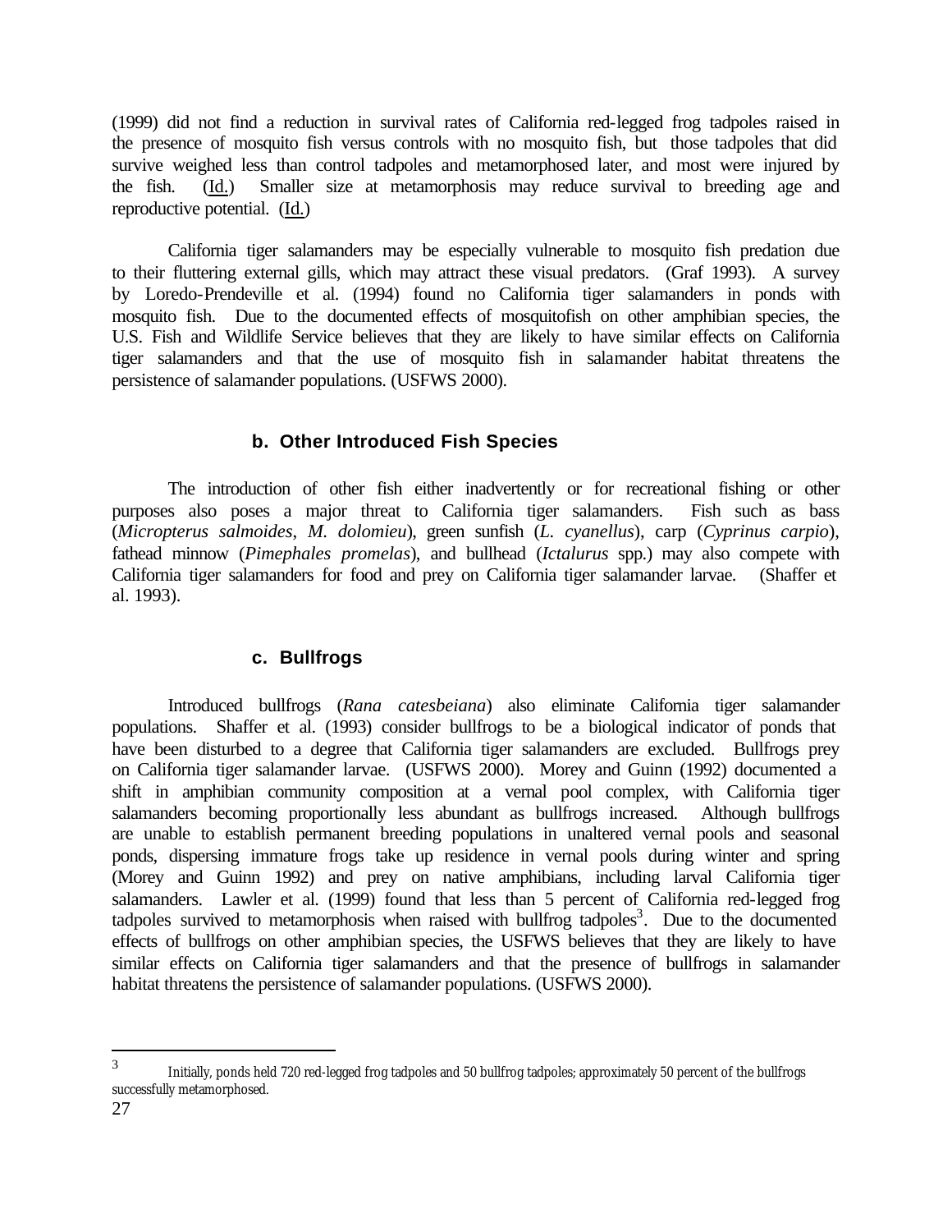(1999) did not find a reduction in survival rates of California red-legged frog tadpoles raised in the presence of mosquito fish versus controls with no mosquito fish, but those tadpoles that did survive weighed less than control tadpoles and metamorphosed later, and most were injured by the fish. (Id.) Smaller size at metamorphosis may reduce survival to breeding age and reproductive potential. (Id.)

California tiger salamanders may be especially vulnerable to mosquito fish predation due to their fluttering external gills, which may attract these visual predators. (Graf 1993). A survey by Loredo-Prendeville et al. (1994) found no California tiger salamanders in ponds with mosquito fish. Due to the documented effects of mosquitofish on other amphibian species, the U.S. Fish and Wildlife Service believes that they are likely to have similar effects on California tiger salamanders and that the use of mosquito fish in salamander habitat threatens the persistence of salamander populations. (USFWS 2000).

### b. Other Introduced Fish Species

The introduction of other fish either inadvertently or for recreational fishing or other purposes also poses a major threat to California tiger salamanders. Fish such as bass (*Micropterus salmoides*, *M. dolomieu*), green sunfish (*L. cyanellus*), carp (*Cyprinus carpio*), fathead minnow (*Pimephales promelas*), and bullhead (*Ictalurus* spp.) may also compete with California tiger salamanders for food and prey on California tiger salamander larvae. (Shaffer et al. 1993).

### c. Bullfrogs

Introduced bullfrogs (*Rana catesbeiana*) also eliminate California tiger salamander populations. Shaffer et al. (1993) consider bullfrogs to be a biological indicator of ponds that have been disturbed to a degree that California tiger salamanders are excluded. Bullfrogs prey on California tiger salamander larvae. (USFWS 2000). Morey and Guinn (1992) documented a shift in amphibian community composition at a vernal pool complex, with California tiger salamanders becoming proportionally less abundant as bullfrogs increased. Although bullfrogs are unable to establish permanent breeding populations in unaltered vernal pools and seasonal ponds, dispersing immature frogs take up residence in vernal pools during winter and spring (Morey and Guinn 1992) and prey on native amphibians, including larval California tiger salamanders. Lawler et al. (1999) found that less than 5 percent of California red-legged frog tadpoles survived to metamorphosis when raised with bullfrog tadpoles[3]. Due to the documented effects of bullfrogs on other amphibian species, the USFWS believes that they are likely to have similar effects on California tiger salamanders and that the presence of bullfrogs in salamander habitat threatens the persistence of salamander populations. (USFWS 2000).

---

[3] Initially, ponds held 720 red-legged frog tadpoles and 50 bullfrog tadpoles; approximately 50 percent of the bullfrogs successfully metamorphosed.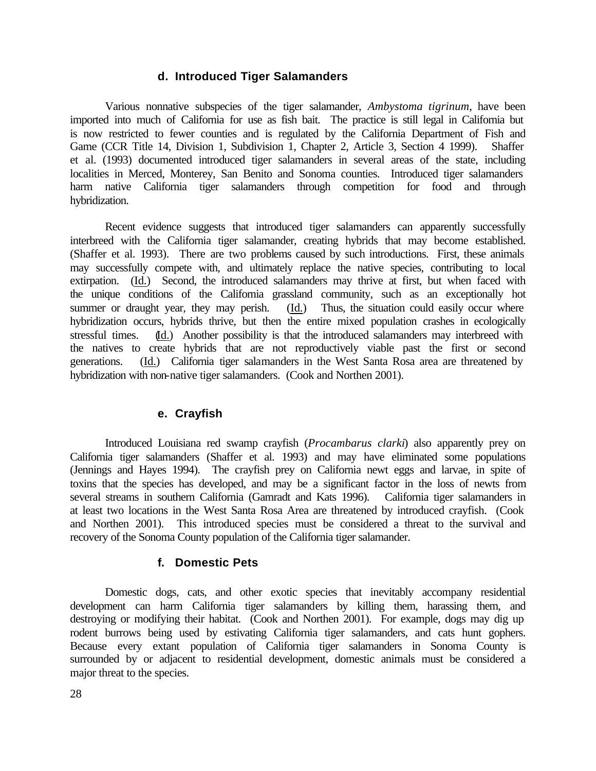### d. Introduced Tiger Salamanders

Various nonnative subspecies of the tiger salamander, *Ambystoma tigrinum*, have been imported into much of California for use as fish bait. The practice is still legal in California but is now restricted to fewer counties and is regulated by the California Department of Fish and Game (CCR Title 14, Division 1, Subdivision 1, Chapter 2, Article 3, Section 4 1999). Shaffer et al. (1993) documented introduced tiger salamanders in several areas of the state, including localities in Merced, Monterey, San Benito and Sonoma counties. Introduced tiger salamanders harm native California tiger salamanders through competition for food and through hybridization.

Recent evidence suggests that introduced tiger salamanders can apparently successfully interbreed with the California tiger salamander, creating hybrids that may become established. (Shaffer et al. 1993). There are two problems caused by such introductions. First, these animals may successfully compete with, and ultimately replace the native species, contributing to local extirpation. (Id.) Second, the introduced salamanders may thrive at first, but when faced with the unique conditions of the California grassland community, such as an exceptionally hot summer or draught year, they may perish. (Id.) Thus, the situation could easily occur where hybridization occurs, hybrids thrive, but then the entire mixed population crashes in ecologically stressful times. (Id.) Another possibility is that the introduced salamanders may interbreed with the natives to create hybrids that are not reproductively viable past the first or second generations. (Id.) California tiger salamanders in the West Santa Rosa area are threatened by hybridization with non-native tiger salamanders. (Cook and Northen 2001).

### e. Crayfish

Introduced Louisiana red swamp crayfish (*Procambarus clarki*) also apparently prey on California tiger salamanders (Shaffer et al. 1993) and may have eliminated some populations (Jennings and Hayes 1994). The crayfish prey on California newt eggs and larvae, in spite of toxins that the species has developed, and may be a significant factor in the loss of newts from several streams in southern California (Gamradt and Kats 1996). California tiger salamanders in at least two locations in the West Santa Rosa Area are threatened by introduced crayfish. (Cook and Northen 2001). This introduced species must be considered a threat to the survival and recovery of the Sonoma County population of the California tiger salamander.

### f. Domestic Pets

Domestic dogs, cats, and other exotic species that inevitably accompany residential development can harm California tiger salamanders by killing them, harassing them, and destroying or modifying their habitat. (Cook and Northen 2001). For example, dogs may dig up rodent burrows being used by estivating California tiger salamanders, and cats hunt gophers. Because every extant population of California tiger salamanders in Sonoma County is surrounded by or adjacent to residential development, domestic animals must be considered a major threat to the species.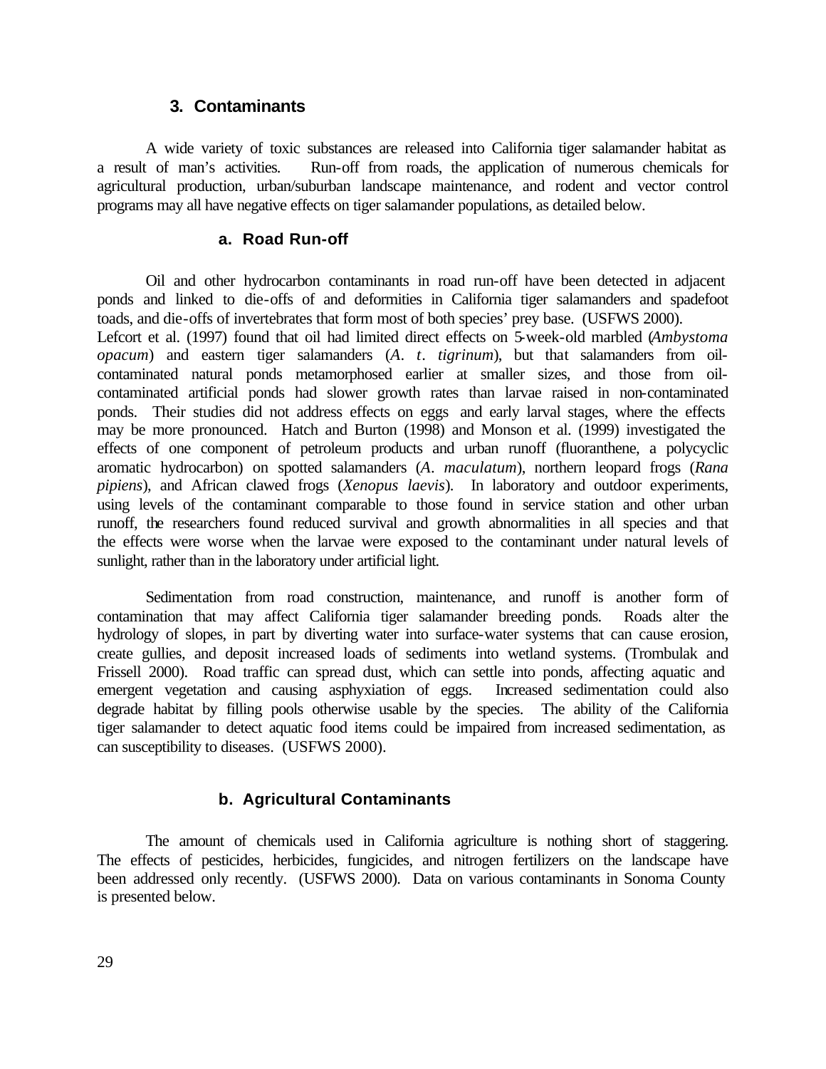### 3. Contaminants

A wide variety of toxic substances are released into California tiger salamander habitat as a result of man's activities. Run-off from roads, the application of numerous chemicals for agricultural production, urban/suburban landscape maintenance, and rodent and vector control programs may all have negative effects on tiger salamander populations, as detailed below.

#### a. Road Run-off

Oil and other hydrocarbon contaminants in road run-off have been detected in adjacent ponds and linked to die-offs of and deformities in California tiger salamanders and spadefoot toads, and die-offs of invertebrates that form most of both species' prey base. (USFWS 2000). Lefcort et al. (1997) found that oil had limited direct effects on 5-week-old marbled (*Ambystoma opacum*) and eastern tiger salamanders (*A. t. tigrinum*), but that salamanders from oil-contaminated natural ponds metamorphosed earlier at smaller sizes, and those from oil-contaminated artificial ponds had slower growth rates than larvae raised in non-contaminated ponds. Their studies did not address effects on eggs and early larval stages, where the effects may be more pronounced. Hatch and Burton (1998) and Monson et al. (1999) investigated the effects of one component of petroleum products and urban runoff (fluoranthene, a polycyclic aromatic hydrocarbon) on spotted salamanders (*A. maculatum*), northern leopard frogs (*Rana pipiens*), and African clawed frogs (*Xenopus laevis*). In laboratory and outdoor experiments, using levels of the contaminant comparable to those found in service station and other urban runoff, the researchers found reduced survival and growth abnormalities in all species and that the effects were worse when the larvae were exposed to the contaminant under natural levels of sunlight, rather than in the laboratory under artificial light.

Sedimentation from road construction, maintenance, and runoff is another form of contamination that may affect California tiger salamander breeding ponds. Roads alter the hydrology of slopes, in part by diverting water into surface-water systems that can cause erosion, create gullies, and deposit increased loads of sediments into wetland systems. (Trombulak and Frissell 2000). Road traffic can spread dust, which can settle into ponds, affecting aquatic and emergent vegetation and causing asphyxiation of eggs. Increased sedimentation could also degrade habitat by filling pools otherwise usable by the species. The ability of the California tiger salamander to detect aquatic food items could be impaired from increased sedimentation, as can susceptibility to diseases. (USFWS 2000).

#### b. Agricultural Contaminants

The amount of chemicals used in California agriculture is nothing short of staggering. The effects of pesticides, herbicides, fungicides, and nitrogen fertilizers on the landscape have been addressed only recently. (USFWS 2000). Data on various contaminants in Sonoma County is presented below.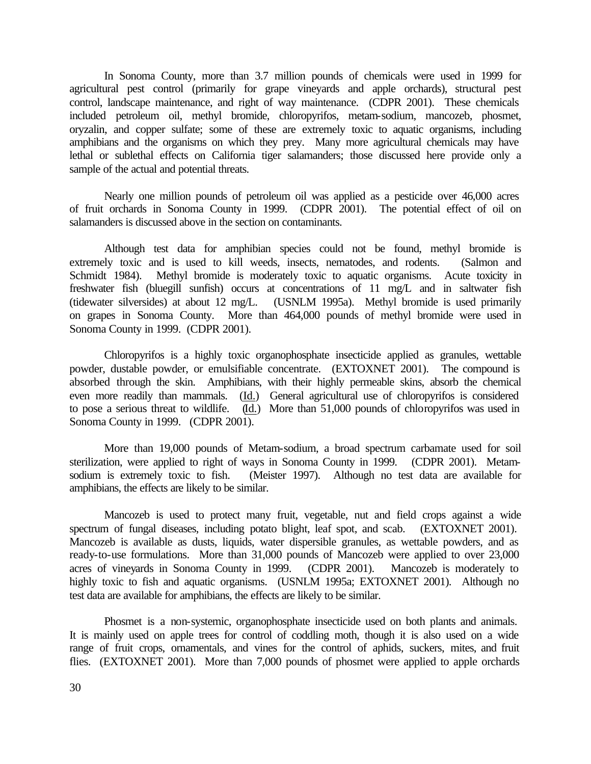In Sonoma County, more than 3.7 million pounds of chemicals were used in 1999 for agricultural pest control (primarily for grape vineyards and apple orchards), structural pest control, landscape maintenance, and right of way maintenance. (CDPR 2001). These chemicals included petroleum oil, methyl bromide, chloropyrifos, metam-sodium, mancozeb, phosmet, oryzalin, and copper sulfate; some of these are extremely toxic to aquatic organisms, including amphibians and the organisms on which they prey. Many more agricultural chemicals may have lethal or sublethal effects on California tiger salamanders; those discussed here provide only a sample of the actual and potential threats.

Nearly one million pounds of petroleum oil was applied as a pesticide over 46,000 acres of fruit orchards in Sonoma County in 1999. (CDPR 2001). The potential effect of oil on salamanders is discussed above in the section on contaminants.

Although test data for amphibian species could not be found, methyl bromide is extremely toxic and is used to kill weeds, insects, nematodes, and rodents. (Salmon and Schmidt 1984). Methyl bromide is moderately toxic to aquatic organisms. Acute toxicity in freshwater fish (bluegill sunfish) occurs at concentrations of 11 mg/L and in saltwater fish (tidewater silversides) at about 12 mg/L. (USNLM 1995a). Methyl bromide is used primarily on grapes in Sonoma County. More than 464,000 pounds of methyl bromide were used in Sonoma County in 1999. (CDPR 2001).

Chloropyrifos is a highly toxic organophosphate insecticide applied as granules, wettable powder, dustable powder, or emulsifiable concentrate. (EXTOXNET 2001). The compound is absorbed through the skin. Amphibians, with their highly permeable skins, absorb the chemical even more readily than mammals. (Id.) General agricultural use of chloropyrifos is considered to pose a serious threat to wildlife. (Id.) More than 51,000 pounds of chloropyrifos was used in Sonoma County in 1999. (CDPR 2001).

More than 19,000 pounds of Metam-sodium, a broad spectrum carbamate used for soil sterilization, were applied to right of ways in Sonoma County in 1999. (CDPR 2001). Metam-sodium is extremely toxic to fish. (Meister 1997). Although no test data are available for amphibians, the effects are likely to be similar.

Mancozeb is used to protect many fruit, vegetable, nut and field crops against a wide spectrum of fungal diseases, including potato blight, leaf spot, and scab. (EXTOXNET 2001). Mancozeb is available as dusts, liquids, water dispersible granules, as wettable powders, and as ready-to-use formulations. More than 31,000 pounds of Mancozeb were applied to over 23,000 acres of vineyards in Sonoma County in 1999. (CDPR 2001). Mancozeb is moderately to highly toxic to fish and aquatic organisms. (USNLM 1995a; EXTOXNET 2001). Although no test data are available for amphibians, the effects are likely to be similar.

Phosmet is a non-systemic, organophosphate insecticide used on both plants and animals. It is mainly used on apple trees for control of coddling moth, though it is also used on a wide range of fruit crops, ornamentals, and vines for the control of aphids, suckers, mites, and fruit flies. (EXTOXNET 2001). More than 7,000 pounds of phosmet were applied to apple orchards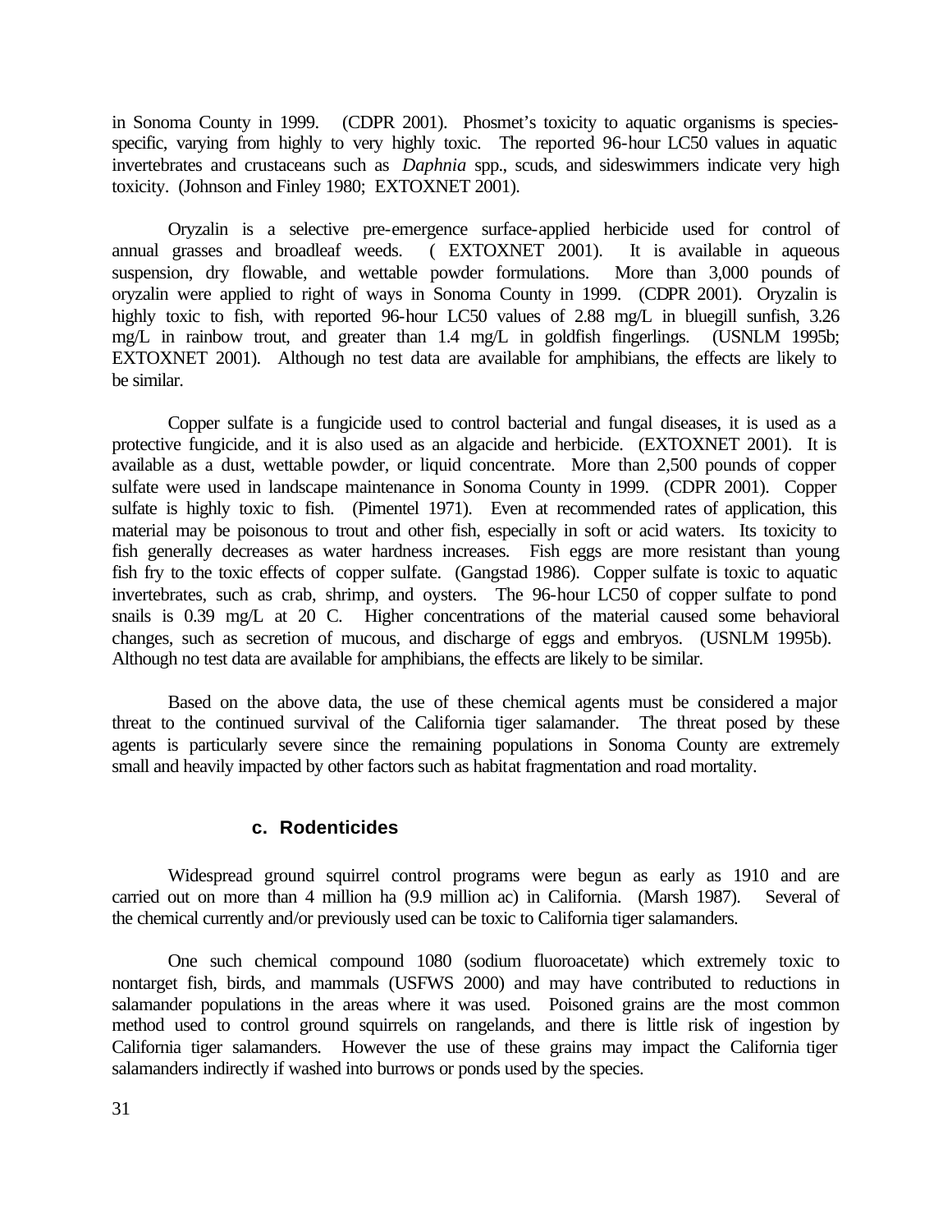in Sonoma County in 1999. (CDPR 2001). Phosmet's toxicity to aquatic organisms is species-specific, varying from highly to very highly toxic. The reported 96-hour LC50 values in aquatic invertebrates and crustaceans such as *Daphnia* spp., scuds, and sideswimmers indicate very high toxicity. (Johnson and Finley 1980; EXTOXNET 2001).

Oryzalin is a selective pre-emergence surface-applied herbicide used for control of annual grasses and broadleaf weeds. ( EXTOXNET 2001). It is available in aqueous suspension, dry flowable, and wettable powder formulations. More than 3,000 pounds of oryzalin were applied to right of ways in Sonoma County in 1999. (CDPR 2001). Oryzalin is highly toxic to fish, with reported 96-hour LC50 values of 2.88 mg/L in bluegill sunfish, 3.26 mg/L in rainbow trout, and greater than 1.4 mg/L in goldfish fingerlings. (USNLM 1995b; EXTOXNET 2001). Although no test data are available for amphibians, the effects are likely to be similar.

Copper sulfate is a fungicide used to control bacterial and fungal diseases, it is used as a protective fungicide, and it is also used as an algacide and herbicide. (EXTOXNET 2001). It is available as a dust, wettable powder, or liquid concentrate. More than 2,500 pounds of copper sulfate were used in landscape maintenance in Sonoma County in 1999. (CDPR 2001). Copper sulfate is highly toxic to fish. (Pimentel 1971). Even at recommended rates of application, this material may be poisonous to trout and other fish, especially in soft or acid waters. Its toxicity to fish generally decreases as water hardness increases. Fish eggs are more resistant than young fish fry to the toxic effects of copper sulfate. (Gangstad 1986). Copper sulfate is toxic to aquatic invertebrates, such as crab, shrimp, and oysters. The 96-hour LC50 of copper sulfate to pond snails is 0.39 mg/L at 20 C. Higher concentrations of the material caused some behavioral changes, such as secretion of mucous, and discharge of eggs and embryos. (USNLM 1995b). Although no test data are available for amphibians, the effects are likely to be similar.

Based on the above data, the use of these chemical agents must be considered a major threat to the continued survival of the California tiger salamander. The threat posed by these agents is particularly severe since the remaining populations in Sonoma County are extremely small and heavily impacted by other factors such as habitat fragmentation and road mortality.

### c. Rodenticides

Widespread ground squirrel control programs were begun as early as 1910 and are carried out on more than 4 million ha (9.9 million ac) in California. (Marsh 1987). Several of the chemical currently and/or previously used can be toxic to California tiger salamanders.

One such chemical compound 1080 (sodium fluoroacetate) which extremely toxic to nontarget fish, birds, and mammals (USFWS 2000) and may have contributed to reductions in salamander populations in the areas where it was used. Poisoned grains are the most common method used to control ground squirrels on rangelands, and there is little risk of ingestion by California tiger salamanders. However the use of these grains may impact the California tiger salamanders indirectly if washed into burrows or ponds used by the species.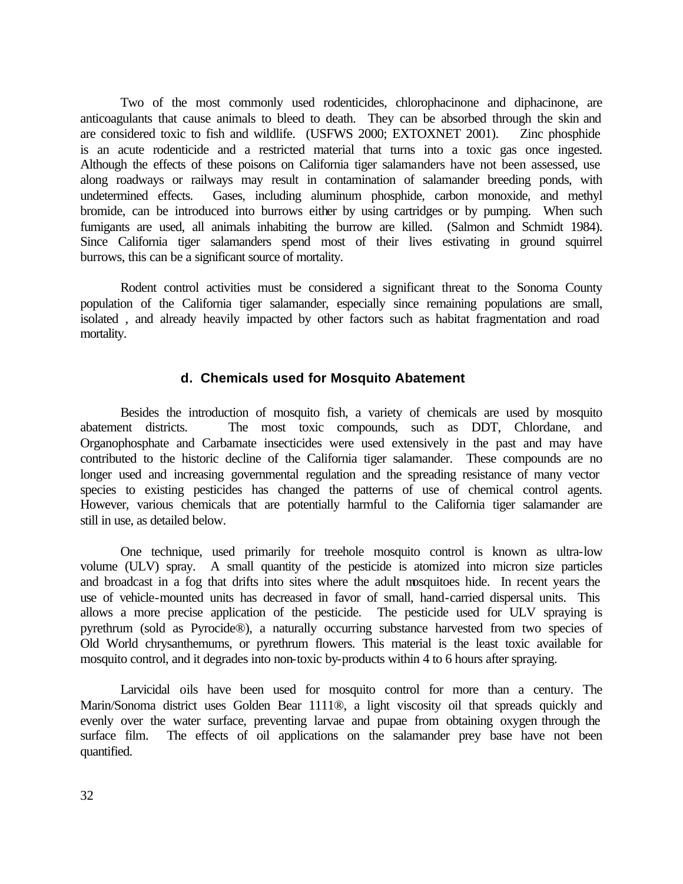Two of the most commonly used rodenticides, chlorophacinone and diphacinone, are anticoagulants that cause animals to bleed to death. They can be absorbed through the skin and are considered toxic to fish and wildlife. (USFWS 2000; EXTOXNET 2001). Zinc phosphide is an acute rodenticide and a restricted material that turns into a toxic gas once ingested. Although the effects of these poisons on California tiger salamanders have not been assessed, use along roadways or railways may result in contamination of salamander breeding ponds, with undetermined effects. Gases, including aluminum phosphide, carbon monoxide, and methyl bromide, can be introduced into burrows either by using cartridges or by pumping. When such fumigants are used, all animals inhabiting the burrow are killed. (Salmon and Schmidt 1984). Since California tiger salamanders spend most of their lives estivating in ground squirrel burrows, this can be a significant source of mortality.

Rodent control activities must be considered a significant threat to the Sonoma County population of the California tiger salamander, especially since remaining populations are small, isolated , and already heavily impacted by other factors such as habitat fragmentation and road mortality.

### d. Chemicals used for Mosquito Abatement

Besides the introduction of mosquito fish, a variety of chemicals are used by mosquito abatement districts. The most toxic compounds, such as DDT, Chlordane, and Organophosphate and Carbamate insecticides were used extensively in the past and may have contributed to the historic decline of the California tiger salamander. These compounds are no longer used and increasing governmental regulation and the spreading resistance of many vector species to existing pesticides has changed the patterns of use of chemical control agents. However, various chemicals that are potentially harmful to the California tiger salamander are still in use, as detailed below.

One technique, used primarily for treehole mosquito control is known as ultra-low volume (ULV) spray. A small quantity of the pesticide is atomized into micron size particles and broadcast in a fog that drifts into sites where the adult mosquitoes hide. In recent years the use of vehicle-mounted units has decreased in favor of small, hand-carried dispersal units. This allows a more precise application of the pesticide. The pesticide used for ULV spraying is pyrethrum (sold as Pyrocide®), a naturally occurring substance harvested from two species of Old World chrysanthemums, or pyrethrum flowers. This material is the least toxic available for mosquito control, and it degrades into non-toxic by-products within 4 to 6 hours after spraying.

Larvicidal oils have been used for mosquito control for more than a century. The Marin/Sonoma district uses Golden Bear 1111®, a light viscosity oil that spreads quickly and evenly over the water surface, preventing larvae and pupae from obtaining oxygen through the surface film. The effects of oil applications on the salamander prey base have not been quantified.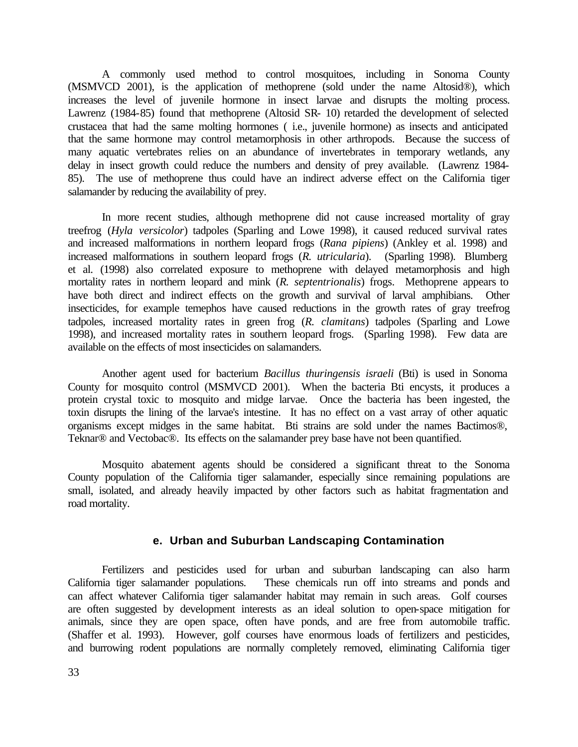A commonly used method to control mosquitoes, including in Sonoma County (MSMVCD 2001), is the application of methoprene (sold under the name Altosid®), which increases the level of juvenile hormone in insect larvae and disrupts the molting process. Lawrenz (1984-85) found that methoprene (Altosid SR- 10) retarded the development of selected crustacea that had the same molting hormones ( i.e., juvenile hormone) as insects and anticipated that the same hormone may control metamorphosis in other arthropods. Because the success of many aquatic vertebrates relies on an abundance of invertebrates in temporary wetlands, any delay in insect growth could reduce the numbers and density of prey available. (Lawrenz 1984-85). The use of methoprene thus could have an indirect adverse effect on the California tiger salamander by reducing the availability of prey.

In more recent studies, although methoprene did not cause increased mortality of gray treefrog (*Hyla versicolor*) tadpoles (Sparling and Lowe 1998), it caused reduced survival rates and increased malformations in northern leopard frogs (*Rana pipiens*) (Ankley et al. 1998) and increased malformations in southern leopard frogs (*R. utricularia*). (Sparling 1998). Blumberg et al. (1998) also correlated exposure to methoprene with delayed metamorphosis and high mortality rates in northern leopard and mink (*R. septentrionalis*) frogs. Methoprene appears to have both direct and indirect effects on the growth and survival of larval amphibians. Other insecticides, for example temephos have caused reductions in the growth rates of gray treefrog tadpoles, increased mortality rates in green frog (*R. clamitans*) tadpoles (Sparling and Lowe 1998), and increased mortality rates in southern leopard frogs. (Sparling 1998). Few data are available on the effects of most insecticides on salamanders.

Another agent used for bacterium *Bacillus thuringensis israeli* (Bti) is used in Sonoma County for mosquito control (MSMVCD 2001). When the bacteria Bti encysts, it produces a protein crystal toxic to mosquito and midge larvae. Once the bacteria has been ingested, the toxin disrupts the lining of the larvae's intestine. It has no effect on a vast array of other aquatic organisms except midges in the same habitat. Bti strains are sold under the names Bactimos®, Teknar® and Vectobac®. Its effects on the salamander prey base have not been quantified.

Mosquito abatement agents should be considered a significant threat to the Sonoma County population of the California tiger salamander, especially since remaining populations are small, isolated, and already heavily impacted by other factors such as habitat fragmentation and road mortality.

### e. Urban and Suburban Landscaping Contamination

Fertilizers and pesticides used for urban and suburban landscaping can also harm California tiger salamander populations. These chemicals run off into streams and ponds and can affect whatever California tiger salamander habitat may remain in such areas. Golf courses are often suggested by development interests as an ideal solution to open-space mitigation for animals, since they are open space, often have ponds, and are free from automobile traffic. (Shaffer et al. 1993). However, golf courses have enormous loads of fertilizers and pesticides, and burrowing rodent populations are normally completely removed, eliminating California tiger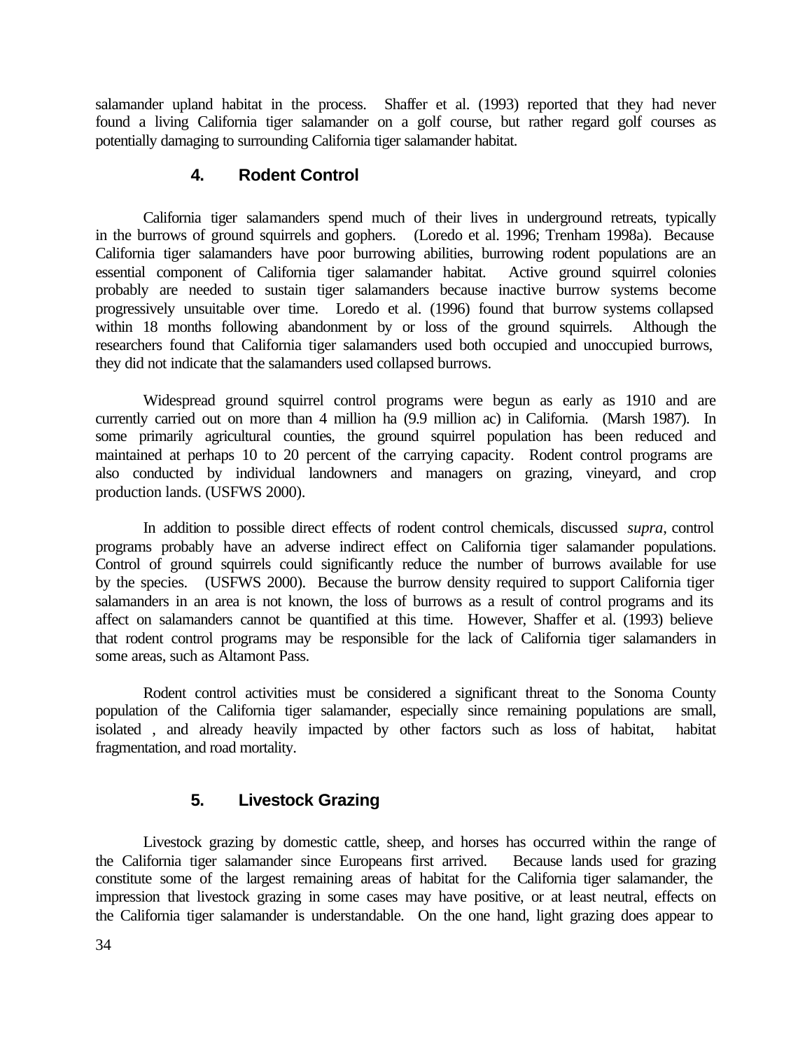salamander upland habitat in the process. Shaffer et al. (1993) reported that they had never found a living California tiger salamander on a golf course, but rather regard golf courses as potentially damaging to surrounding California tiger salamander habitat.

### 4. Rodent Control

California tiger salamanders spend much of their lives in underground retreats, typically in the burrows of ground squirrels and gophers. (Loredo et al. 1996; Trenham 1998a). Because California tiger salamanders have poor burrowing abilities, burrowing rodent populations are an essential component of California tiger salamander habitat. Active ground squirrel colonies probably are needed to sustain tiger salamanders because inactive burrow systems become progressively unsuitable over time. Loredo et al. (1996) found that burrow systems collapsed within 18 months following abandonment by or loss of the ground squirrels. Although the researchers found that California tiger salamanders used both occupied and unoccupied burrows, they did not indicate that the salamanders used collapsed burrows.

Widespread ground squirrel control programs were begun as early as 1910 and are currently carried out on more than 4 million ha (9.9 million ac) in California. (Marsh 1987). In some primarily agricultural counties, the ground squirrel population has been reduced and maintained at perhaps 10 to 20 percent of the carrying capacity. Rodent control programs are also conducted by individual landowners and managers on grazing, vineyard, and crop production lands. (USFWS 2000).

In addition to possible direct effects of rodent control chemicals, discussed *supra*, control programs probably have an adverse indirect effect on California tiger salamander populations. Control of ground squirrels could significantly reduce the number of burrows available for use by the species. (USFWS 2000). Because the burrow density required to support California tiger salamanders in an area is not known, the loss of burrows as a result of control programs and its affect on salamanders cannot be quantified at this time. However, Shaffer et al. (1993) believe that rodent control programs may be responsible for the lack of California tiger salamanders in some areas, such as Altamont Pass.

Rodent control activities must be considered a significant threat to the Sonoma County population of the California tiger salamander, especially since remaining populations are small, isolated , and already heavily impacted by other factors such as loss of habitat, habitat fragmentation, and road mortality.

### 5. Livestock Grazing

Livestock grazing by domestic cattle, sheep, and horses has occurred within the range of the California tiger salamander since Europeans first arrived. Because lands used for grazing constitute some of the largest remaining areas of habitat for the California tiger salamander, the impression that livestock grazing in some cases may have positive, or at least neutral, effects on the California tiger salamander is understandable. On the one hand, light grazing does appear to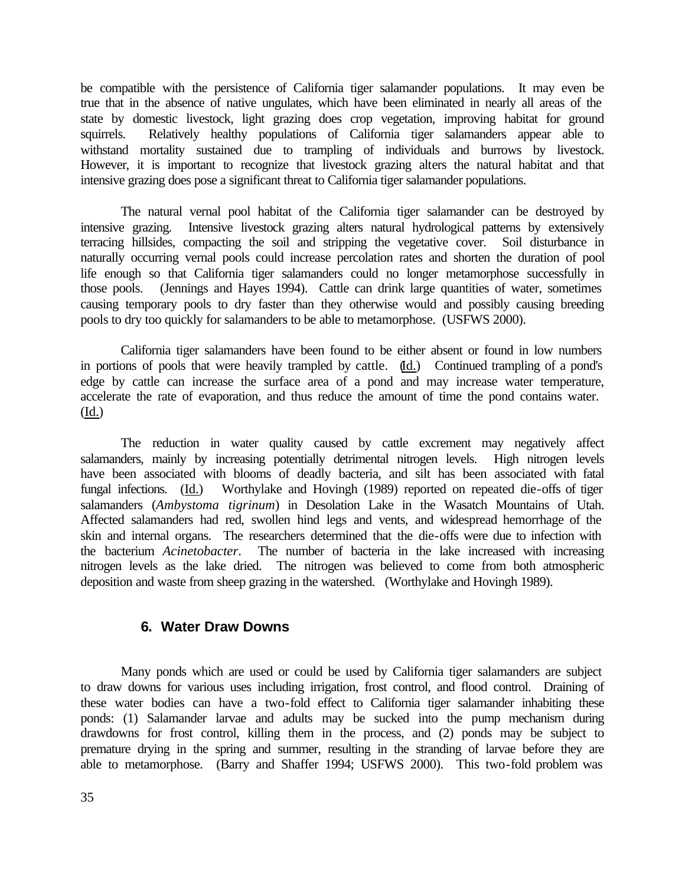be compatible with the persistence of California tiger salamander populations. It may even be true that in the absence of native ungulates, which have been eliminated in nearly all areas of the state by domestic livestock, light grazing does crop vegetation, improving habitat for ground squirrels. Relatively healthy populations of California tiger salamanders appear able to withstand mortality sustained due to trampling of individuals and burrows by livestock. However, it is important to recognize that livestock grazing alters the natural habitat and that intensive grazing does pose a significant threat to California tiger salamander populations.

The natural vernal pool habitat of the California tiger salamander can be destroyed by intensive grazing. Intensive livestock grazing alters natural hydrological patterns by extensively terracing hillsides, compacting the soil and stripping the vegetative cover. Soil disturbance in naturally occurring vernal pools could increase percolation rates and shorten the duration of pool life enough so that California tiger salamanders could no longer metamorphose successfully in those pools. (Jennings and Hayes 1994). Cattle can drink large quantities of water, sometimes causing temporary pools to dry faster than they otherwise would and possibly causing breeding pools to dry too quickly for salamanders to be able to metamorphose. (USFWS 2000).

California tiger salamanders have been found to be either absent or found in low numbers in portions of pools that were heavily trampled by cattle. (Id.) Continued trampling of a pond's edge by cattle can increase the surface area of a pond and may increase water temperature, accelerate the rate of evaporation, and thus reduce the amount of time the pond contains water. (Id.)

The reduction in water quality caused by cattle excrement may negatively affect salamanders, mainly by increasing potentially detrimental nitrogen levels. High nitrogen levels have been associated with blooms of deadly bacteria, and silt has been associated with fatal fungal infections. (Id.) Worthylake and Hovingh (1989) reported on repeated die-offs of tiger salamanders (*Ambystoma tigrinum*) in Desolation Lake in the Wasatch Mountains of Utah. Affected salamanders had red, swollen hind legs and vents, and widespread hemorrhage of the skin and internal organs. The researchers determined that the die-offs were due to infection with the bacterium *Acinetobacter*. The number of bacteria in the lake increased with increasing nitrogen levels as the lake dried. The nitrogen was believed to come from both atmospheric deposition and waste from sheep grazing in the watershed. (Worthylake and Hovingh 1989).

### 6. Water Draw Downs

Many ponds which are used or could be used by California tiger salamanders are subject to draw downs for various uses including irrigation, frost control, and flood control. Draining of these water bodies can have a two-fold effect to California tiger salamander inhabiting these ponds: (1) Salamander larvae and adults may be sucked into the pump mechanism during drawdowns for frost control, killing them in the process, and (2) ponds may be subject to premature drying in the spring and summer, resulting in the stranding of larvae before they are able to metamorphose. (Barry and Shaffer 1994; USFWS 2000). This two-fold problem was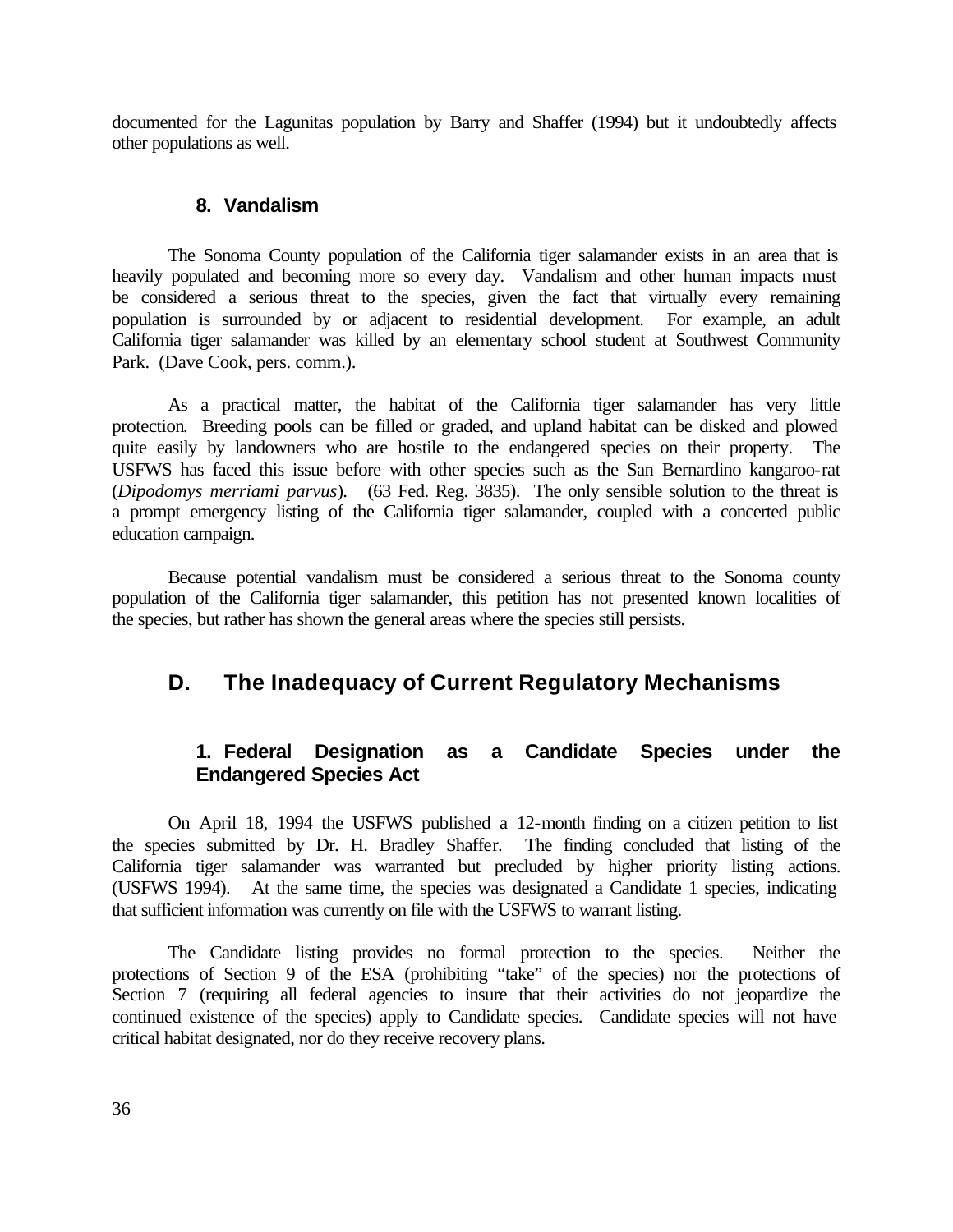documented for the Lagunitas population by Barry and Shaffer (1994) but it undoubtedly affects other populations as well.

### 8. Vandalism

The Sonoma County population of the California tiger salamander exists in an area that is heavily populated and becoming more so every day. Vandalism and other human impacts must be considered a serious threat to the species, given the fact that virtually every remaining population is surrounded by or adjacent to residential development. For example, an adult California tiger salamander was killed by an elementary school student at Southwest Community Park. (Dave Cook, pers. comm.).

As a practical matter, the habitat of the California tiger salamander has very little protection. Breeding pools can be filled or graded, and upland habitat can be disked and plowed quite easily by landowners who are hostile to the endangered species on their property. The USFWS has faced this issue before with other species such as the San Bernardino kangaroo-rat (*Dipodomys merriami parvus*). (63 Fed. Reg. 3835). The only sensible solution to the threat is a prompt emergency listing of the California tiger salamander, coupled with a concerted public education campaign.

Because potential vandalism must be considered a serious threat to the Sonoma county population of the California tiger salamander, this petition has not presented known localities of the species, but rather has shown the general areas where the species still persists.

## D. The Inadequacy of Current Regulatory Mechanisms

### 1. Federal Designation as a Candidate Species under the Endangered Species Act

On April 18, 1994 the USFWS published a 12-month finding on a citizen petition to list the species submitted by Dr. H. Bradley Shaffer. The finding concluded that listing of the California tiger salamander was warranted but precluded by higher priority listing actions. (USFWS 1994). At the same time, the species was designated a Candidate 1 species, indicating that sufficient information was currently on file with the USFWS to warrant listing.

The Candidate listing provides no formal protection to the species. Neither the protections of Section 9 of the ESA (prohibiting "take" of the species) nor the protections of Section 7 (requiring all federal agencies to insure that their activities do not jeopardize the continued existence of the species) apply to Candidate species. Candidate species will not have critical habitat designated, nor do they receive recovery plans.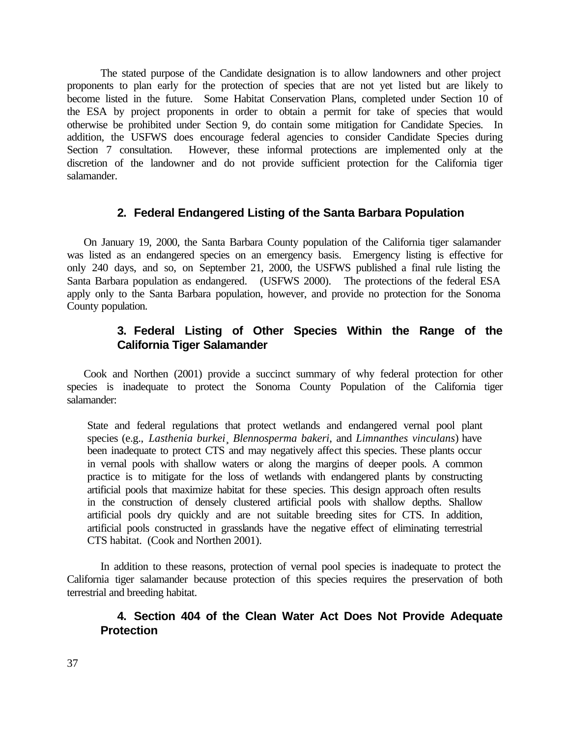The stated purpose of the Candidate designation is to allow landowners and other project proponents to plan early for the protection of species that are not yet listed but are likely to become listed in the future. Some Habitat Conservation Plans, completed under Section 10 of the ESA by project proponents in order to obtain a permit for take of species that would otherwise be prohibited under Section 9, do contain some mitigation for Candidate Species. In addition, the USFWS does encourage federal agencies to consider Candidate Species during Section 7 consultation. However, these informal protections are implemented only at the discretion of the landowner and do not provide sufficient protection for the California tiger salamander.

### 2. Federal Endangered Listing of the Santa Barbara Population

On January 19, 2000, the Santa Barbara County population of the California tiger salamander was listed as an endangered species on an emergency basis. Emergency listing is effective for only 240 days, and so, on September 21, 2000, the USFWS published a final rule listing the Santa Barbara population as endangered. (USFWS 2000). The protections of the federal ESA apply only to the Santa Barbara population, however, and provide no protection for the Sonoma County population.

### 3. Federal Listing of Other Species Within the Range of the California Tiger Salamander

Cook and Northen (2001) provide a succinct summary of why federal protection for other species is inadequate to protect the Sonoma County Population of the California tiger salamander:

> State and federal regulations that protect wetlands and endangered vernal pool plant species (e.g., *Lasthenia burkei*¸ *Blennosperma bakeri*, and *Limnanthes vinculans*) have been inadequate to protect CTS and may negatively affect this species. These plants occur in vernal pools with shallow waters or along the margins of deeper pools. A common practice is to mitigate for the loss of wetlands with endangered plants by constructing artificial pools that maximize habitat for these species. This design approach often results in the construction of densely clustered artificial pools with shallow depths. Shallow artificial pools dry quickly and are not suitable breeding sites for CTS. In addition, artificial pools constructed in grasslands have the negative effect of eliminating terrestrial CTS habitat. (Cook and Northen 2001).

In addition to these reasons, protection of vernal pool species is inadequate to protect the California tiger salamander because protection of this species requires the preservation of both terrestrial and breeding habitat.

### 4. Section 404 of the Clean Water Act Does Not Provide Adequate Protection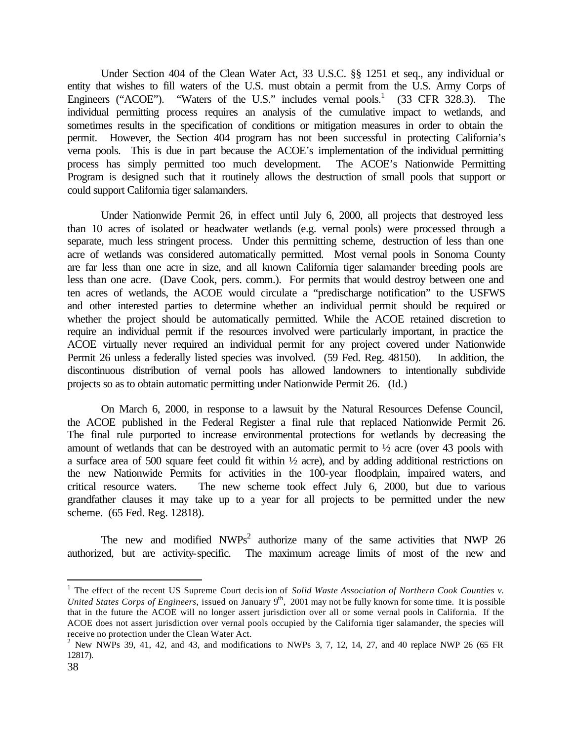Under Section 404 of the Clean Water Act, 33 U.S.C. §§ 1251 et seq., any individual or entity that wishes to fill waters of the U.S. must obtain a permit from the U.S. Army Corps of Engineers ("ACOE"). "Waters of the U.S." includes vernal pools.[1] (33 CFR 328.3). The individual permitting process requires an analysis of the cumulative impact to wetlands, and sometimes results in the specification of conditions or mitigation measures in order to obtain the permit. However, the Section 404 program has not been successful in protecting California's verna pools. This is due in part because the ACOE's implementation of the individual permitting process has simply permitted too much development. The ACOE's Nationwide Permitting Program is designed such that it routinely allows the destruction of small pools that support or could support California tiger salamanders.

Under Nationwide Permit 26, in effect until July 6, 2000, all projects that destroyed less than 10 acres of isolated or headwater wetlands (e.g. vernal pools) were processed through a separate, much less stringent process. Under this permitting scheme, destruction of less than one acre of wetlands was considered automatically permitted. Most vernal pools in Sonoma County are far less than one acre in size, and all known California tiger salamander breeding pools are less than one acre. (Dave Cook, pers. comm.). For permits that would destroy between one and ten acres of wetlands, the ACOE would circulate a "predischarge notification" to the USFWS and other interested parties to determine whether an individual permit should be required or whether the project should be automatically permitted. While the ACOE retained discretion to require an individual permit if the resources involved were particularly important, in practice the ACOE virtually never required an individual permit for any project covered under Nationwide Permit 26 unless a federally listed species was involved. (59 Fed. Reg. 48150). In addition, the discontinuous distribution of vernal pools has allowed landowners to intentionally subdivide projects so as to obtain automatic permitting under Nationwide Permit 26. (Id.)

On March 6, 2000, in response to a lawsuit by the Natural Resources Defense Council, the ACOE published in the Federal Register a final rule that replaced Nationwide Permit 26. The final rule purported to increase environmental protections for wetlands by decreasing the amount of wetlands that can be destroyed with an automatic permit to ½ acre (over 43 pools with a surface area of 500 square feet could fit within ½ acre), and by adding additional restrictions on the new Nationwide Permits for activities in the 100-year floodplain, impaired waters, and critical resource waters. The new scheme took effect July 6, 2000, but due to various grandfather clauses it may take up to a year for all projects to be permitted under the new scheme. (65 Fed. Reg. 12818).

The new and modified NWPs[2] authorize many of the same activities that NWP 26 authorized, but are activity-specific. The maximum acreage limits of most of the new and

---

[1] The effect of the recent US Supreme Court decision of *Solid Waste Association of Northern Cook Counties v. United States Corps of Engineers*, issued on January 9th, 2001 may not be fully known for some time. It is possible that in the future the ACOE will no longer assert jurisdiction over all or some vernal pools in California. If the ACOE does not assert jurisdiction over vernal pools occupied by the California tiger salamander, the species will receive no protection under the Clean Water Act.

[2] New NWPs 39, 41, 42, and 43, and modifications to NWPs 3, 7, 12, 14, 27, and 40 replace NWP 26 (65 FR 12817).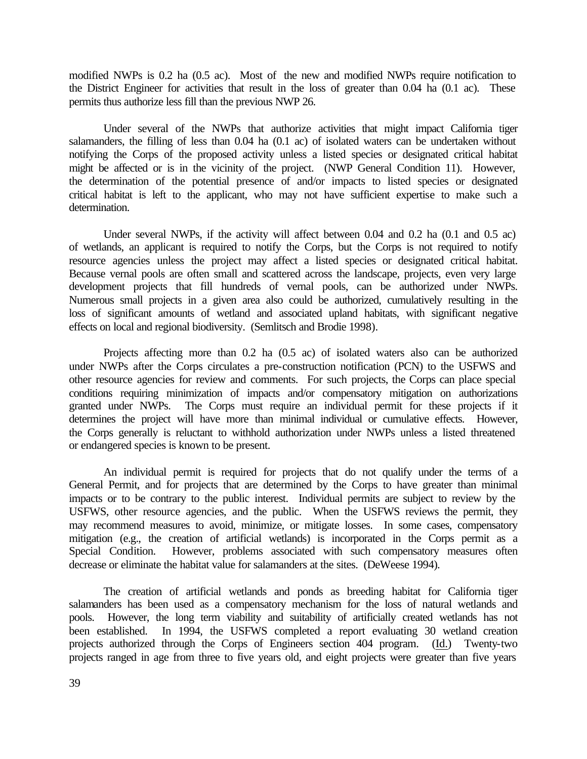modified NWPs is 0.2 ha (0.5 ac). Most of the new and modified NWPs require notification to the District Engineer for activities that result in the loss of greater than 0.04 ha (0.1 ac). These permits thus authorize less fill than the previous NWP 26.

Under several of the NWPs that authorize activities that might impact California tiger salamanders, the filling of less than 0.04 ha (0.1 ac) of isolated waters can be undertaken without notifying the Corps of the proposed activity unless a listed species or designated critical habitat might be affected or is in the vicinity of the project. (NWP General Condition 11). However, the determination of the potential presence of and/or impacts to listed species or designated critical habitat is left to the applicant, who may not have sufficient expertise to make such a determination.

Under several NWPs, if the activity will affect between 0.04 and 0.2 ha (0.1 and 0.5 ac) of wetlands, an applicant is required to notify the Corps, but the Corps is not required to notify resource agencies unless the project may affect a listed species or designated critical habitat. Because vernal pools are often small and scattered across the landscape, projects, even very large development projects that fill hundreds of vernal pools, can be authorized under NWPs. Numerous small projects in a given area also could be authorized, cumulatively resulting in the loss of significant amounts of wetland and associated upland habitats, with significant negative effects on local and regional biodiversity. (Semlitsch and Brodie 1998).

Projects affecting more than 0.2 ha (0.5 ac) of isolated waters also can be authorized under NWPs after the Corps circulates a pre-construction notification (PCN) to the USFWS and other resource agencies for review and comments. For such projects, the Corps can place special conditions requiring minimization of impacts and/or compensatory mitigation on authorizations granted under NWPs. The Corps must require an individual permit for these projects if it determines the project will have more than minimal individual or cumulative effects. However, the Corps generally is reluctant to withhold authorization under NWPs unless a listed threatened or endangered species is known to be present.

An individual permit is required for projects that do not qualify under the terms of a General Permit, and for projects that are determined by the Corps to have greater than minimal impacts or to be contrary to the public interest. Individual permits are subject to review by the USFWS, other resource agencies, and the public. When the USFWS reviews the permit, they may recommend measures to avoid, minimize, or mitigate losses. In some cases, compensatory mitigation (e.g., the creation of artificial wetlands) is incorporated in the Corps permit as a Special Condition. However, problems associated with such compensatory measures often decrease or eliminate the habitat value for salamanders at the sites. (DeWeese 1994).

The creation of artificial wetlands and ponds as breeding habitat for California tiger salamanders has been used as a compensatory mechanism for the loss of natural wetlands and pools. However, the long term viability and suitability of artificially created wetlands has not been established. In 1994, the USFWS completed a report evaluating 30 wetland creation projects authorized through the Corps of Engineers section 404 program. (Id.) Twenty-two projects ranged in age from three to five years old, and eight projects were greater than five years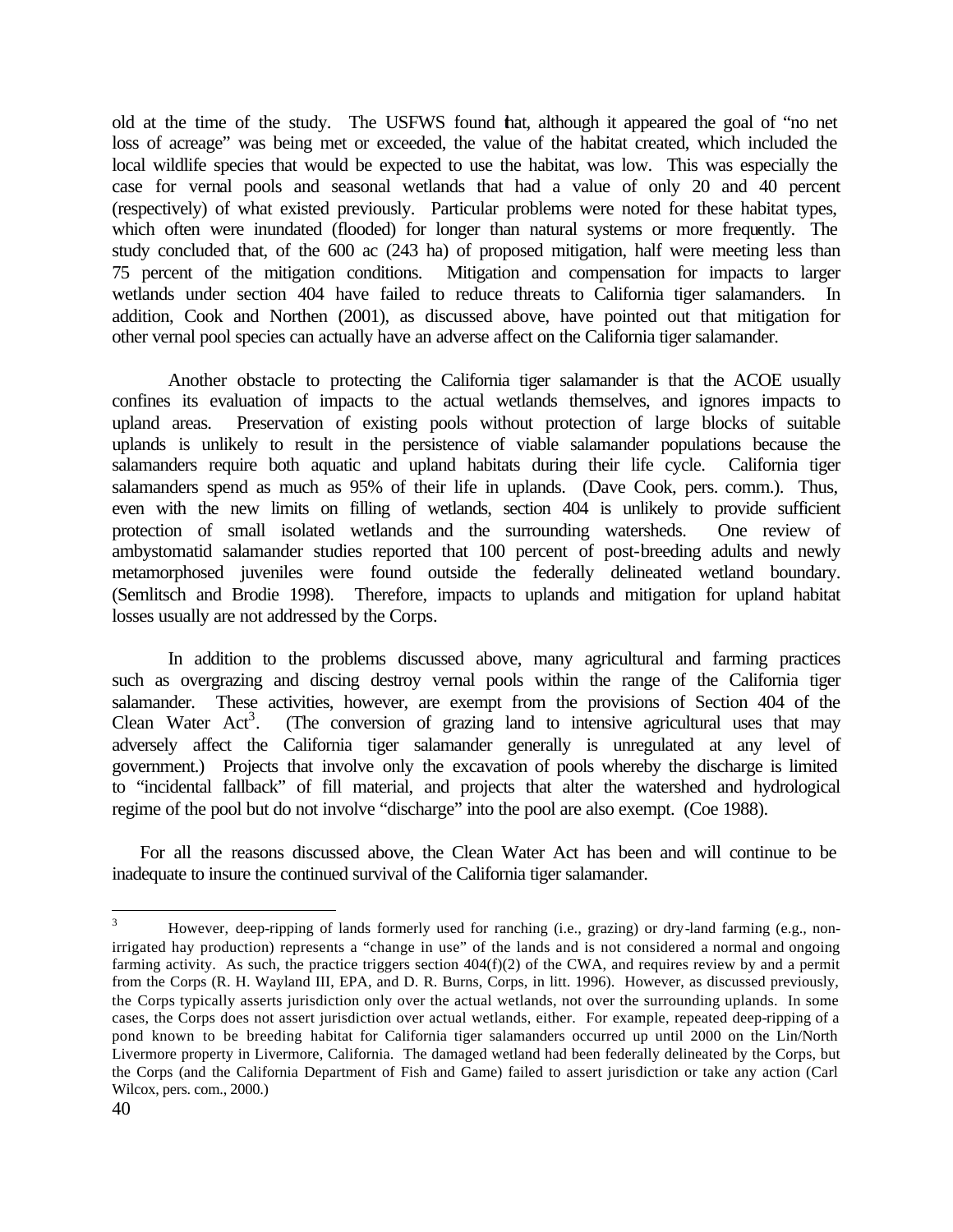old at the time of the study. The USFWS found that, although it appeared the goal of "no net loss of acreage" was being met or exceeded, the value of the habitat created, which included the local wildlife species that would be expected to use the habitat, was low. This was especially the case for vernal pools and seasonal wetlands that had a value of only 20 and 40 percent (respectively) of what existed previously. Particular problems were noted for these habitat types, which often were inundated (flooded) for longer than natural systems or more frequently. The study concluded that, of the 600 ac (243 ha) of proposed mitigation, half were meeting less than 75 percent of the mitigation conditions. Mitigation and compensation for impacts to larger wetlands under section 404 have failed to reduce threats to California tiger salamanders. In addition, Cook and Northen (2001), as discussed above, have pointed out that mitigation for other vernal pool species can actually have an adverse affect on the California tiger salamander.

Another obstacle to protecting the California tiger salamander is that the ACOE usually confines its evaluation of impacts to the actual wetlands themselves, and ignores impacts to upland areas. Preservation of existing pools without protection of large blocks of suitable uplands is unlikely to result in the persistence of viable salamander populations because the salamanders require both aquatic and upland habitats during their life cycle. California tiger salamanders spend as much as 95% of their life in uplands. (Dave Cook, pers. comm.). Thus, even with the new limits on filling of wetlands, section 404 is unlikely to provide sufficient protection of small isolated wetlands and the surrounding watersheds. One review of ambystomatid salamander studies reported that 100 percent of post-breeding adults and newly metamorphosed juveniles were found outside the federally delineated wetland boundary. (Semlitsch and Brodie 1998). Therefore, impacts to uplands and mitigation for upland habitat losses usually are not addressed by the Corps.

In addition to the problems discussed above, many agricultural and farming practices such as overgrazing and discing destroy vernal pools within the range of the California tiger salamander. These activities, however, are exempt from the provisions of Section 404 of the Clean Water Act[3]. (The conversion of grazing land to intensive agricultural uses that may adversely affect the California tiger salamander generally is unregulated at any level of government.) Projects that involve only the excavation of pools whereby the discharge is limited to "incidental fallback" of fill material, and projects that alter the watershed and hydrological regime of the pool but do not involve "discharge" into the pool are also exempt. (Coe 1988).

For all the reasons discussed above, the Clean Water Act has been and will continue to be inadequate to insure the continued survival of the California tiger salamander.

---

[3] However, deep-ripping of lands formerly used for ranching (i.e., grazing) or dry-land farming (e.g., non-irrigated hay production) represents a "change in use" of the lands and is not considered a normal and ongoing farming activity. As such, the practice triggers section 404(f)(2) of the CWA, and requires review by and a permit from the Corps (R. H. Wayland III, EPA, and D. R. Burns, Corps, in litt. 1996). However, as discussed previously, the Corps typically asserts jurisdiction only over the actual wetlands, not over the surrounding uplands. In some cases, the Corps does not assert jurisdiction over actual wetlands, either. For example, repeated deep-ripping of a pond known to be breeding habitat for California tiger salamanders occurred up until 2000 on the Lin/North Livermore property in Livermore, California. The damaged wetland had been federally delineated by the Corps, but the Corps (and the California Department of Fish and Game) failed to assert jurisdiction or take any action (Carl Wilcox, pers. com., 2000.)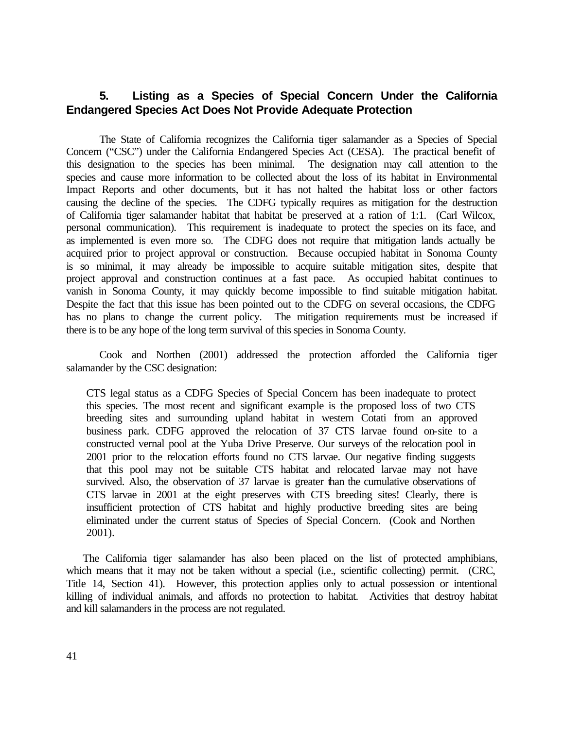### 5. Listing as a Species of Special Concern Under the California Endangered Species Act Does Not Provide Adequate Protection

The State of California recognizes the California tiger salamander as a Species of Special Concern ("CSC") under the California Endangered Species Act (CESA). The practical benefit of this designation to the species has been minimal. The designation may call attention to the species and cause more information to be collected about the loss of its habitat in Environmental Impact Reports and other documents, but it has not halted the habitat loss or other factors causing the decline of the species. The CDFG typically requires as mitigation for the destruction of California tiger salamander habitat that habitat be preserved at a ration of 1:1. (Carl Wilcox, personal communication). This requirement is inadequate to protect the species on its face, and as implemented is even more so. The CDFG does not require that mitigation lands actually be acquired prior to project approval or construction. Because occupied habitat in Sonoma County is so minimal, it may already be impossible to acquire suitable mitigation sites, despite that project approval and construction continues at a fast pace. As occupied habitat continues to vanish in Sonoma County, it may quickly become impossible to find suitable mitigation habitat. Despite the fact that this issue has been pointed out to the CDFG on several occasions, the CDFG has no plans to change the current policy. The mitigation requirements must be increased if there is to be any hope of the long term survival of this species in Sonoma County.

Cook and Northen (2001) addressed the protection afforded the California tiger salamander by the CSC designation:

> CTS legal status as a CDFG Species of Special Concern has been inadequate to protect this species. The most recent and significant example is the proposed loss of two CTS breeding sites and surrounding upland habitat in western Cotati from an approved business park. CDFG approved the relocation of 37 CTS larvae found on-site to a constructed vernal pool at the Yuba Drive Preserve. Our surveys of the relocation pool in 2001 prior to the relocation efforts found no CTS larvae. Our negative finding suggests that this pool may not be suitable CTS habitat and relocated larvae may not have survived. Also, the observation of 37 larvae is greater than the cumulative observations of CTS larvae in 2001 at the eight preserves with CTS breeding sites! Clearly, there is insufficient protection of CTS habitat and highly productive breeding sites are being eliminated under the current status of Species of Special Concern. (Cook and Northen 2001).

The California tiger salamander has also been placed on the list of protected amphibians, which means that it may not be taken without a special (i.e., scientific collecting) permit. (CRC, Title 14, Section 41). However, this protection applies only to actual possession or intentional killing of individual animals, and affords no protection to habitat. Activities that destroy habitat and kill salamanders in the process are not regulated.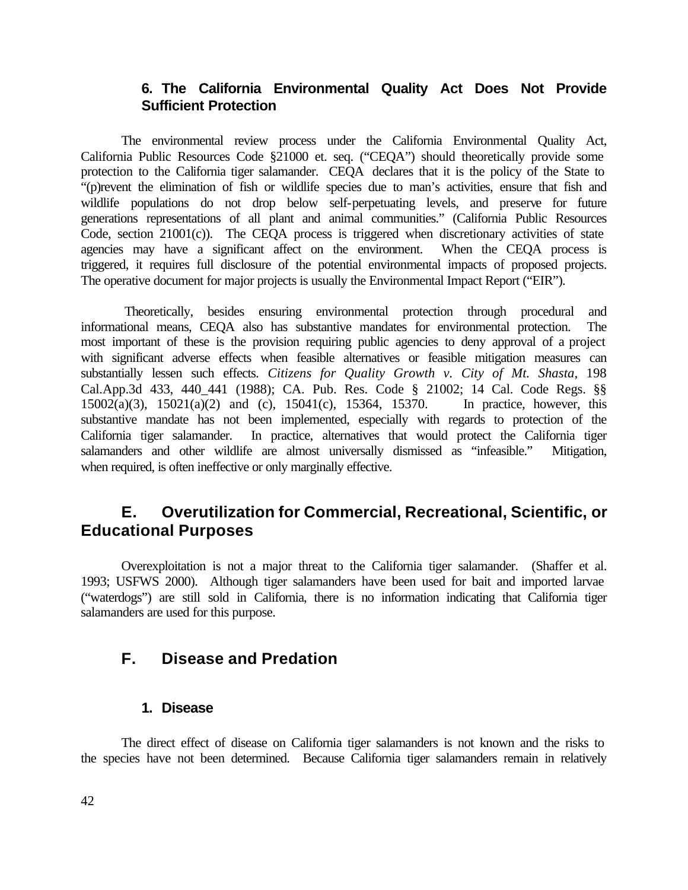### 6. The California Environmental Quality Act Does Not Provide Sufficient Protection

The environmental review process under the California Environmental Quality Act, California Public Resources Code §21000 et. seq. ("CEQA") should theoretically provide some protection to the California tiger salamander. CEQA declares that it is the policy of the State to "(p)revent the elimination of fish or wildlife species due to man's activities, ensure that fish and wildlife populations do not drop below self-perpetuating levels, and preserve for future generations representations of all plant and animal communities." (California Public Resources Code, section 21001(c)). The CEQA process is triggered when discretionary activities of state agencies may have a significant affect on the environment. When the CEQA process is triggered, it requires full disclosure of the potential environmental impacts of proposed projects. The operative document for major projects is usually the Environmental Impact Report ("EIR").

Theoretically, besides ensuring environmental protection through procedural and informational means, CEQA also has substantive mandates for environmental protection. The most important of these is the provision requiring public agencies to deny approval of a project with significant adverse effects when feasible alternatives or feasible mitigation measures can substantially lessen such effects. *Citizens for Quality Growth v. City of Mt. Shasta*, 198 Cal.App.3d 433, 440_441 (1988); CA. Pub. Res. Code § 21002; 14 Cal. Code Regs. §§ 15002(a)(3), 15021(a)(2) and (c), 15041(c), 15364, 15370. In practice, however, this substantive mandate has not been implemented, especially with regards to protection of the California tiger salamander. In practice, alternatives that would protect the California tiger salamanders and other wildlife are almost universally dismissed as "infeasible." Mitigation, when required, is often ineffective or only marginally effective.

## E. Overutilization for Commercial, Recreational, Scientific, or Educational Purposes

Overexploitation is not a major threat to the California tiger salamander. (Shaffer et al. 1993; USFWS 2000). Although tiger salamanders have been used for bait and imported larvae ("waterdogs") are still sold in California, there is no information indicating that California tiger salamanders are used for this purpose.

## F. Disease and Predation

### 1. Disease

The direct effect of disease on California tiger salamanders is not known and the risks to the species have not been determined. Because California tiger salamanders remain in relatively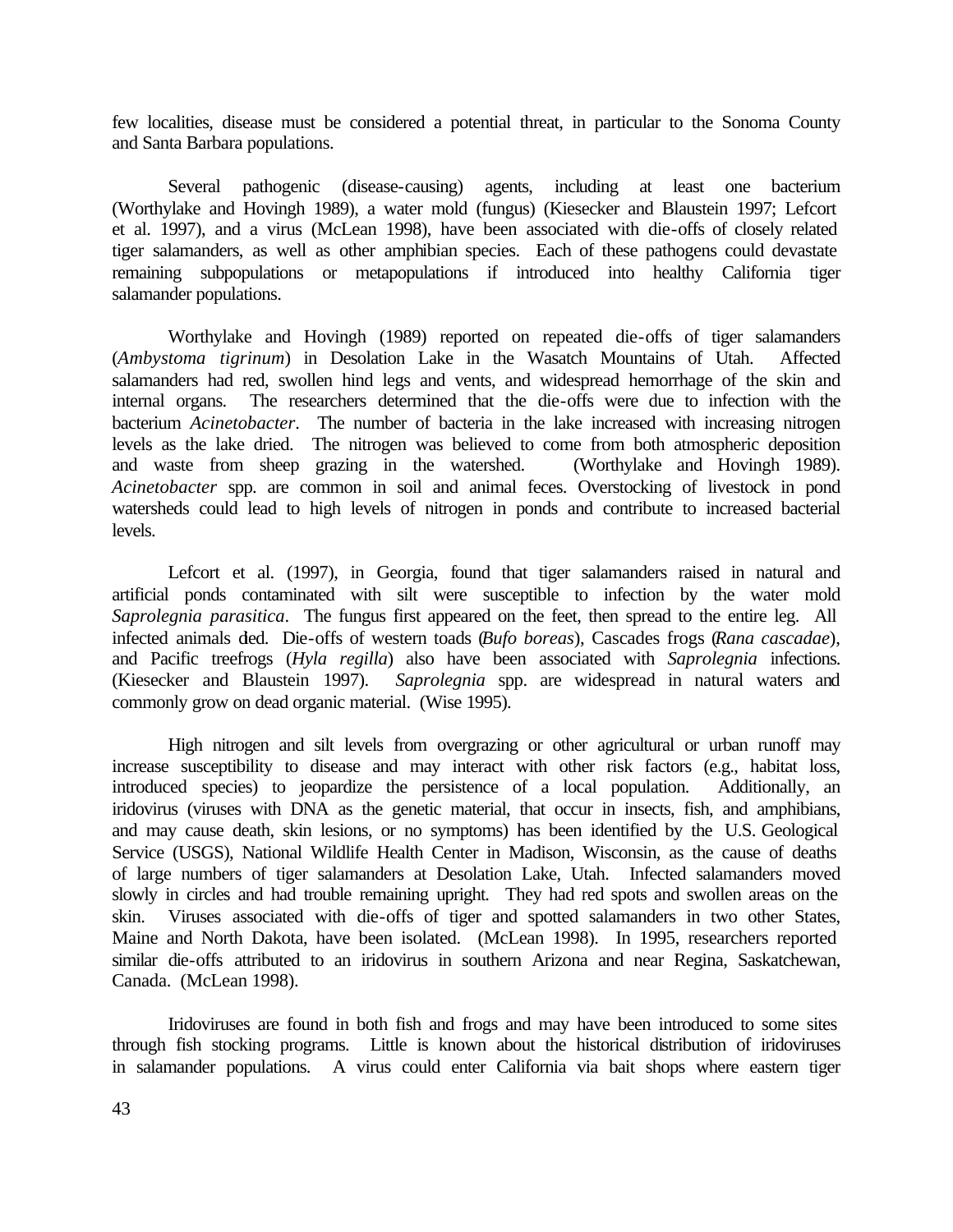few localities, disease must be considered a potential threat, in particular to the Sonoma County and Santa Barbara populations.

Several pathogenic (disease-causing) agents, including at least one bacterium (Worthylake and Hovingh 1989), a water mold (fungus) (Kiesecker and Blaustein 1997; Lefcort et al. 1997), and a virus (McLean 1998), have been associated with die-offs of closely related tiger salamanders, as well as other amphibian species. Each of these pathogens could devastate remaining subpopulations or metapopulations if introduced into healthy California tiger salamander populations.

Worthylake and Hovingh (1989) reported on repeated die-offs of tiger salamanders (*Ambystoma tigrinum*) in Desolation Lake in the Wasatch Mountains of Utah. Affected salamanders had red, swollen hind legs and vents, and widespread hemorrhage of the skin and internal organs. The researchers determined that the die-offs were due to infection with the bacterium *Acinetobacter*. The number of bacteria in the lake increased with increasing nitrogen levels as the lake dried. The nitrogen was believed to come from both atmospheric deposition and waste from sheep grazing in the watershed. (Worthylake and Hovingh 1989). *Acinetobacter* spp. are common in soil and animal feces. Overstocking of livestock in pond watersheds could lead to high levels of nitrogen in ponds and contribute to increased bacterial levels.

Lefcort et al. (1997), in Georgia, found that tiger salamanders raised in natural and artificial ponds contaminated with silt were susceptible to infection by the water mold *Saprolegnia parasitica*. The fungus first appeared on the feet, then spread to the entire leg. All infected animals died. Die-offs of western toads (*Bufo boreas*), Cascades frogs (*Rana cascadae*), and Pacific treefrogs (*Hyla regilla*) also have been associated with *Saprolegnia* infections. (Kiesecker and Blaustein 1997). *Saprolegnia* spp. are widespread in natural waters and commonly grow on dead organic material. (Wise 1995).

High nitrogen and silt levels from overgrazing or other agricultural or urban runoff may increase susceptibility to disease and may interact with other risk factors (e.g., habitat loss, introduced species) to jeopardize the persistence of a local population. Additionally, an iridovirus (viruses with DNA as the genetic material, that occur in insects, fish, and amphibians, and may cause death, skin lesions, or no symptoms) has been identified by the U.S. Geological Service (USGS), National Wildlife Health Center in Madison, Wisconsin, as the cause of deaths of large numbers of tiger salamanders at Desolation Lake, Utah. Infected salamanders moved slowly in circles and had trouble remaining upright. They had red spots and swollen areas on the skin. Viruses associated with die-offs of tiger and spotted salamanders in two other States, Maine and North Dakota, have been isolated. (McLean 1998). In 1995, researchers reported similar die-offs attributed to an iridovirus in southern Arizona and near Regina, Saskatchewan, Canada. (McLean 1998).

Iridoviruses are found in both fish and frogs and may have been introduced to some sites through fish stocking programs. Little is known about the historical distribution of iridoviruses in salamander populations. A virus could enter California via bait shops where eastern tiger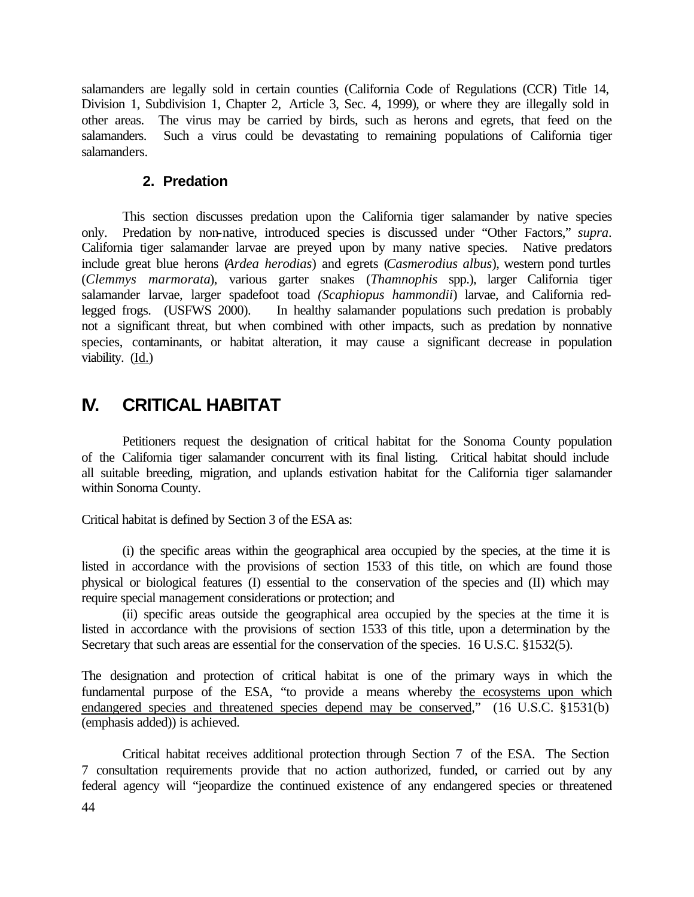salamanders are legally sold in certain counties (California Code of Regulations (CCR) Title 14, Division 1, Subdivision 1, Chapter 2, Article 3, Sec. 4, 1999), or where they are illegally sold in other areas. The virus may be carried by birds, such as herons and egrets, that feed on the salamanders. Such a virus could be devastating to remaining populations of California tiger salamanders.

### 2. Predation

This section discusses predation upon the California tiger salamander by native species only. Predation by non-native, introduced species is discussed under "Other Factors," *supra*. California tiger salamander larvae are preyed upon by many native species. Native predators include great blue herons (*Ardea herodias*) and egrets (*Casmerodius albus*), western pond turtles (*Clemmys marmorata*), various garter snakes (*Thamnophis* spp.), larger California tiger salamander larvae, larger spadefoot toad *(Scaphiopus hammondii*) larvae, and California red-legged frogs. (USFWS 2000). In healthy salamander populations such predation is probably not a significant threat, but when combined with other impacts, such as predation by nonnative species, contaminants, or habitat alteration, it may cause a significant decrease in population viability. (Id.)

## IV. CRITICAL HABITAT

Petitioners request the designation of critical habitat for the Sonoma County population of the California tiger salamander concurrent with its final listing. Critical habitat should include all suitable breeding, migration, and uplands estivation habitat for the California tiger salamander within Sonoma County.

Critical habitat is defined by Section 3 of the ESA as:

(i) the specific areas within the geographical area occupied by the species, at the time it is listed in accordance with the provisions of section 1533 of this title, on which are found those physical or biological features (I) essential to the conservation of the species and (II) which may require special management considerations or protection; and

(ii) specific areas outside the geographical area occupied by the species at the time it is listed in accordance with the provisions of section 1533 of this title, upon a determination by the Secretary that such areas are essential for the conservation of the species. 16 U.S.C. §1532(5).

The designation and protection of critical habitat is one of the primary ways in which the fundamental purpose of the ESA, "to provide a means whereby the ecosystems upon which endangered species and threatened species depend may be conserved," (16 U.S.C. §1531(b) (emphasis added)) is achieved.

Critical habitat receives additional protection through Section 7 of the ESA. The Section 7 consultation requirements provide that no action authorized, funded, or carried out by any federal agency will "jeopardize the continued existence of any endangered species or threatened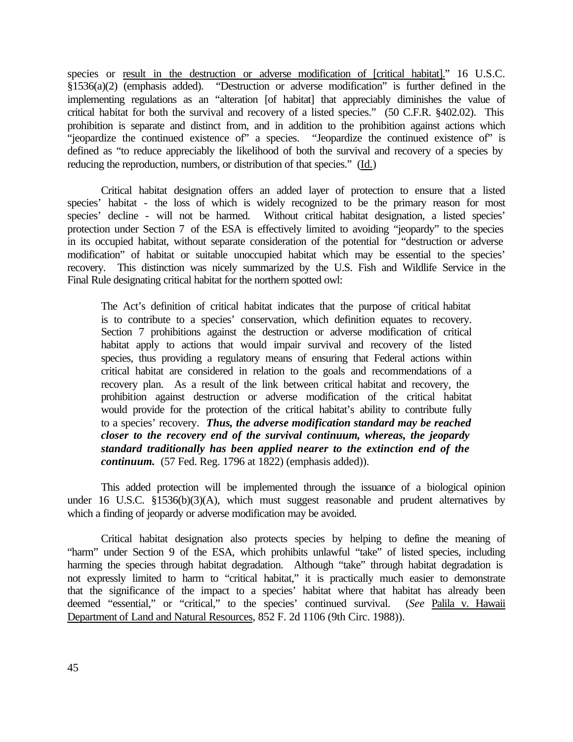species or <u>result in the destruction or adverse modification of [critical habitat].</u>" 16 U.S.C. §1536(a)(2) (emphasis added). "Destruction or adverse modification" is further defined in the implementing regulations as an "alteration [of habitat] that appreciably diminishes the value of critical habitat for both the survival and recovery of a listed species." (50 C.F.R. §402.02). This prohibition is separate and distinct from, and in addition to the prohibition against actions which "jeopardize the continued existence of" a species. "Jeopardize the continued existence of" is defined as "to reduce appreciably the likelihood of both the survival and recovery of a species by reducing the reproduction, numbers, or distribution of that species." (<u>Id.</u>)

Critical habitat designation offers an added layer of protection to ensure that a listed species' habitat - the loss of which is widely recognized to be the primary reason for most species' decline - will not be harmed. Without critical habitat designation, a listed species' protection under Section 7 of the ESA is effectively limited to avoiding "jeopardy" to the species in its occupied habitat, without separate consideration of the potential for "destruction or adverse modification" of habitat or suitable unoccupied habitat which may be essential to the species' recovery. This distinction was nicely summarized by the U.S. Fish and Wildlife Service in the Final Rule designating critical habitat for the northern spotted owl:

> The Act's definition of critical habitat indicates that the purpose of critical habitat is to contribute to a species' conservation, which definition equates to recovery. Section 7 prohibitions against the destruction or adverse modification of critical habitat apply to actions that would impair survival and recovery of the listed species, thus providing a regulatory means of ensuring that Federal actions within critical habitat are considered in relation to the goals and recommendations of a recovery plan. As a result of the link between critical habitat and recovery, the prohibition against destruction or adverse modification of the critical habitat would provide for the protection of the critical habitat's ability to contribute fully to a species' recovery. ***Thus, the adverse modification standard may be reached closer to the recovery end of the survival continuum, whereas, the jeopardy standard traditionally has been applied nearer to the extinction end of the continuum.*** (57 Fed. Reg. 1796 at 1822) (emphasis added)).

This added protection will be implemented through the issuance of a biological opinion under 16 U.S.C. §1536(b)(3)(A), which must suggest reasonable and prudent alternatives by which a finding of jeopardy or adverse modification may be avoided.

Critical habitat designation also protects species by helping to define the meaning of "harm" under Section 9 of the ESA, which prohibits unlawful "take" of listed species, including harming the species through habitat degradation. Although "take" through habitat degradation is not expressly limited to harm to "critical habitat," it is practically much easier to demonstrate that the significance of the impact to a species' habitat where that habitat has already been deemed "essential," or "critical," to the species' continued survival. (*See* <u>Palila v. Hawaii Department of Land and Natural Resources</u>, 852 F. 2d 1106 (9th Circ. 1988)).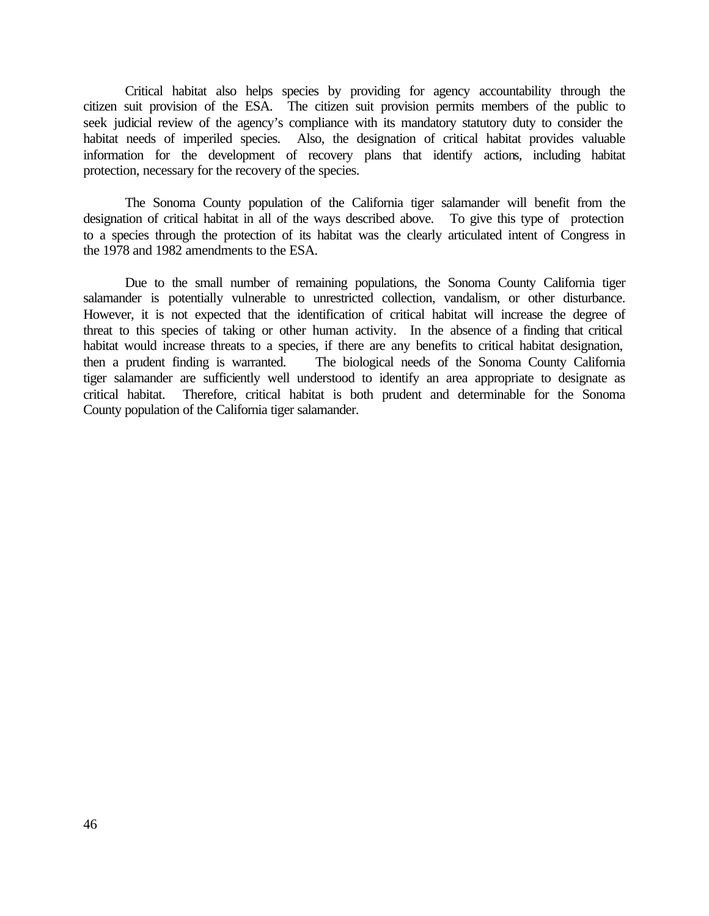Critical habitat also helps species by providing for agency accountability through the citizen suit provision of the ESA. The citizen suit provision permits members of the public to seek judicial review of the agency's compliance with its mandatory statutory duty to consider the habitat needs of imperiled species. Also, the designation of critical habitat provides valuable information for the development of recovery plans that identify actions, including habitat protection, necessary for the recovery of the species.

The Sonoma County population of the California tiger salamander will benefit from the designation of critical habitat in all of the ways described above. To give this type of protection to a species through the protection of its habitat was the clearly articulated intent of Congress in the 1978 and 1982 amendments to the ESA.

Due to the small number of remaining populations, the Sonoma County California tiger salamander is potentially vulnerable to unrestricted collection, vandalism, or other disturbance. However, it is not expected that the identification of critical habitat will increase the degree of threat to this species of taking or other human activity. In the absence of a finding that critical habitat would increase threats to a species, if there are any benefits to critical habitat designation, then a prudent finding is warranted. The biological needs of the Sonoma County California tiger salamander are sufficiently well understood to identify an area appropriate to designate as critical habitat. Therefore, critical habitat is both prudent and determinable for the Sonoma County population of the California tiger salamander.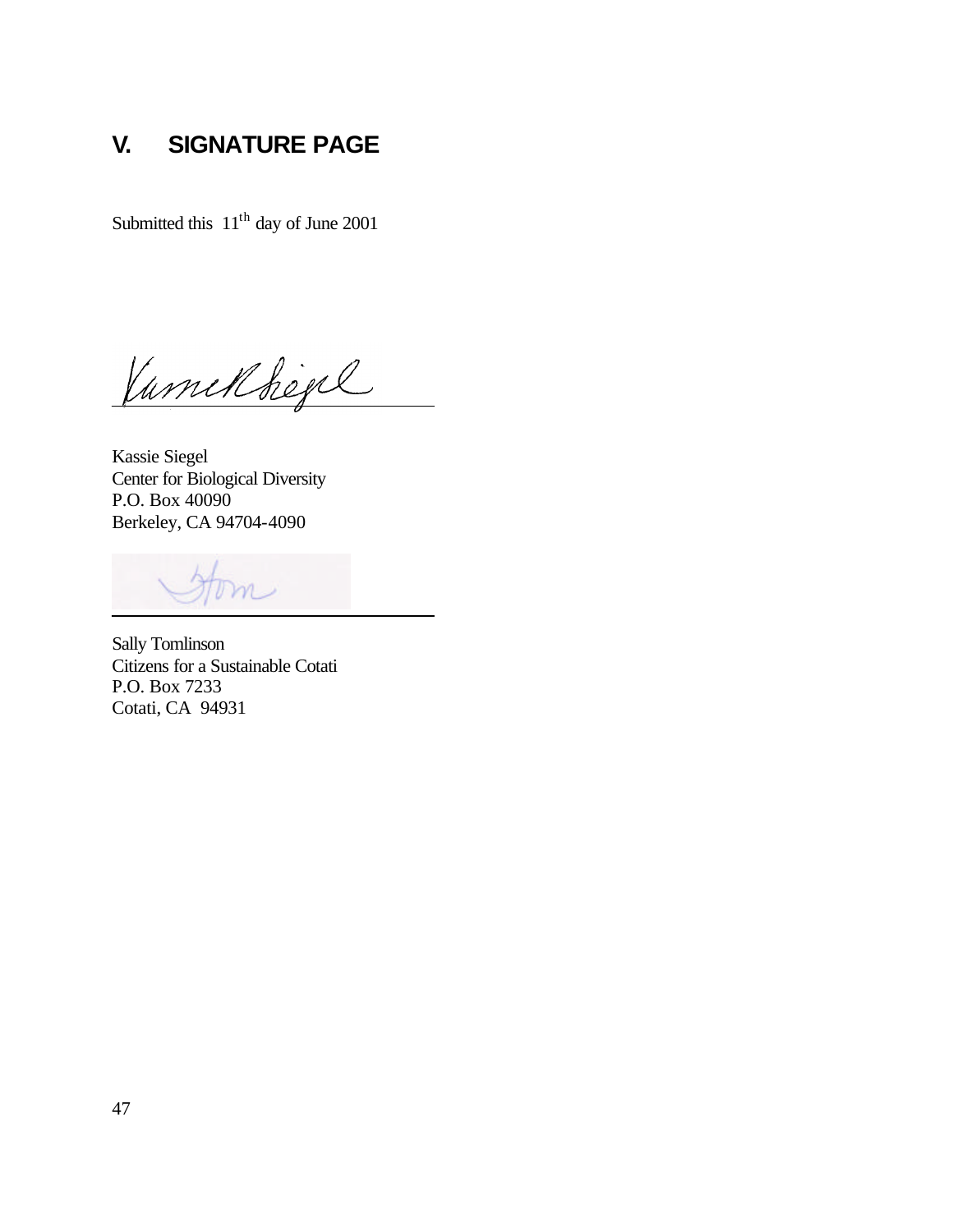## V. SIGNATURE PAGE

Submitted this 11[th] day of June 2001

Kassie Siegel
Center for Biological Diversity
P.O. Box 40090
Berkeley, CA 94704-4090

Sally Tomlinson
Citizens for a Sustainable Cotati
P.O. Box 7233
Cotati, CA 94931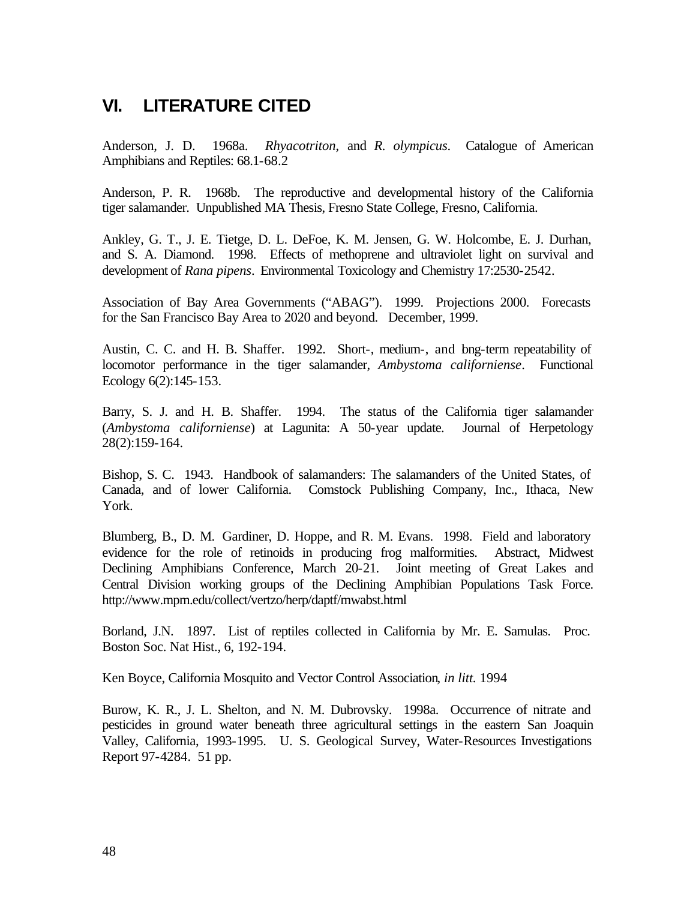# VI. LITERATURE CITED

Anderson, J. D. 1968a. *Rhyacotriton*, and *R. olympicus*. Catalogue of American Amphibians and Reptiles: 68.1-68.2

Anderson, P. R. 1968b. The reproductive and developmental history of the California tiger salamander. Unpublished MA Thesis, Fresno State College, Fresno, California.

Ankley, G. T., J. E. Tietge, D. L. DeFoe, K. M. Jensen, G. W. Holcombe, E. J. Durhan, and S. A. Diamond. 1998. Effects of methoprene and ultraviolet light on survival and development of *Rana pipens*. Environmental Toxicology and Chemistry 17:2530-2542.

Association of Bay Area Governments ("ABAG"). 1999. Projections 2000. Forecasts for the San Francisco Bay Area to 2020 and beyond. December, 1999.

Austin, C. C. and H. B. Shaffer. 1992. Short-, medium-, and bng-term repeatability of locomotor performance in the tiger salamander, *Ambystoma californiense*. Functional Ecology 6(2):145-153.

Barry, S. J. and H. B. Shaffer. 1994. The status of the California tiger salamander (*Ambystoma californiense*) at Lagunita: A 50-year update. Journal of Herpetology 28(2):159-164.

Bishop, S. C. 1943. Handbook of salamanders: The salamanders of the United States, of Canada, and of lower California. Comstock Publishing Company, Inc., Ithaca, New York.

Blumberg, B., D. M. Gardiner, D. Hoppe, and R. M. Evans. 1998. Field and laboratory evidence for the role of retinoids in producing frog malformities. Abstract, Midwest Declining Amphibians Conference, March 20-21. Joint meeting of Great Lakes and Central Division working groups of the Declining Amphibian Populations Task Force. http://www.mpm.edu/collect/vertzo/herp/daptf/mwabst.html

Borland, J.N. 1897. List of reptiles collected in California by Mr. E. Samulas. Proc. Boston Soc. Nat Hist., 6, 192-194.

Ken Boyce, California Mosquito and Vector Control Association, *in litt.* 1994

Burow, K. R., J. L. Shelton, and N. M. Dubrovsky. 1998a. Occurrence of nitrate and pesticides in ground water beneath three agricultural settings in the eastern San Joaquin Valley, California, 1993-1995. U. S. Geological Survey, Water-Resources Investigations Report 97-4284. 51 pp.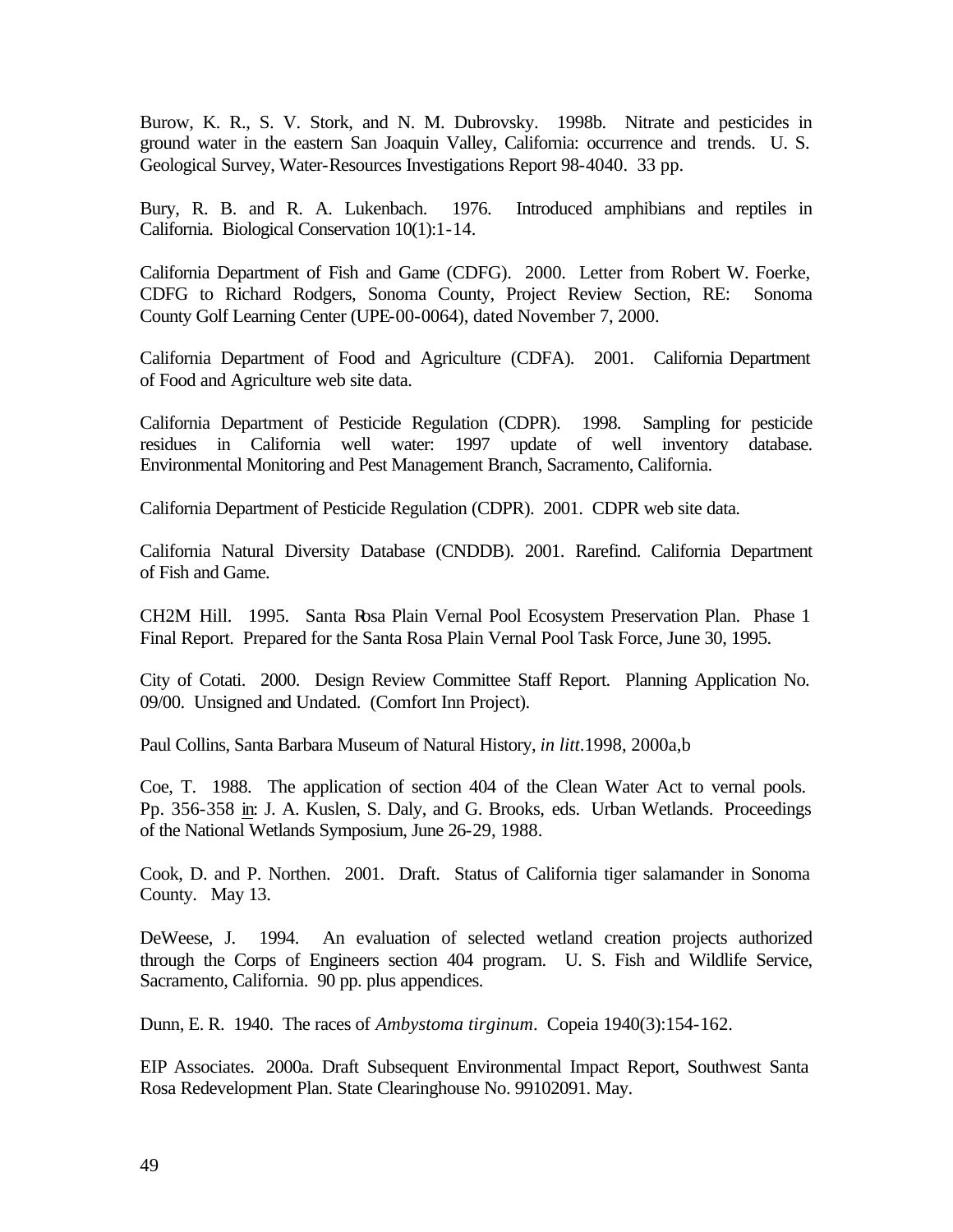Burow, K. R., S. V. Stork, and N. M. Dubrovsky. 1998b. Nitrate and pesticides in ground water in the eastern San Joaquin Valley, California: occurrence and trends. U. S. Geological Survey, Water-Resources Investigations Report 98-4040. 33 pp.

Bury, R. B. and R. A. Lukenbach. 1976. Introduced amphibians and reptiles in California. Biological Conservation 10(1):1-14.

California Department of Fish and Game (CDFG). 2000. Letter from Robert W. Foerke, CDFG to Richard Rodgers, Sonoma County, Project Review Section, RE: Sonoma County Golf Learning Center (UPE-00-0064), dated November 7, 2000.

California Department of Food and Agriculture (CDFA). 2001. California Department of Food and Agriculture web site data.

California Department of Pesticide Regulation (CDPR). 1998. Sampling for pesticide residues in California well water: 1997 update of well inventory database. Environmental Monitoring and Pest Management Branch, Sacramento, California.

California Department of Pesticide Regulation (CDPR). 2001. CDPR web site data.

California Natural Diversity Database (CNDDB). 2001. Rarefind. California Department of Fish and Game.

CH2M Hill. 1995. Santa Rosa Plain Vernal Pool Ecosystem Preservation Plan. Phase 1 Final Report. Prepared for the Santa Rosa Plain Vernal Pool Task Force, June 30, 1995.

City of Cotati. 2000. Design Review Committee Staff Report. Planning Application No. 09/00. Unsigned and Undated. (Comfort Inn Project).

Paul Collins, Santa Barbara Museum of Natural History, *in litt*.1998, 2000a,b

Coe, T. 1988. The application of section 404 of the Clean Water Act to vernal pools. Pp. 356-358 in: J. A. Kuslen, S. Daly, and G. Brooks, eds. Urban Wetlands. Proceedings of the National Wetlands Symposium, June 26-29, 1988.

Cook, D. and P. Northen. 2001. Draft. Status of California tiger salamander in Sonoma County. May 13.

DeWeese, J. 1994. An evaluation of selected wetland creation projects authorized through the Corps of Engineers section 404 program. U. S. Fish and Wildlife Service, Sacramento, California. 90 pp. plus appendices.

Dunn, E. R. 1940. The races of *Ambystoma tirginum*. Copeia 1940(3):154-162.

EIP Associates. 2000a. Draft Subsequent Environmental Impact Report, Southwest Santa Rosa Redevelopment Plan. State Clearinghouse No. 99102091. May.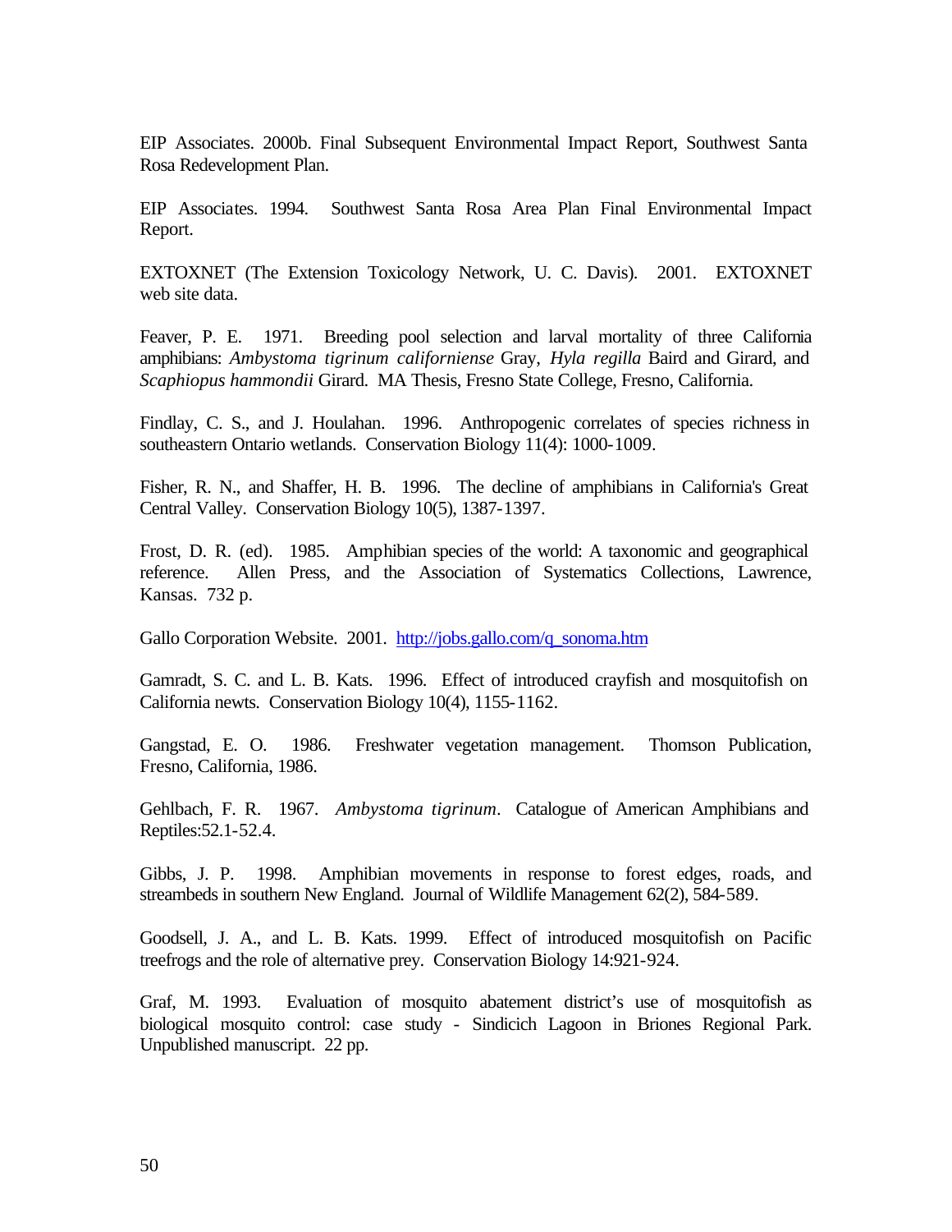EIP Associates. 2000b. Final Subsequent Environmental Impact Report, Southwest Santa Rosa Redevelopment Plan.

EIP Associates. 1994. Southwest Santa Rosa Area Plan Final Environmental Impact Report.

EXTOXNET (The Extension Toxicology Network, U. C. Davis). 2001. EXTOXNET web site data.

Feaver, P. E. 1971. Breeding pool selection and larval mortality of three California amphibians: *Ambystoma tigrinum californiense* Gray, *Hyla regilla* Baird and Girard, and *Scaphiopus hammondii* Girard. MA Thesis, Fresno State College, Fresno, California.

Findlay, C. S., and J. Houlahan. 1996. Anthropogenic correlates of species richness in southeastern Ontario wetlands. Conservation Biology 11(4): 1000-1009.

Fisher, R. N., and Shaffer, H. B. 1996. The decline of amphibians in California's Great Central Valley. Conservation Biology 10(5), 1387-1397.

Frost, D. R. (ed). 1985. Amphibian species of the world: A taxonomic and geographical reference. Allen Press, and the Association of Systematics Collections, Lawrence, Kansas. 732 p.

Gallo Corporation Website. 2001. http://jobs.gallo.com/q_sonoma.htm

Gamradt, S. C. and L. B. Kats. 1996. Effect of introduced crayfish and mosquitofish on California newts. Conservation Biology 10(4), 1155-1162.

Gangstad, E. O. 1986. Freshwater vegetation management. Thomson Publication, Fresno, California, 1986.

Gehlbach, F. R. 1967. *Ambystoma tigrinum*. Catalogue of American Amphibians and Reptiles:52.1-52.4.

Gibbs, J. P. 1998. Amphibian movements in response to forest edges, roads, and streambeds in southern New England. Journal of Wildlife Management 62(2), 584-589.

Goodsell, J. A., and L. B. Kats. 1999. Effect of introduced mosquitofish on Pacific treefrogs and the role of alternative prey. Conservation Biology 14:921-924.

Graf, M. 1993. Evaluation of mosquito abatement district's use of mosquitofish as biological mosquito control: case study - Sindicich Lagoon in Briones Regional Park. Unpublished manuscript. 22 pp.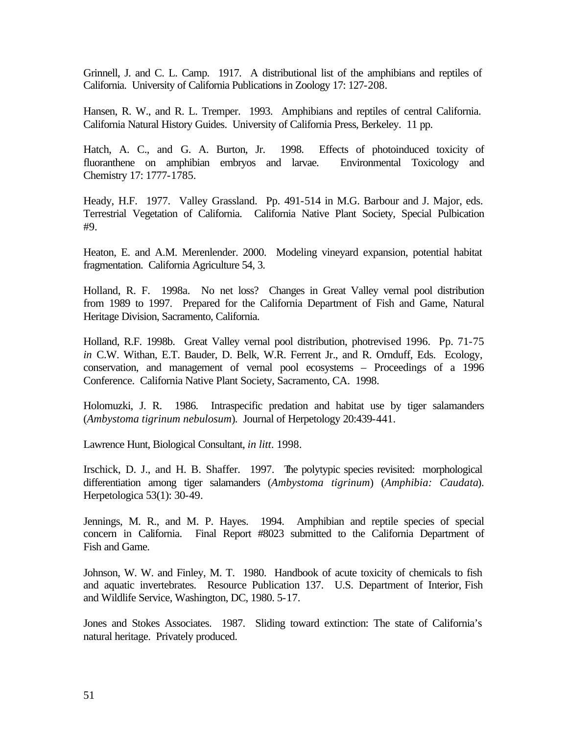Grinnell, J. and C. L. Camp. 1917. A distributional list of the amphibians and reptiles of California. University of California Publications in Zoology 17: 127-208.

Hansen, R. W., and R. L. Tremper. 1993. Amphibians and reptiles of central California. California Natural History Guides. University of California Press, Berkeley. 11 pp.

Hatch, A. C., and G. A. Burton, Jr. 1998. Effects of photoinduced toxicity of fluoranthene on amphibian embryos and larvae. Environmental Toxicology and Chemistry 17: 1777-1785.

Heady, H.F. 1977. Valley Grassland. Pp. 491-514 in M.G. Barbour and J. Major, eds. Terrestrial Vegetation of California. California Native Plant Society, Special Pulbication #9.

Heaton, E. and A.M. Merenlender. 2000. Modeling vineyard expansion, potential habitat fragmentation. California Agriculture 54, 3.

Holland, R. F. 1998a. No net loss? Changes in Great Valley vernal pool distribution from 1989 to 1997. Prepared for the California Department of Fish and Game, Natural Heritage Division, Sacramento, California.

Holland, R.F. 1998b. Great Valley vernal pool distribution, photrevised 1996. Pp. 71-75 *in* C.W. Withan, E.T. Bauder, D. Belk, W.R. Ferrent Jr., and R. Ornduff, Eds. Ecology, conservation, and management of vernal pool ecosystems – Proceedings of a 1996 Conference. California Native Plant Society, Sacramento, CA. 1998.

Holomuzki, J. R. 1986. Intraspecific predation and habitat use by tiger salamanders (*Ambystoma tigrinum nebulosum*). Journal of Herpetology 20:439-441.

Lawrence Hunt, Biological Consultant, *in litt*. 1998.

Irschick, D. J., and H. B. Shaffer. 1997. The polytypic species revisited: morphological differentiation among tiger salamanders (*Ambystoma tigrinum*) (*Amphibia: Caudata*). Herpetologica 53(1): 30-49.

Jennings, M. R., and M. P. Hayes. 1994. Amphibian and reptile species of special concern in California. Final Report #8023 submitted to the California Department of Fish and Game.

Johnson, W. W. and Finley, M. T. 1980. Handbook of acute toxicity of chemicals to fish and aquatic invertebrates. Resource Publication 137. U.S. Department of Interior, Fish and Wildlife Service, Washington, DC, 1980. 5-17.

Jones and Stokes Associates. 1987. Sliding toward extinction: The state of California's natural heritage. Privately produced.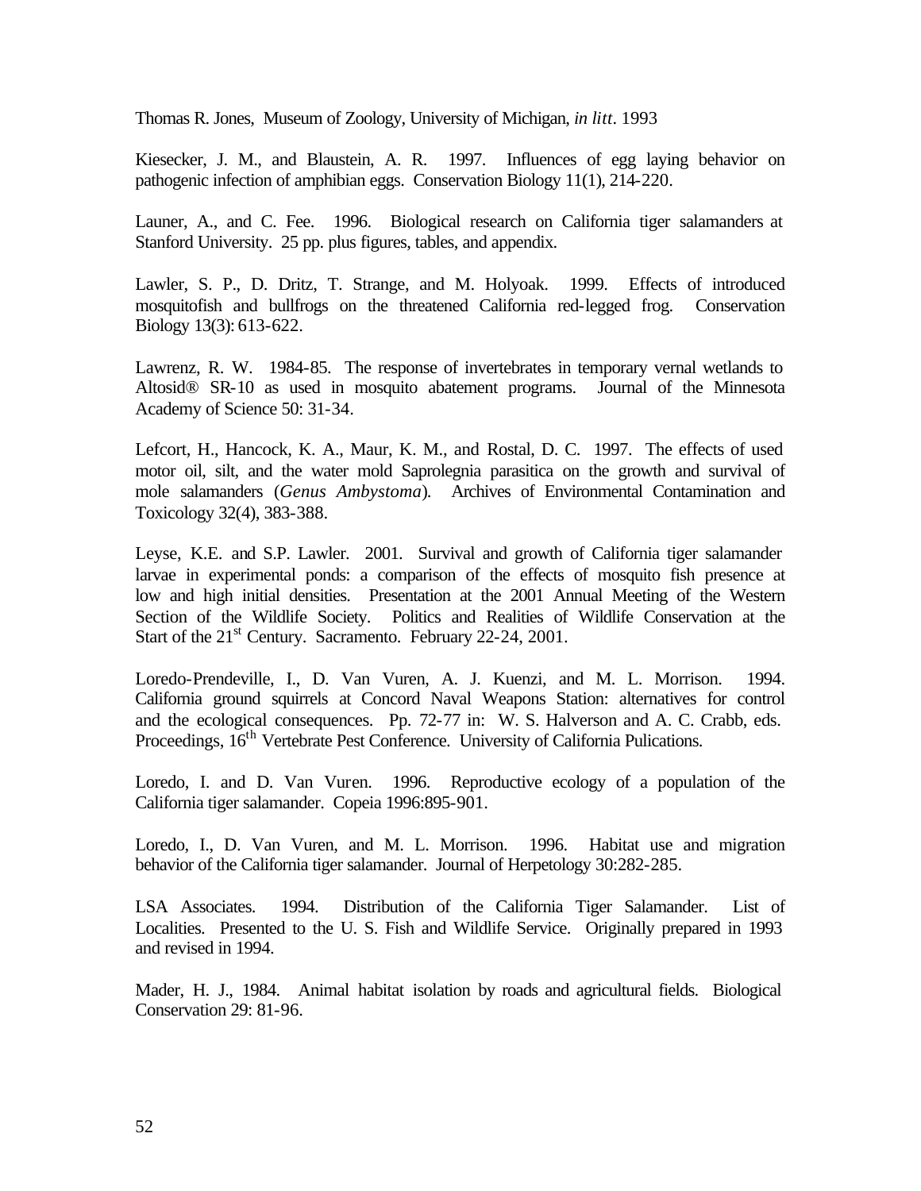Thomas R. Jones, Museum of Zoology, University of Michigan, *in litt*. 1993

Kiesecker, J. M., and Blaustein, A. R. 1997. Influences of egg laying behavior on pathogenic infection of amphibian eggs. Conservation Biology 11(1), 214-220.

Launer, A., and C. Fee. 1996. Biological research on California tiger salamanders at Stanford University. 25 pp. plus figures, tables, and appendix.

Lawler, S. P., D. Dritz, T. Strange, and M. Holyoak. 1999. Effects of introduced mosquitofish and bullfrogs on the threatened California red-legged frog. Conservation Biology 13(3): 613-622.

Lawrenz, R. W. 1984-85. The response of invertebrates in temporary vernal wetlands to Altosid® SR-10 as used in mosquito abatement programs. Journal of the Minnesota Academy of Science 50: 31-34.

Lefcort, H., Hancock, K. A., Maur, K. M., and Rostal, D. C. 1997. The effects of used motor oil, silt, and the water mold Saprolegnia parasitica on the growth and survival of mole salamanders (*Genus Ambystoma*). Archives of Environmental Contamination and Toxicology 32(4), 383-388.

Leyse, K.E. and S.P. Lawler. 2001. Survival and growth of California tiger salamander larvae in experimental ponds: a comparison of the effects of mosquito fish presence at low and high initial densities. Presentation at the 2001 Annual Meeting of the Western Section of the Wildlife Society. Politics and Realities of Wildlife Conservation at the Start of the 21st Century. Sacramento. February 22-24, 2001.

Loredo-Prendeville, I., D. Van Vuren, A. J. Kuenzi, and M. L. Morrison. 1994. California ground squirrels at Concord Naval Weapons Station: alternatives for control and the ecological consequences. Pp. 72-77 in: W. S. Halverson and A. C. Crabb, eds. Proceedings, 16th Vertebrate Pest Conference. University of California Pulications.

Loredo, I. and D. Van Vuren. 1996. Reproductive ecology of a population of the California tiger salamander. Copeia 1996:895-901.

Loredo, I., D. Van Vuren, and M. L. Morrison. 1996. Habitat use and migration behavior of the California tiger salamander. Journal of Herpetology 30:282-285.

LSA Associates. 1994. Distribution of the California Tiger Salamander. List of Localities. Presented to the U. S. Fish and Wildlife Service. Originally prepared in 1993 and revised in 1994.

Mader, H. J., 1984. Animal habitat isolation by roads and agricultural fields. Biological Conservation 29: 81-96.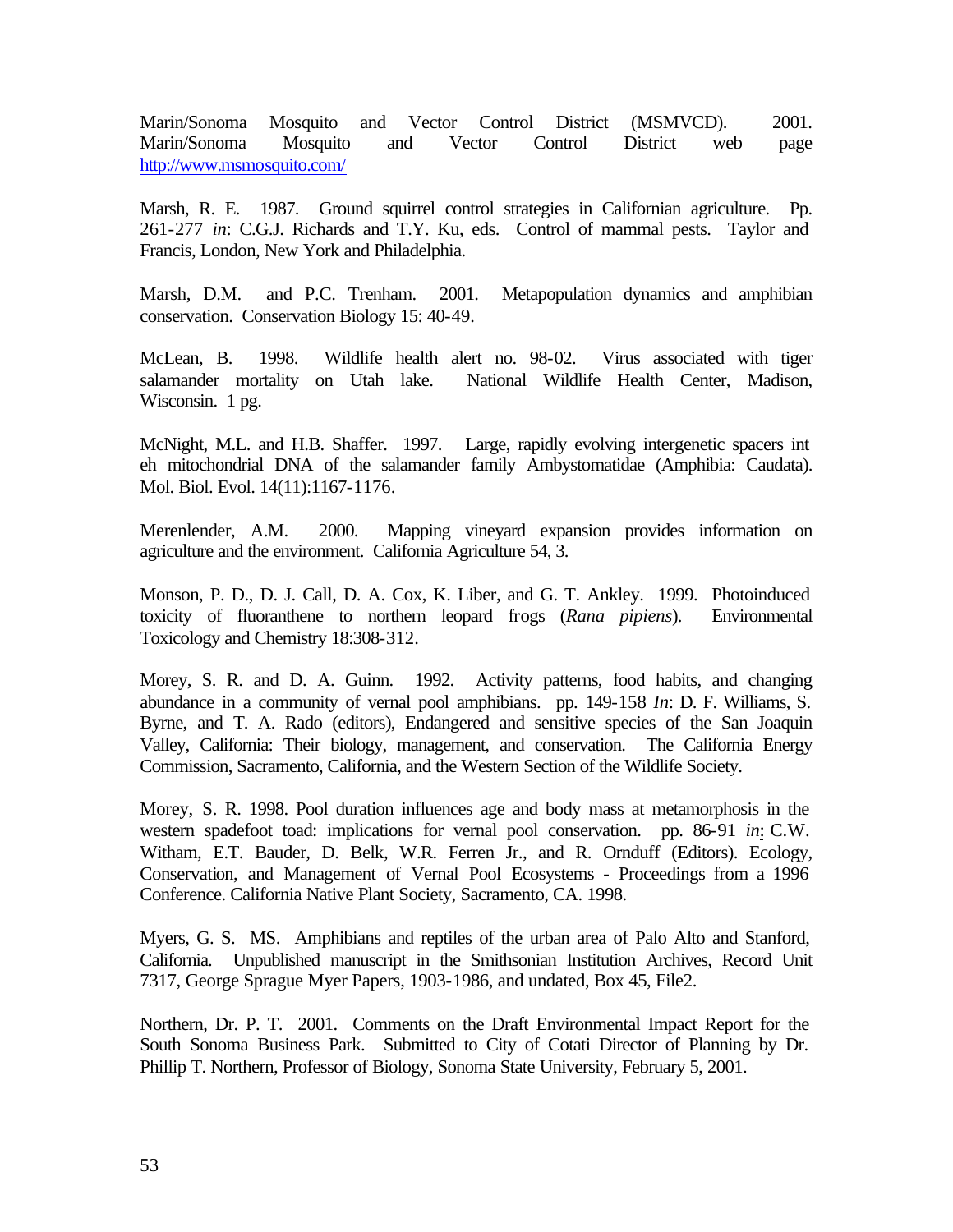Marin/Sonoma Mosquito and Vector Control District (MSMVCD). 2001. Marin/Sonoma Mosquito and Vector Control District web page http://www.msmosquito.com/

Marsh, R. E. 1987. Ground squirrel control strategies in Californian agriculture. Pp. 261-277 *in*: C.G.J. Richards and T.Y. Ku, eds. Control of mammal pests. Taylor and Francis, London, New York and Philadelphia.

Marsh, D.M. and P.C. Trenham. 2001. Metapopulation dynamics and amphibian conservation. Conservation Biology 15: 40-49.

McLean, B. 1998. Wildlife health alert no. 98-02. Virus associated with tiger salamander mortality on Utah lake. National Wildlife Health Center, Madison, Wisconsin. 1 pg.

McNight, M.L. and H.B. Shaffer. 1997. Large, rapidly evolving intergenetic spacers int eh mitochondrial DNA of the salamander family Ambystomatidae (Amphibia: Caudata). Mol. Biol. Evol. 14(11):1167-1176.

Merenlender, A.M. 2000. Mapping vineyard expansion provides information on agriculture and the environment. California Agriculture 54, 3.

Monson, P. D., D. J. Call, D. A. Cox, K. Liber, and G. T. Ankley. 1999. Photoinduced toxicity of fluoranthene to northern leopard frogs (*Rana pipiens*). Environmental Toxicology and Chemistry 18:308-312.

Morey, S. R. and D. A. Guinn. 1992. Activity patterns, food habits, and changing abundance in a community of vernal pool amphibians. pp. 149-158 *In*: D. F. Williams, S. Byrne, and T. A. Rado (editors), Endangered and sensitive species of the San Joaquin Valley, California: Their biology, management, and conservation. The California Energy Commission, Sacramento, California, and the Western Section of the Wildlife Society.

Morey, S. R. 1998. Pool duration influences age and body mass at metamorphosis in the western spadefoot toad: implications for vernal pool conservation. pp. 86-91 *in*: C.W. Witham, E.T. Bauder, D. Belk, W.R. Ferren Jr., and R. Ornduff (Editors). Ecology, Conservation, and Management of Vernal Pool Ecosystems - Proceedings from a 1996 Conference. California Native Plant Society, Sacramento, CA. 1998.

Myers, G. S. MS. Amphibians and reptiles of the urban area of Palo Alto and Stanford, California. Unpublished manuscript in the Smithsonian Institution Archives, Record Unit 7317, George Sprague Myer Papers, 1903-1986, and undated, Box 45, File2.

Northern, Dr. P. T. 2001. Comments on the Draft Environmental Impact Report for the South Sonoma Business Park. Submitted to City of Cotati Director of Planning by Dr. Phillip T. Northern, Professor of Biology, Sonoma State University, February 5, 2001.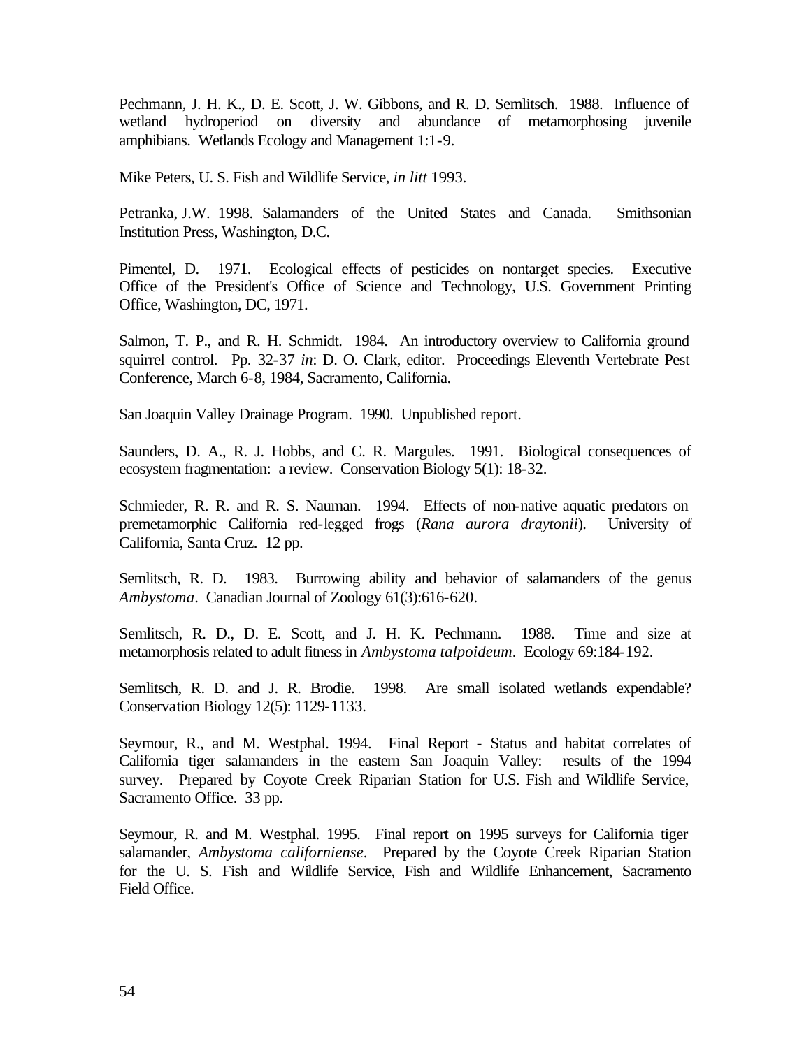Pechmann, J. H. K., D. E. Scott, J. W. Gibbons, and R. D. Semlitsch. 1988. Influence of wetland hydroperiod on diversity and abundance of metamorphosing juvenile amphibians. Wetlands Ecology and Management 1:1-9.

Mike Peters, U. S. Fish and Wildlife Service, *in litt* 1993.

Petranka, J.W. 1998. Salamanders of the United States and Canada. Smithsonian Institution Press, Washington, D.C.

Pimentel, D. 1971. Ecological effects of pesticides on nontarget species. Executive Office of the President's Office of Science and Technology, U.S. Government Printing Office, Washington, DC, 1971.

Salmon, T. P., and R. H. Schmidt. 1984. An introductory overview to California ground squirrel control. Pp. 32-37 *in*: D. O. Clark, editor. Proceedings Eleventh Vertebrate Pest Conference, March 6-8, 1984, Sacramento, California.

San Joaquin Valley Drainage Program. 1990. Unpublished report.

Saunders, D. A., R. J. Hobbs, and C. R. Margules. 1991. Biological consequences of ecosystem fragmentation: a review. Conservation Biology 5(1): 18-32.

Schmieder, R. R. and R. S. Nauman. 1994. Effects of non-native aquatic predators on premetamorphic California red-legged frogs (*Rana aurora draytonii*). University of California, Santa Cruz. 12 pp.

Semlitsch, R. D. 1983. Burrowing ability and behavior of salamanders of the genus *Ambystoma*. Canadian Journal of Zoology 61(3):616-620.

Semlitsch, R. D., D. E. Scott, and J. H. K. Pechmann. 1988. Time and size at metamorphosis related to adult fitness in *Ambystoma talpoideum*. Ecology 69:184-192.

Semlitsch, R. D. and J. R. Brodie. 1998. Are small isolated wetlands expendable? Conservation Biology 12(5): 1129-1133.

Seymour, R., and M. Westphal. 1994. Final Report - Status and habitat correlates of California tiger salamanders in the eastern San Joaquin Valley: results of the 1994 survey. Prepared by Coyote Creek Riparian Station for U.S. Fish and Wildlife Service, Sacramento Office. 33 pp.

Seymour, R. and M. Westphal. 1995. Final report on 1995 surveys for California tiger salamander, *Ambystoma californiense*. Prepared by the Coyote Creek Riparian Station for the U. S. Fish and Wildlife Service, Fish and Wildlife Enhancement, Sacramento Field Office.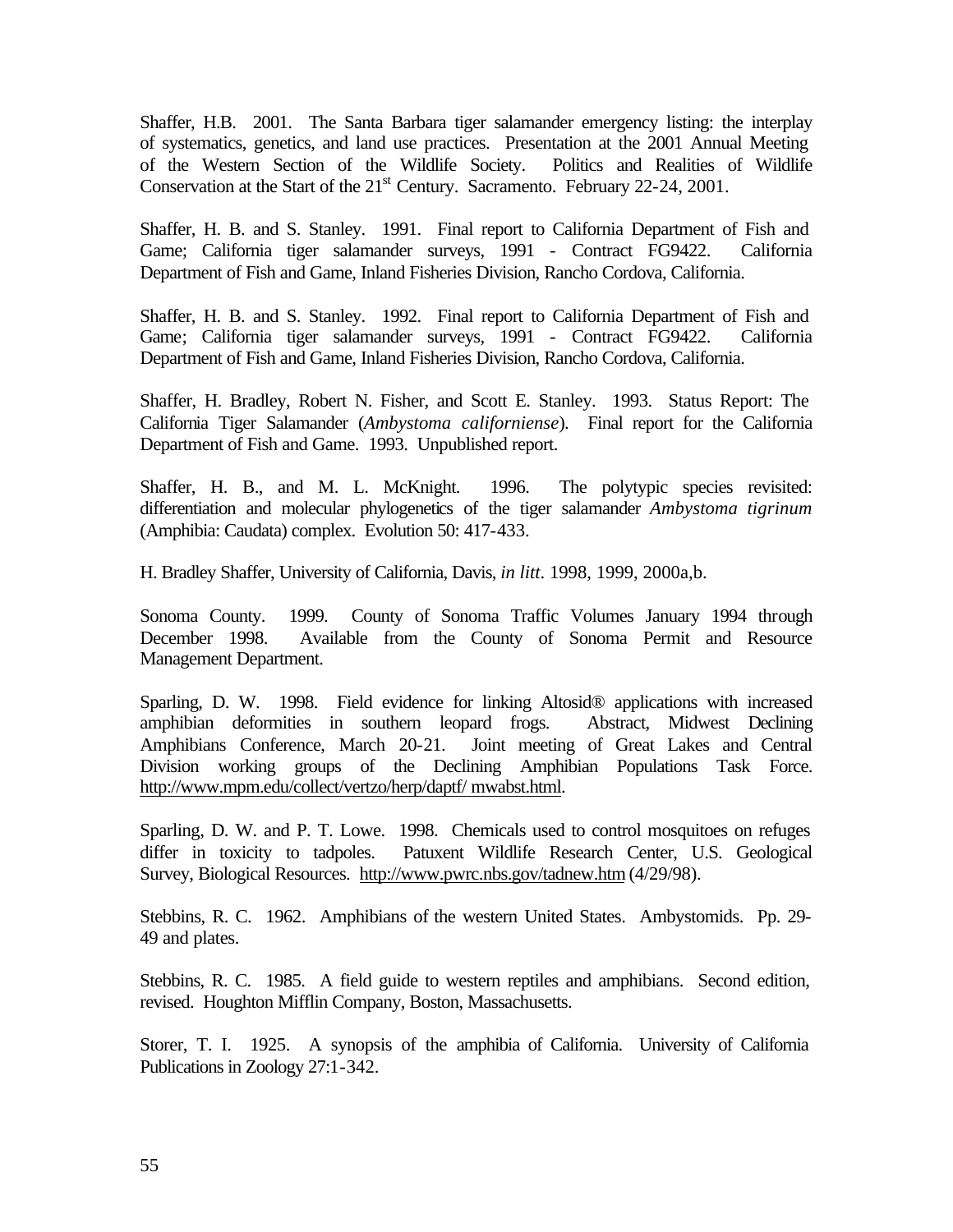Shaffer, H.B. 2001. The Santa Barbara tiger salamander emergency listing: the interplay of systematics, genetics, and land use practices. Presentation at the 2001 Annual Meeting of the Western Section of the Wildlife Society. Politics and Realities of Wildlife Conservation at the Start of the 21st Century. Sacramento. February 22-24, 2001.

Shaffer, H. B. and S. Stanley. 1991. Final report to California Department of Fish and Game; California tiger salamander surveys, 1991 - Contract FG9422. California Department of Fish and Game, Inland Fisheries Division, Rancho Cordova, California.

Shaffer, H. B. and S. Stanley. 1992. Final report to California Department of Fish and Game; California tiger salamander surveys, 1991 - Contract FG9422. California Department of Fish and Game, Inland Fisheries Division, Rancho Cordova, California.

Shaffer, H. Bradley, Robert N. Fisher, and Scott E. Stanley. 1993. Status Report: The California Tiger Salamander (*Ambystoma californiense*). Final report for the California Department of Fish and Game. 1993. Unpublished report.

Shaffer, H. B., and M. L. McKnight. 1996. The polytypic species revisited: differentiation and molecular phylogenetics of the tiger salamander *Ambystoma tigrinum* (Amphibia: Caudata) complex. Evolution 50: 417-433.

H. Bradley Shaffer, University of California, Davis, *in litt*. 1998, 1999, 2000a,b.

Sonoma County. 1999. County of Sonoma Traffic Volumes January 1994 through December 1998. Available from the County of Sonoma Permit and Resource Management Department.

Sparling, D. W. 1998. Field evidence for linking Altosid® applications with increased amphibian deformities in southern leopard frogs. Abstract, Midwest Declining Amphibians Conference, March 20-21. Joint meeting of Great Lakes and Central Division working groups of the Declining Amphibian Populations Task Force. http://www.mpm.edu/collect/vertzo/herp/daptf/ mwabst.html.

Sparling, D. W. and P. T. Lowe. 1998. Chemicals used to control mosquitoes on refuges differ in toxicity to tadpoles. Patuxent Wildlife Research Center, U.S. Geological Survey, Biological Resources. http://www.pwrc.nbs.gov/tadnew.htm (4/29/98).

Stebbins, R. C. 1962. Amphibians of the western United States. Ambystomids. Pp. 29-49 and plates.

Stebbins, R. C. 1985. A field guide to western reptiles and amphibians. Second edition, revised. Houghton Mifflin Company, Boston, Massachusetts.

Storer, T. I. 1925. A synopsis of the amphibia of California. University of California Publications in Zoology 27:1-342.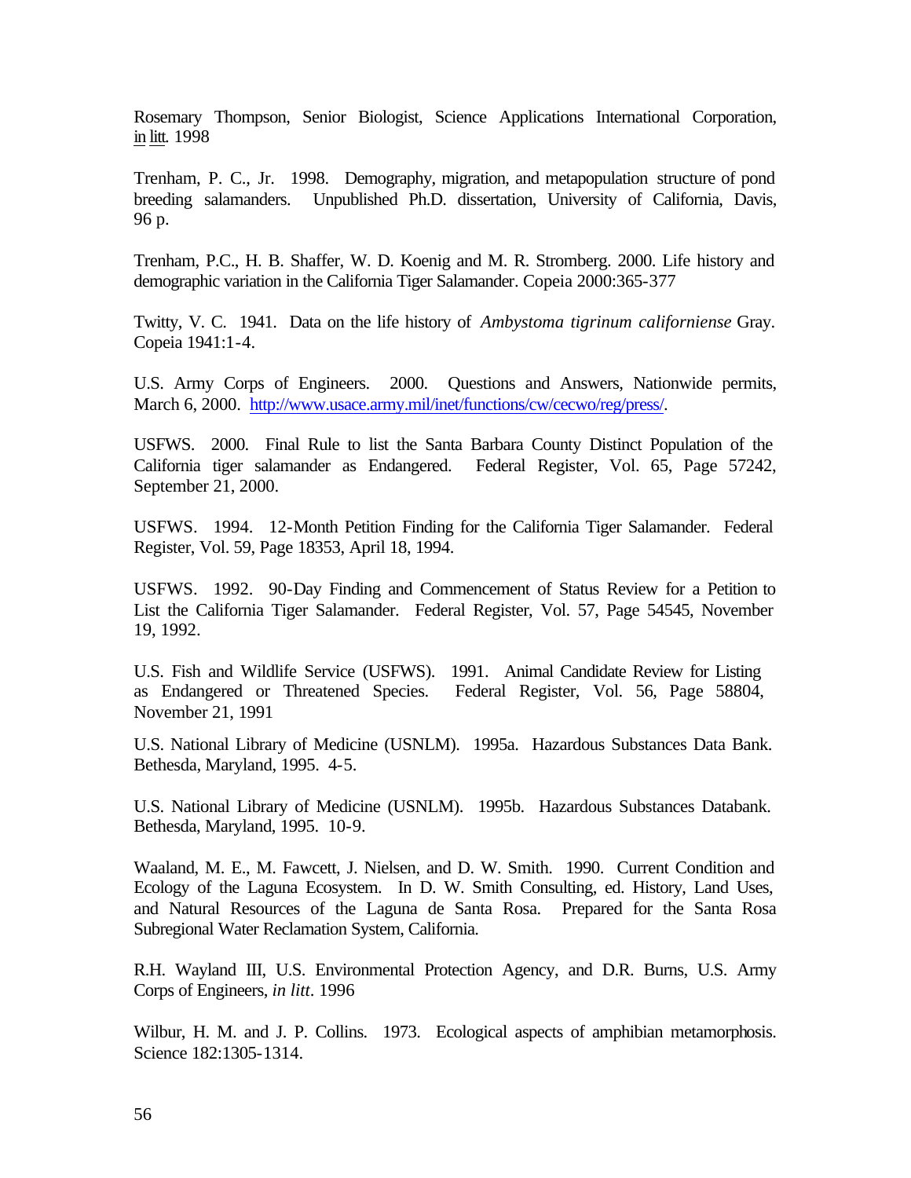Rosemary Thompson, Senior Biologist, Science Applications International Corporation, in litt. 1998

Trenham, P. C., Jr. 1998. Demography, migration, and metapopulation structure of pond breeding salamanders. Unpublished Ph.D. dissertation, University of California, Davis, 96 p.

Trenham, P.C., H. B. Shaffer, W. D. Koenig and M. R. Stromberg. 2000. Life history and demographic variation in the California Tiger Salamander. Copeia 2000:365-377

Twitty, V. C. 1941. Data on the life history of *Ambystoma tigrinum californiense* Gray. Copeia 1941:1-4.

U.S. Army Corps of Engineers. 2000. Questions and Answers, Nationwide permits, March 6, 2000. http://www.usace.army.mil/inet/functions/cw/cecwo/reg/press/.

USFWS. 2000. Final Rule to list the Santa Barbara County Distinct Population of the California tiger salamander as Endangered. Federal Register, Vol. 65, Page 57242, September 21, 2000.

USFWS. 1994. 12-Month Petition Finding for the California Tiger Salamander. Federal Register, Vol. 59, Page 18353, April 18, 1994.

USFWS. 1992. 90-Day Finding and Commencement of Status Review for a Petition to List the California Tiger Salamander. Federal Register, Vol. 57, Page 54545, November 19, 1992.

U.S. Fish and Wildlife Service (USFWS). 1991. Animal Candidate Review for Listing as Endangered or Threatened Species. Federal Register, Vol. 56, Page 58804, November 21, 1991

U.S. National Library of Medicine (USNLM). 1995a. Hazardous Substances Data Bank. Bethesda, Maryland, 1995. 4-5.

U.S. National Library of Medicine (USNLM). 1995b. Hazardous Substances Databank. Bethesda, Maryland, 1995. 10-9.

Waaland, M. E., M. Fawcett, J. Nielsen, and D. W. Smith. 1990. Current Condition and Ecology of the Laguna Ecosystem. In D. W. Smith Consulting, ed. History, Land Uses, and Natural Resources of the Laguna de Santa Rosa. Prepared for the Santa Rosa Subregional Water Reclamation System, California.

R.H. Wayland III, U.S. Environmental Protection Agency, and D.R. Burns, U.S. Army Corps of Engineers, *in litt*. 1996

Wilbur, H. M. and J. P. Collins. 1973. Ecological aspects of amphibian metamorphosis. Science 182:1305-1314.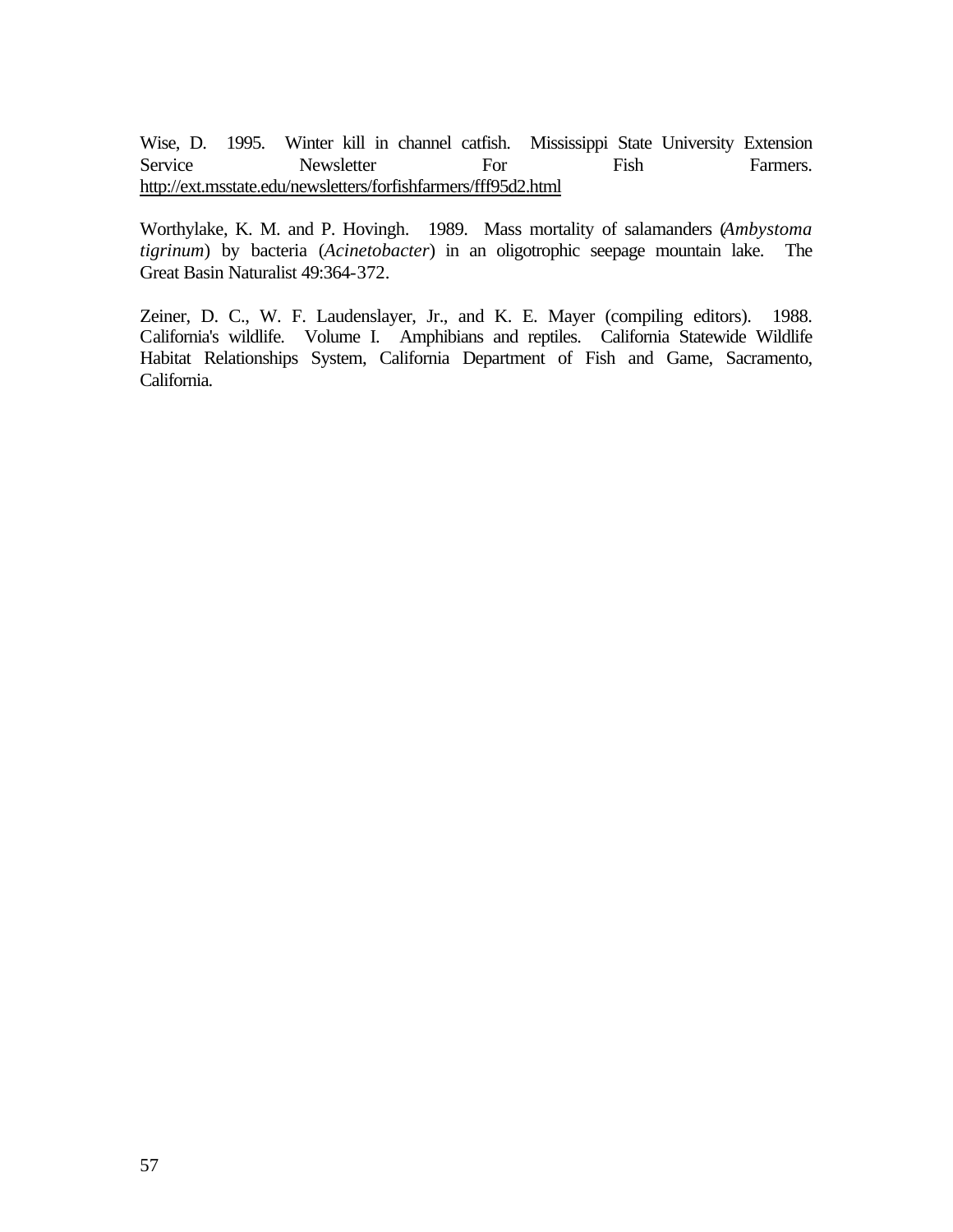Wise, D. 1995. Winter kill in channel catfish. Mississippi State University Extension Service Newsletter For Fish Farmers. http://ext.msstate.edu/newsletters/forfishfarmers/fff95d2.html

Worthylake, K. M. and P. Hovingh. 1989. Mass mortality of salamanders (*Ambystoma tigrinum*) by bacteria (*Acinetobacter*) in an oligotrophic seepage mountain lake. The Great Basin Naturalist 49:364-372.

Zeiner, D. C., W. F. Laudenslayer, Jr., and K. E. Mayer (compiling editors). 1988. California's wildlife. Volume I. Amphibians and reptiles. California Statewide Wildlife Habitat Relationships System, California Department of Fish and Game, Sacramento, California.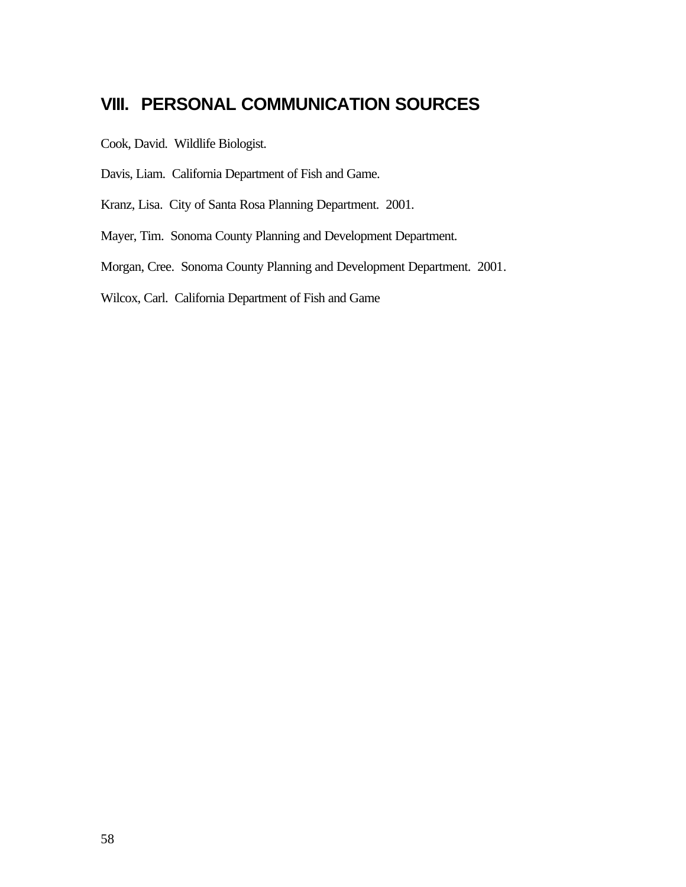## VIII. PERSONAL COMMUNICATION SOURCES

Cook, David. Wildlife Biologist.

Davis, Liam. California Department of Fish and Game.

Kranz, Lisa. City of Santa Rosa Planning Department. 2001.

Mayer, Tim. Sonoma County Planning and Development Department.

Morgan, Cree. Sonoma County Planning and Development Department. 2001.

Wilcox, Carl. California Department of Fish and Game